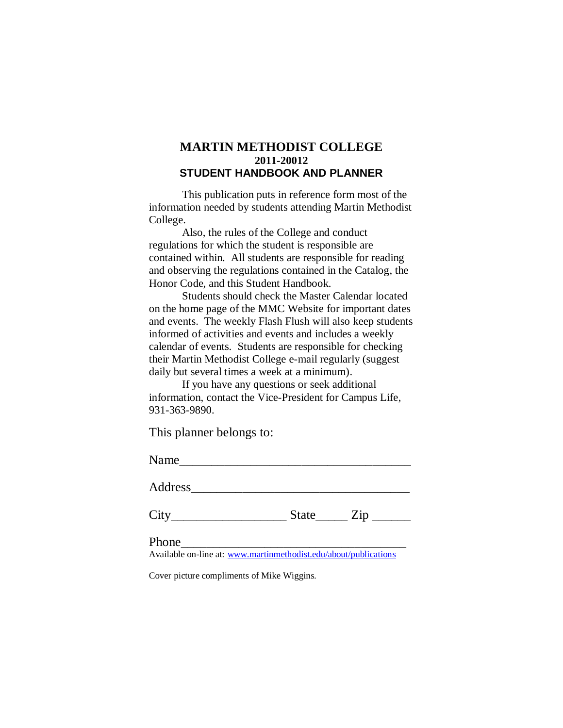# MARTIN METHODIST COLLEGE
## 2011-20012
## STUDENT HANDBOOK AND PLANNER

This publication puts in reference form most of the information needed by students attending Martin Methodist College.

Also, the rules of the College and conduct regulations for which the student is responsible are contained within. All students are responsible for reading and observing the regulations contained in the Catalog, the Honor Code, and this Student Handbook.

Students should check the Master Calendar located on the home page of the MMC Website for important dates and events. The weekly Flash Flush will also keep students informed of activities and events and includes a weekly calendar of events. Students are responsible for checking their Martin Methodist College e-mail regularly (suggest daily but several times a week at a minimum).

If you have any questions or seek additional information, contact the Vice-President for Campus Life, 931-363-9890.

This planner belongs to:

Name____________________________________

Address__________________________________

City_________________ State_____ Zip ______

Phone___________________________________

Available on-line at: www.martinmethodist.edu/about/publications

Cover picture compliments of Mike Wiggins.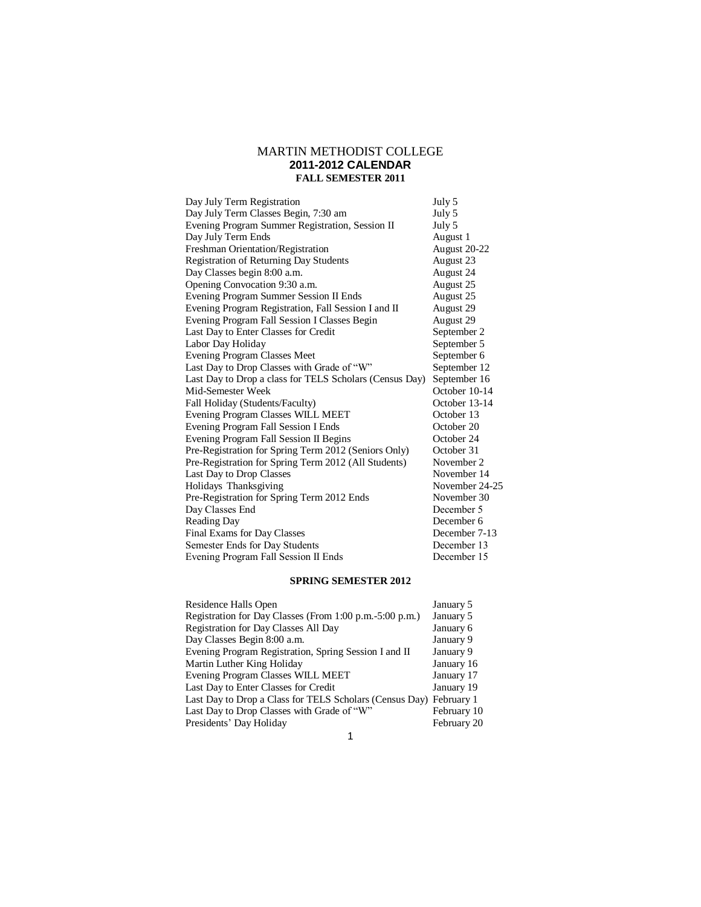# MARTIN METHODIST COLLEGE

## 2011-2012 CALENDAR

### FALL SEMESTER 2011

| | |
|---|---|
| Day July Term Registration | July 5 |
| Day July Term Classes Begin, 7:30 am | July 5 |
| Evening Program Summer Registration, Session II | July 5 |
| Day July Term Ends | August 1 |
| Freshman Orientation/Registration | August 20-22 |
| Registration of Returning Day Students | August 23 |
| Day Classes begin 8:00 a.m. | August 24 |
| Opening Convocation 9:30 a.m. | August 25 |
| Evening Program Summer Session II Ends | August 25 |
| Evening Program Registration, Fall Session I and II | August 29 |
| Evening Program Fall Session I Classes Begin | August 29 |
| Last Day to Enter Classes for Credit | September 2 |
| Labor Day Holiday | September 5 |
| Evening Program Classes Meet | September 6 |
| Last Day to Drop Classes with Grade of "W" | September 12 |
| Last Day to Drop a class for TELS Scholars (Census Day) | September 16 |
| Mid-Semester Week | October 10-14 |
| Fall Holiday (Students/Faculty) | October 13-14 |
| Evening Program Classes WILL MEET | October 13 |
| Evening Program Fall Session I Ends | October 20 |
| Evening Program Fall Session II Begins | October 24 |
| Pre-Registration for Spring Term 2012 (Seniors Only) | October 31 |
| Pre-Registration for Spring Term 2012 (All Students) | November 2 |
| Last Day to Drop Classes | November 14 |
| Holidays Thanksgiving | November 24-25 |
| Pre-Registration for Spring Term 2012 Ends | November 30 |
| Day Classes End | December 5 |
| Reading Day | December 6 |
| Final Exams for Day Classes | December 7-13 |
| Semester Ends for Day Students | December 13 |
| Evening Program Fall Session II Ends | December 15 |

### SPRING SEMESTER 2012

| | |
|---|---|
| Residence Halls Open | January 5 |
| Registration for Day Classes (From 1:00 p.m.-5:00 p.m.) | January 5 |
| Registration for Day Classes All Day | January 6 |
| Day Classes Begin 8:00 a.m. | January 9 |
| Evening Program Registration, Spring Session I and II | January 9 |
| Martin Luther King Holiday | January 16 |
| Evening Program Classes WILL MEET | January 17 |
| Last Day to Enter Classes for Credit | January 19 |
| Last Day to Drop a Class for TELS Scholars (Census Day) | February 1 |
| Last Day to Drop Classes with Grade of "W" | February 10 |
| Presidents' Day Holiday | February 20 |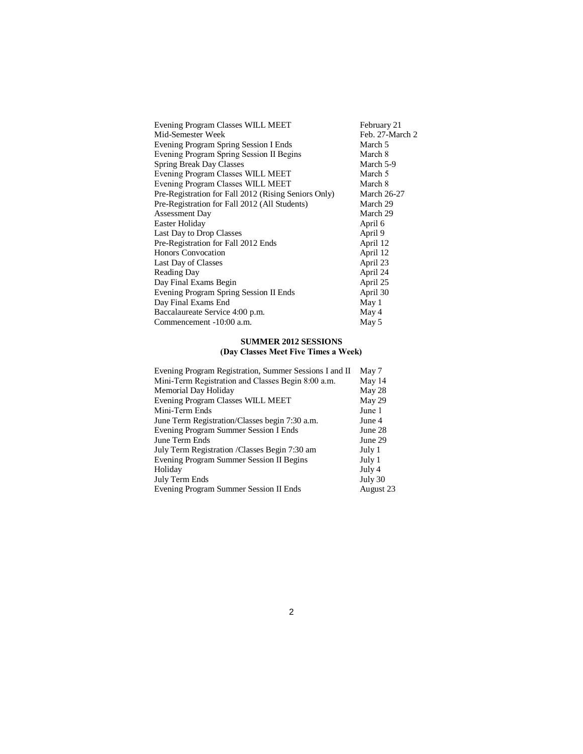| | |
|---|---|
| Evening Program Classes WILL MEET | February 21 |
| Mid-Semester Week | Feb. 27-March 2 |
| Evening Program Spring Session I Ends | March 5 |
| Evening Program Spring Session II Begins | March 8 |
| Spring Break Day Classes | March 5-9 |
| Evening Program Classes WILL MEET | March 5 |
| Evening Program Classes WILL MEET | March 8 |
| Pre-Registration for Fall 2012 (Rising Seniors Only) | March 26-27 |
| Pre-Registration for Fall 2012 (All Students) | March 29 |
| Assessment Day | March 29 |
| Easter Holiday | April 6 |
| Last Day to Drop Classes | April 9 |
| Pre-Registration for Fall 2012 Ends | April 12 |
| Honors Convocation | April 12 |
| Last Day of Classes | April 23 |
| Reading Day | April 24 |
| Day Final Exams Begin | April 25 |
| Evening Program Spring Session II Ends | April 30 |
| Day Final Exams End | May 1 |
| Baccalaureate Service 4:00 p.m. | May 4 |
| Commencement -10:00 a.m. | May 5 |

## SUMMER 2012 SESSIONS
### (Day Classes Meet Five Times a Week)

| | |
|---|---|
| Evening Program Registration, Summer Sessions I and II | May 7 |
| Mini-Term Registration and Classes Begin 8:00 a.m. | May 14 |
| Memorial Day Holiday | May 28 |
| Evening Program Classes WILL MEET | May 29 |
| Mini-Term Ends | June 1 |
| June Term Registration/Classes begin 7:30 a.m. | June 4 |
| Evening Program Summer Session I Ends | June 28 |
| June Term Ends | June 29 |
| July Term Registration /Classes Begin 7:30 am | July 1 |
| Evening Program Summer Session II Begins | July 1 |
| Holiday | July 4 |
| July Term Ends | July 30 |
| Evening Program Summer Session II Ends | August 23 |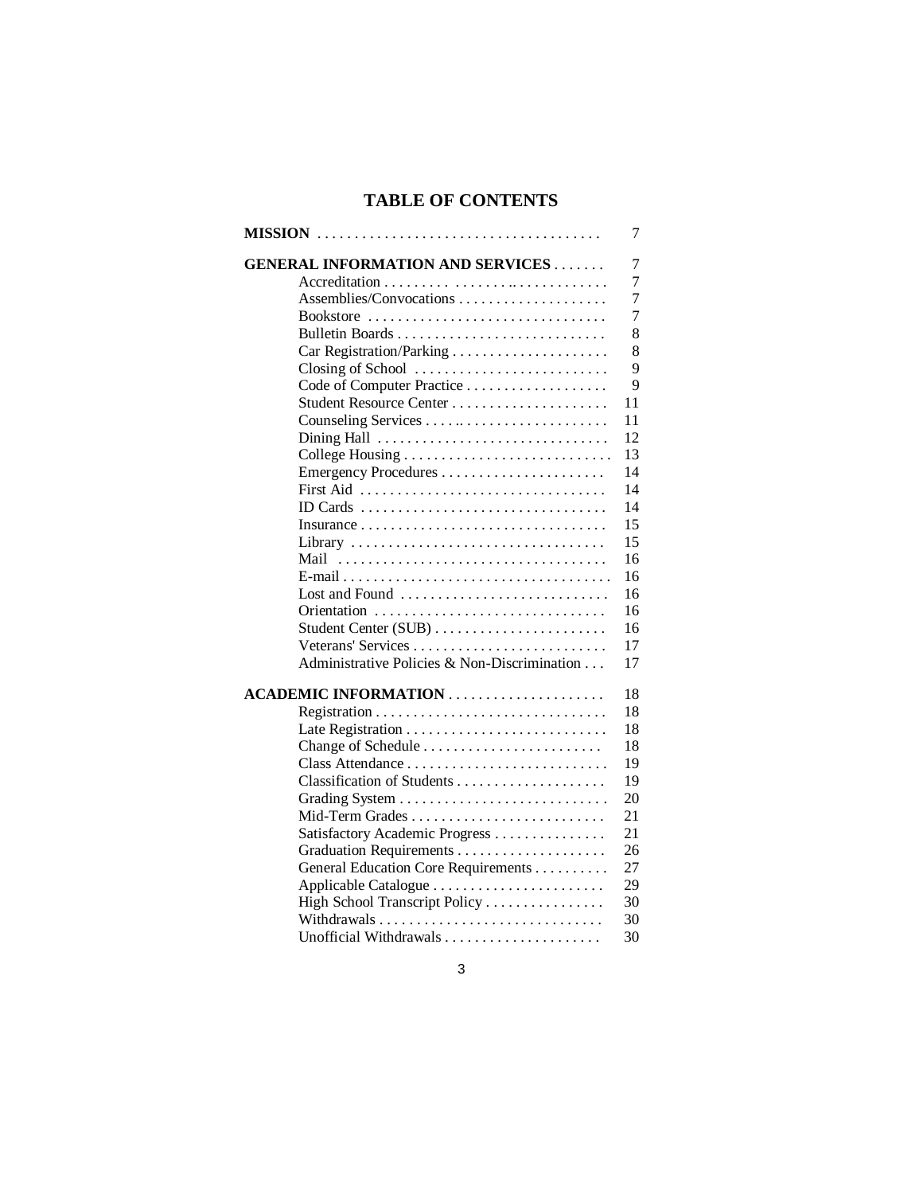# TABLE OF CONTENTS

| | |
|---|---|
| **MISSION** | 7 |
| **GENERAL INFORMATION AND SERVICES** | 7 |
| Accreditation | 7 |
| Assemblies/Convocations | 7 |
| Bookstore | 7 |
| Bulletin Boards | 8 |
| Car Registration/Parking | 8 |
| Closing of School | 9 |
| Code of Computer Practice | 9 |
| Student Resource Center | 11 |
| Counseling Services | 11 |
| Dining Hall | 12 |
| College Housing | 13 |
| Emergency Procedures | 14 |
| First Aid | 14 |
| ID Cards | 14 |
| Insurance | 15 |
| Library | 15 |
| Mail | 16 |
| E-mail | 16 |
| Lost and Found | 16 |
| Orientation | 16 |
| Student Center (SUB) | 16 |
| Veterans' Services | 17 |
| Administrative Policies & Non-Discrimination | 17 |
| **ACADEMIC INFORMATION** | 18 |
| Registration | 18 |
| Late Registration | 18 |
| Change of Schedule | 18 |
| Class Attendance | 19 |
| Classification of Students | 19 |
| Grading System | 20 |
| Mid-Term Grades | 21 |
| Satisfactory Academic Progress | 21 |
| Graduation Requirements | 26 |
| General Education Core Requirements | 27 |
| Applicable Catalogue | 29 |
| High School Transcript Policy | 30 |
| Withdrawals | 30 |
| Unofficial Withdrawals | 30 |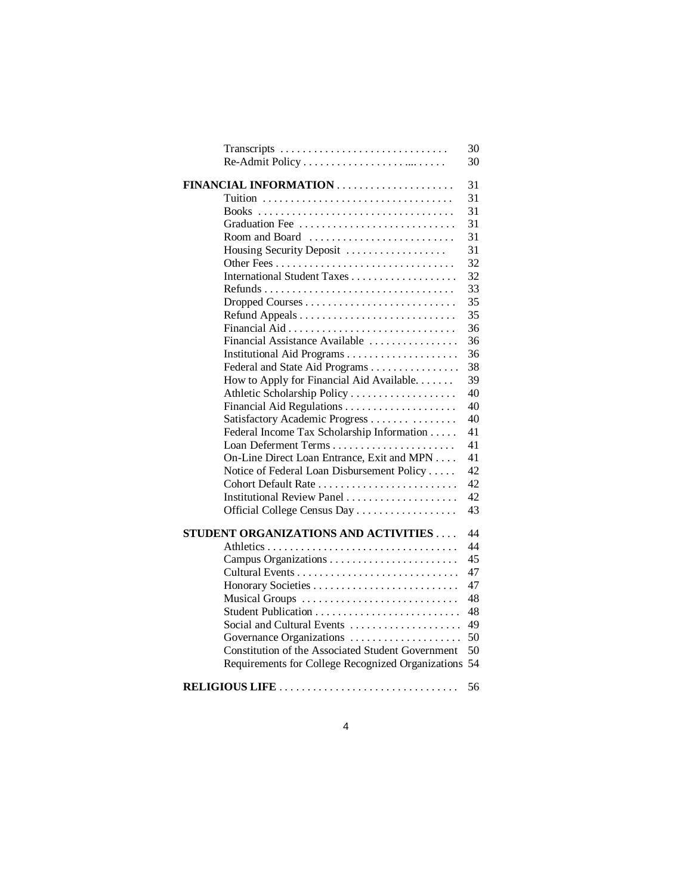| | |
|---|---|
| Transcripts | 30 |
| Re-Admit Policy | 30 |
| **FINANCIAL INFORMATION** | 31 |
| Tuition | 31 |
| Books | 31 |
| Graduation Fee | 31 |
| Room and Board | 31 |
| Housing Security Deposit | 31 |
| Other Fees | 32 |
| International Student Taxes | 32 |
| Refunds | 33 |
| Dropped Courses | 35 |
| Refund Appeals | 35 |
| Financial Aid | 36 |
| Financial Assistance Available | 36 |
| Institutional Aid Programs | 36 |
| Federal and State Aid Programs | 38 |
| How to Apply for Financial Aid Available | 39 |
| Athletic Scholarship Policy | 40 |
| Financial Aid Regulations | 40 |
| Satisfactory Academic Progress | 40 |
| Federal Income Tax Scholarship Information | 41 |
| Loan Deferment Terms | 41 |
| On-Line Direct Loan Entrance, Exit and MPN | 41 |
| Notice of Federal Loan Disbursement Policy | 42 |
| Cohort Default Rate | 42 |
| Institutional Review Panel | 42 |
| Official College Census Day | 43 |
| **STUDENT ORGANIZATIONS AND ACTIVITIES** | 44 |
| Athletics | 44 |
| Campus Organizations | 45 |
| Cultural Events | 47 |
| Honorary Societies | 47 |
| Musical Groups | 48 |
| Student Publication | 48 |
| Social and Cultural Events | 49 |
| Governance Organizations | 50 |
| Constitution of the Associated Student Government | 50 |
| Requirements for College Recognized Organizations | 54 |
| **RELIGIOUS LIFE** | 56 |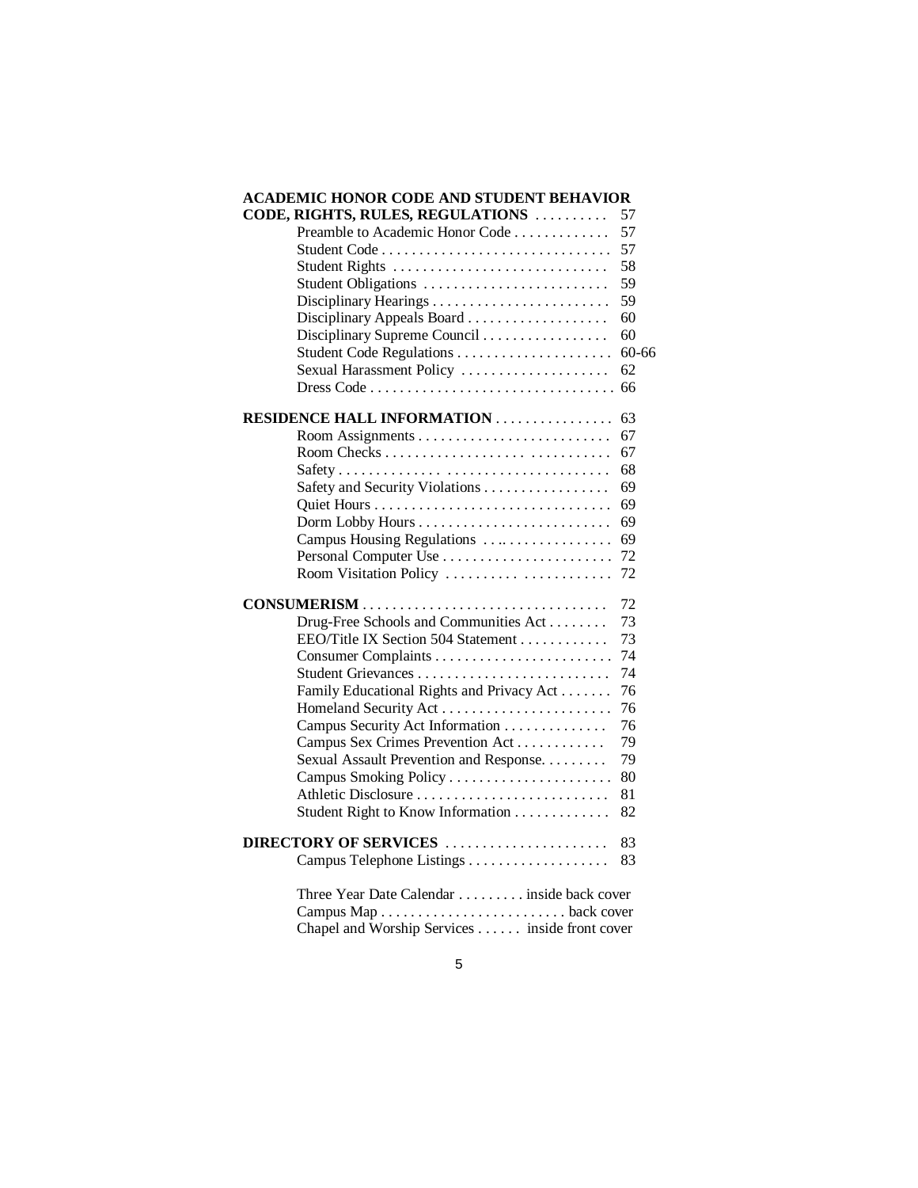| | |
|---|---|
| **ACADEMIC HONOR CODE AND STUDENT BEHAVIOR CODE, RIGHTS, RULES, REGULATIONS** | 57 |
| Preamble to Academic Honor Code | 57 |
| Student Code | 57 |
| Student Rights | 58 |
| Student Obligations | 59 |
| Disciplinary Hearings | 59 |
| Disciplinary Appeals Board | 60 |
| Disciplinary Supreme Council | 60 |
| Student Code Regulations | 60-66 |
| Sexual Harassment Policy | 62 |
| Dress Code | 66 |
| **RESIDENCE HALL INFORMATION** | 63 |
| Room Assignments | 67 |
| Room Checks | 67 |
| Safety | 68 |
| Safety and Security Violations | 69 |
| Quiet Hours | 69 |
| Dorm Lobby Hours | 69 |
| Campus Housing Regulations | 69 |
| Personal Computer Use | 72 |
| Room Visitation Policy | 72 |
| **CONSUMERISM** | 72 |
| Drug-Free Schools and Communities Act | 73 |
| EEO/Title IX Section 504 Statement | 73 |
| Consumer Complaints | 74 |
| Student Grievances | 74 |
| Family Educational Rights and Privacy Act | 76 |
| Homeland Security Act | 76 |
| Campus Security Act Information | 76 |
| Campus Sex Crimes Prevention Act | 79 |
| Sexual Assault Prevention and Response | 79 |
| Campus Smoking Policy | 80 |
| Athletic Disclosure | 81 |
| Student Right to Know Information | 82 |
| **DIRECTORY OF SERVICES** | 83 |
| Campus Telephone Listings | 83 |
| Three Year Date Calendar | inside back cover |
| Campus Map | back cover |
| Chapel and Worship Services | inside front cover |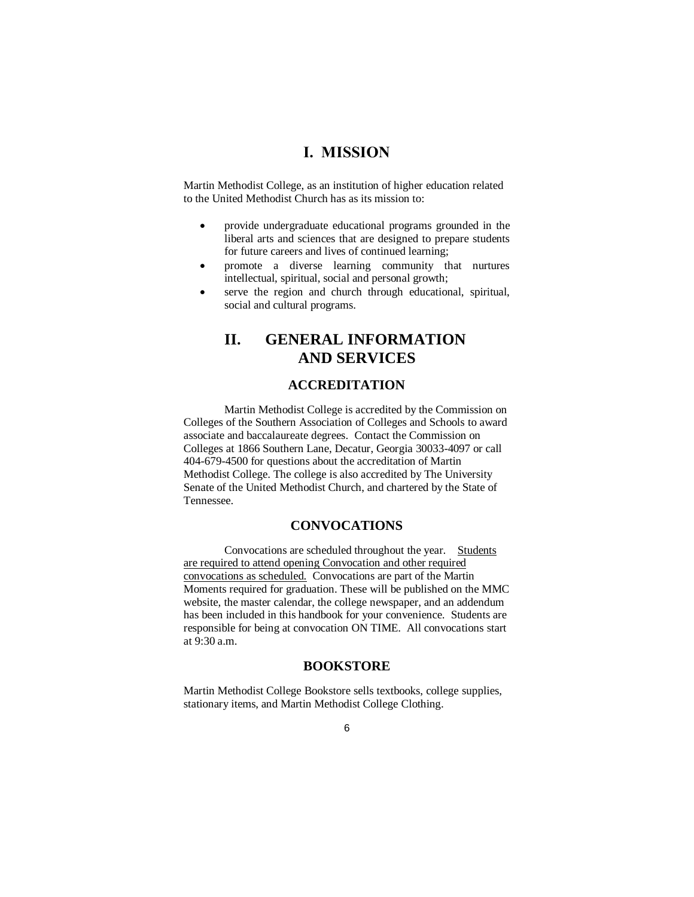# I. MISSION

Martin Methodist College, as an institution of higher education related to the United Methodist Church has as its mission to:

- provide undergraduate educational programs grounded in the liberal arts and sciences that are designed to prepare students for future careers and lives of continued learning;
- promote a diverse learning community that nurtures intellectual, spiritual, social and personal growth;
- serve the region and church through educational, spiritual, social and cultural programs.

# II. GENERAL INFORMATION AND SERVICES

## ACCREDITATION

Martin Methodist College is accredited by the Commission on Colleges of the Southern Association of Colleges and Schools to award associate and baccalaureate degrees. Contact the Commission on Colleges at 1866 Southern Lane, Decatur, Georgia 30033-4097 or call 404-679-4500 for questions about the accreditation of Martin Methodist College. The college is also accredited by The University Senate of the United Methodist Church, and chartered by the State of Tennessee.

## CONVOCATIONS

Convocations are scheduled throughout the year. <u>Students are required to attend opening Convocation and other required convocations as scheduled.</u> Convocations are part of the Martin Moments required for graduation. These will be published on the MMC website, the master calendar, the college newspaper, and an addendum has been included in this handbook for your convenience. Students are responsible for being at convocation ON TIME. All convocations start at 9:30 a.m.

## BOOKSTORE

Martin Methodist College Bookstore sells textbooks, college supplies, stationary items, and Martin Methodist College Clothing.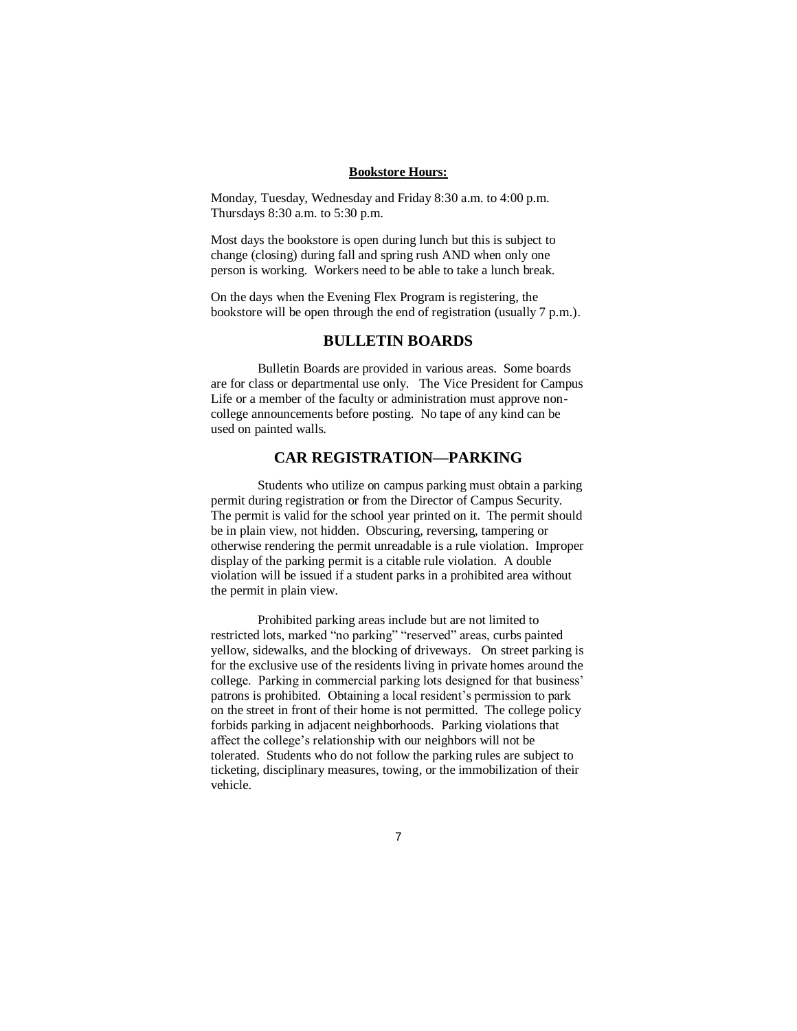**Bookstore Hours:**

Monday, Tuesday, Wednesday and Friday 8:30 a.m. to 4:00 p.m.
Thursdays 8:30 a.m. to 5:30 p.m.

Most days the bookstore is open during lunch but this is subject to change (closing) during fall and spring rush AND when only one person is working. Workers need to be able to take a lunch break.

On the days when the Evening Flex Program is registering, the bookstore will be open through the end of registration (usually 7 p.m.).

## BULLETIN BOARDS

Bulletin Boards are provided in various areas. Some boards are for class or departmental use only. The Vice President for Campus Life or a member of the faculty or administration must approve non-college announcements before posting. No tape of any kind can be used on painted walls.

## CAR REGISTRATION—PARKING

Students who utilize on campus parking must obtain a parking permit during registration or from the Director of Campus Security. The permit is valid for the school year printed on it. The permit should be in plain view, not hidden. Obscuring, reversing, tampering or otherwise rendering the permit unreadable is a rule violation. Improper display of the parking permit is a citable rule violation. A double violation will be issued if a student parks in a prohibited area without the permit in plain view.

Prohibited parking areas include but are not limited to restricted lots, marked "no parking" "reserved" areas, curbs painted yellow, sidewalks, and the blocking of driveways. On street parking is for the exclusive use of the residents living in private homes around the college. Parking in commercial parking lots designed for that business' patrons is prohibited. Obtaining a local resident's permission to park on the street in front of their home is not permitted. The college policy forbids parking in adjacent neighborhoods. Parking violations that affect the college's relationship with our neighbors will not be tolerated. Students who do not follow the parking rules are subject to ticketing, disciplinary measures, towing, or the immobilization of their vehicle.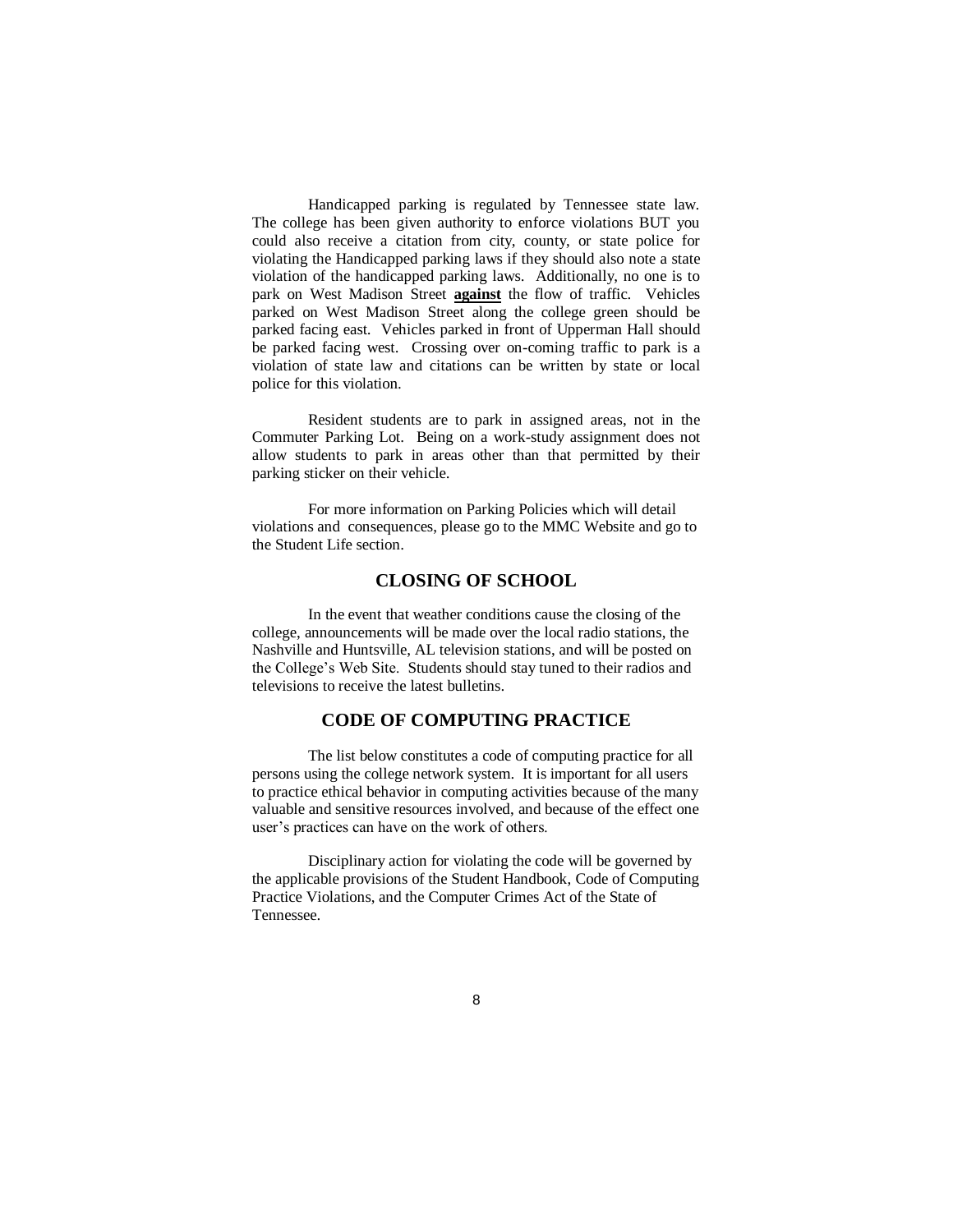Handicapped parking is regulated by Tennessee state law. The college has been given authority to enforce violations BUT you could also receive a citation from city, county, or state police for violating the Handicapped parking laws if they should also note a state violation of the handicapped parking laws. Additionally, no one is to park on West Madison Street **against** the flow of traffic. Vehicles parked on West Madison Street along the college green should be parked facing east. Vehicles parked in front of Upperman Hall should be parked facing west. Crossing over on-coming traffic to park is a violation of state law and citations can be written by state or local police for this violation.

Resident students are to park in assigned areas, not in the Commuter Parking Lot. Being on a work-study assignment does not allow students to park in areas other than that permitted by their parking sticker on their vehicle.

For more information on Parking Policies which will detail violations and consequences, please go to the MMC Website and go to the Student Life section.

## CLOSING OF SCHOOL

In the event that weather conditions cause the closing of the college, announcements will be made over the local radio stations, the Nashville and Huntsville, AL television stations, and will be posted on the College's Web Site. Students should stay tuned to their radios and televisions to receive the latest bulletins.

## CODE OF COMPUTING PRACTICE

The list below constitutes a code of computing practice for all persons using the college network system. It is important for all users to practice ethical behavior in computing activities because of the many valuable and sensitive resources involved, and because of the effect one user's practices can have on the work of others.

Disciplinary action for violating the code will be governed by the applicable provisions of the Student Handbook, Code of Computing Practice Violations, and the Computer Crimes Act of the State of Tennessee.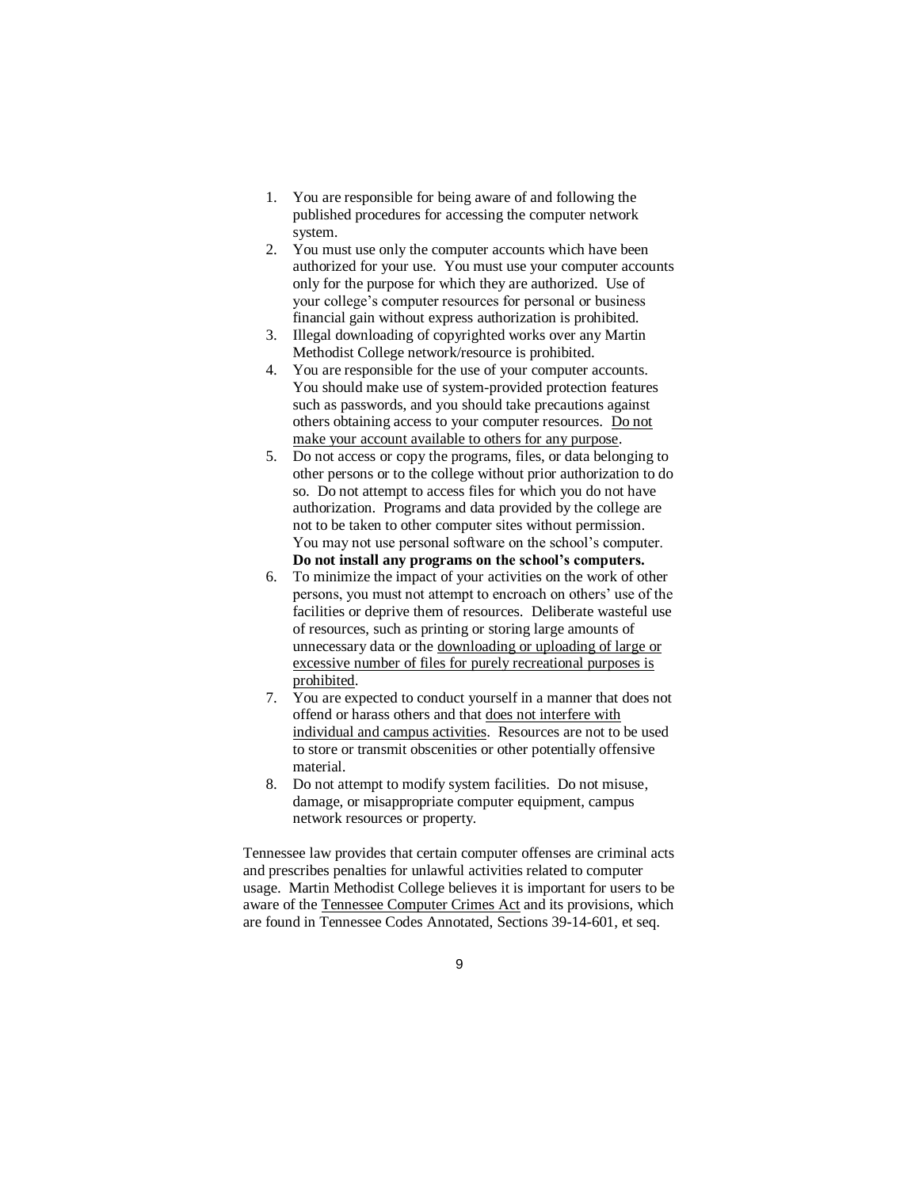1. You are responsible for being aware of and following the published procedures for accessing the computer network system.
2. You must use only the computer accounts which have been authorized for your use. You must use your computer accounts only for the purpose for which they are authorized. Use of your college's computer resources for personal or business financial gain without express authorization is prohibited.
3. Illegal downloading of copyrighted works over any Martin Methodist College network/resource is prohibited.
4. You are responsible for the use of your computer accounts. You should make use of system-provided protection features such as passwords, and you should take precautions against others obtaining access to your computer resources. <u>Do not make your account available to others for any purpose</u>.
5. Do not access or copy the programs, files, or data belonging to other persons or to the college without prior authorization to do so. Do not attempt to access files for which you do not have authorization. Programs and data provided by the college are not to be taken to other computer sites without permission. You may not use personal software on the school's computer. **Do not install any programs on the school's computers.**
6. To minimize the impact of your activities on the work of other persons, you must not attempt to encroach on others' use of the facilities or deprive them of resources. Deliberate wasteful use of resources, such as printing or storing large amounts of unnecessary data or the <u>downloading or uploading of large or excessive number of files for purely recreational purposes is prohibited</u>.
7. You are expected to conduct yourself in a manner that does not offend or harass others and that <u>does not interfere with individual and campus activities</u>. Resources are not to be used to store or transmit obscenities or other potentially offensive material.
8. Do not attempt to modify system facilities. Do not misuse, damage, or misappropriate computer equipment, campus network resources or property.

Tennessee law provides that certain computer offenses are criminal acts and prescribes penalties for unlawful activities related to computer usage. Martin Methodist College believes it is important for users to be aware of the <u>Tennessee Computer Crimes Act</u> and its provisions, which are found in Tennessee Codes Annotated, Sections 39-14-601, et seq.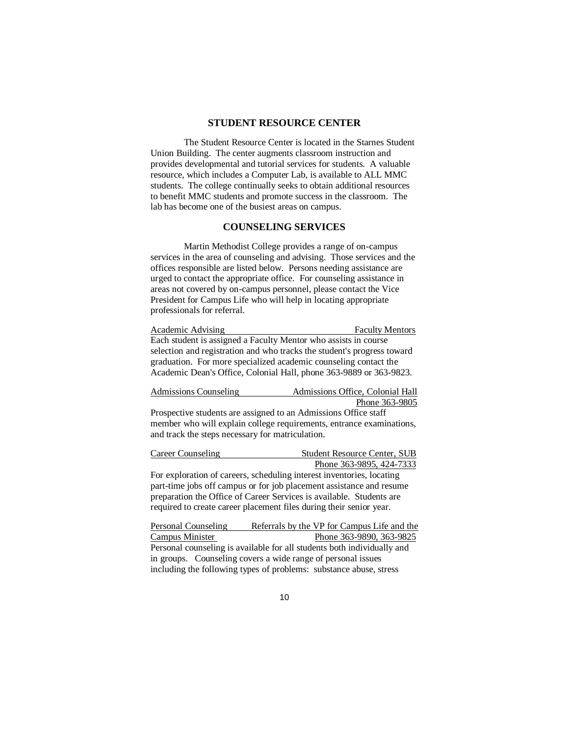## STUDENT RESOURCE CENTER

The Student Resource Center is located in the Starnes Student Union Building. The center augments classroom instruction and provides developmental and tutorial services for students. A valuable resource, which includes a Computer Lab, is available to ALL MMC students. The college continually seeks to obtain additional resources to benefit MMC students and promote success in the classroom. The lab has become one of the busiest areas on campus.

## COUNSELING SERVICES

Martin Methodist College provides a range of on-campus services in the area of counseling and advising. Those services and the offices responsible are listed below. Persons needing assistance are urged to contact the appropriate office. For counseling assistance in areas not covered by on-campus personnel, please contact the Vice President for Campus Life who will help in locating appropriate professionals for referral.

Academic Advising — Faculty Mentors

Each student is assigned a Faculty Mentor who assists in course selection and registration and who tracks the student's progress toward graduation. For more specialized academic counseling contact the Academic Dean's Office, Colonial Hall, phone 363-9889 or 363-9823.

Admissions Counseling — Admissions Office, Colonial Hall
Phone 363-9805

Prospective students are assigned to an Admissions Office staff member who will explain college requirements, entrance examinations, and track the steps necessary for matriculation.

Career Counseling — Student Resource Center, SUB
Phone 363-9895, 424-7333

For exploration of careers, scheduling interest inventories, locating part-time jobs off campus or for job placement assistance and resume preparation the Office of Career Services is available. Students are required to create career placement files during their senior year.

Personal Counseling — Referrals by the VP for Campus Life and the Campus Minister
Phone 363-9890, 363-9825

Personal counseling is available for all students both individually and in groups. Counseling covers a wide range of personal issues including the following types of problems: substance abuse, stress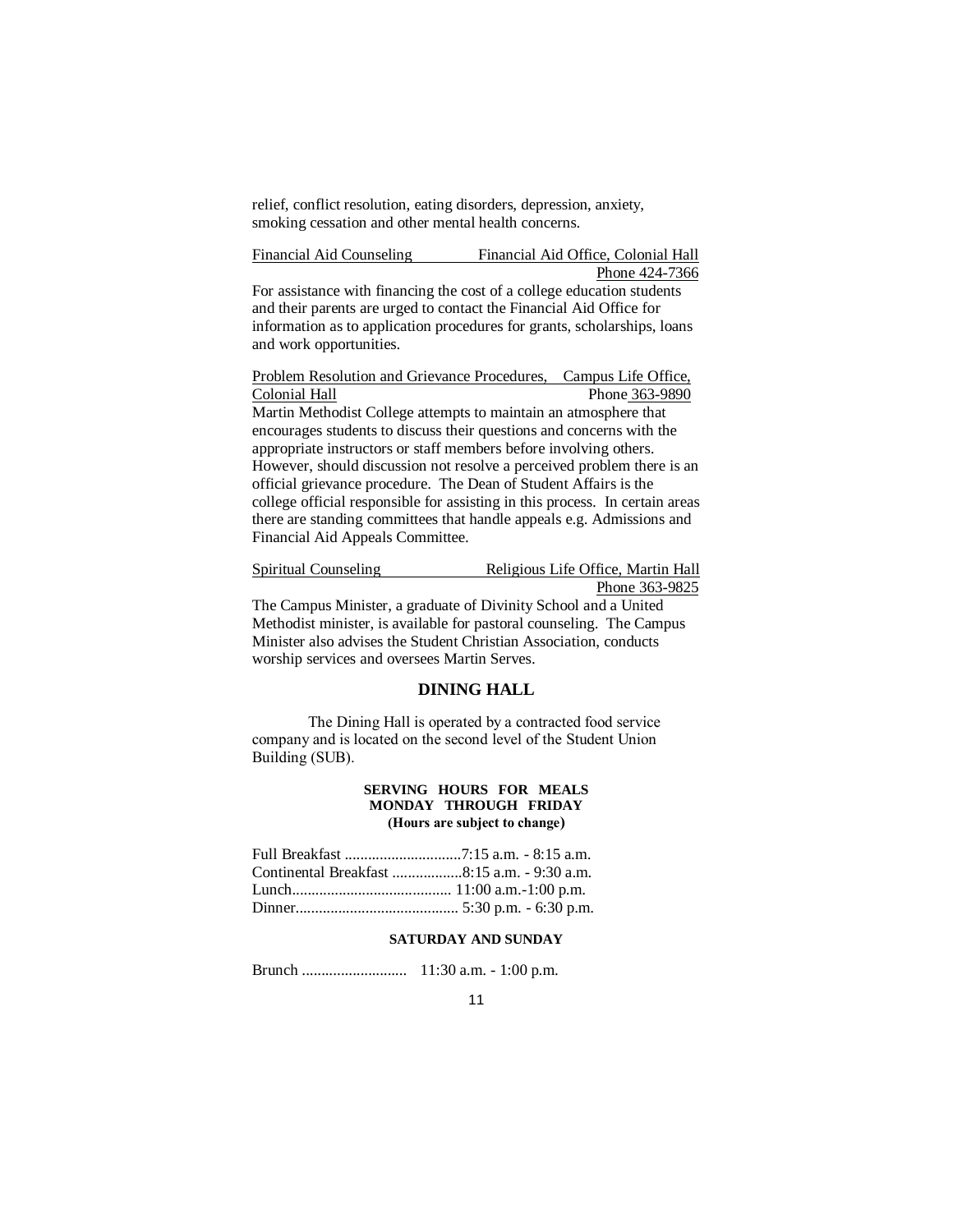relief, conflict resolution, eating disorders, depression, anxiety, smoking cessation and other mental health concerns.

Financial Aid Counseling — Financial Aid Office, Colonial Hall
Phone 424-7366

For assistance with financing the cost of a college education students and their parents are urged to contact the Financial Aid Office for information as to application procedures for grants, scholarships, loans and work opportunities.

Problem Resolution and Grievance Procedures, — Campus Life Office, Colonial Hall
Phone 363-9890

Martin Methodist College attempts to maintain an atmosphere that encourages students to discuss their questions and concerns with the appropriate instructors or staff members before involving others. However, should discussion not resolve a perceived problem there is an official grievance procedure. The Dean of Student Affairs is the college official responsible for assisting in this process. In certain areas there are standing committees that handle appeals e.g. Admissions and Financial Aid Appeals Committee.

Spiritual Counseling — Religious Life Office, Martin Hall
Phone 363-9825

The Campus Minister, a graduate of Divinity School and a United Methodist minister, is available for pastoral counseling. The Campus Minister also advises the Student Christian Association, conducts worship services and oversees Martin Serves.

## DINING HALL

The Dining Hall is operated by a contracted food service company and is located on the second level of the Student Union Building (SUB).

**SERVING HOURS FOR MEALS**
**MONDAY THROUGH FRIDAY**
**(Hours are subject to change)**

Full Breakfast ..............................7:15 a.m. - 8:15 a.m.
Continental Breakfast ..................8:15 a.m. - 9:30 a.m.
Lunch......................................... 11:00 a.m.-1:00 p.m.
Dinner.......................................... 5:30 p.m. - 6:30 p.m.

**SATURDAY AND SUNDAY**

Brunch ........................... 11:30 a.m. - 1:00 p.m.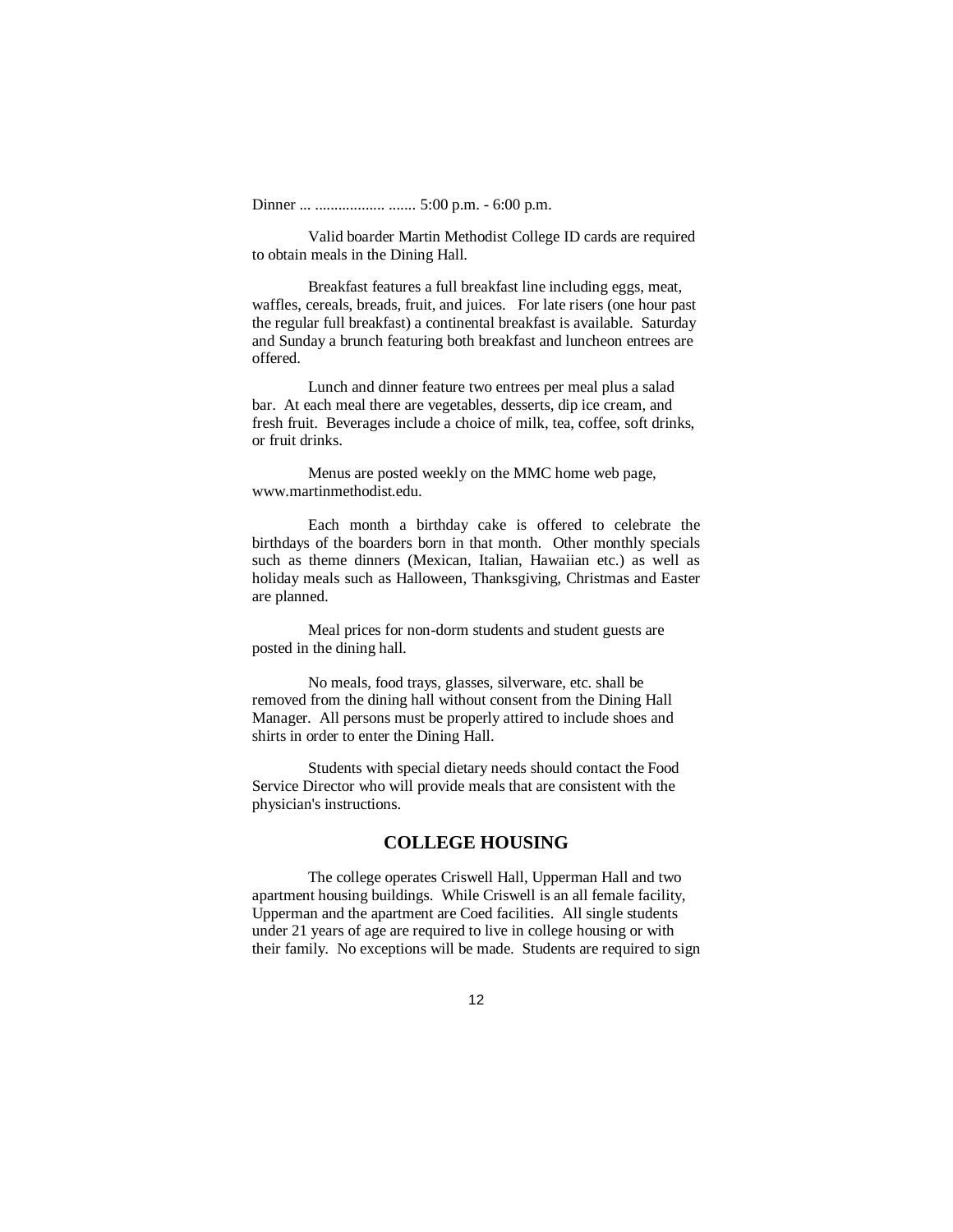Dinner ... .................. ....... 5:00 p.m. - 6:00 p.m.

Valid boarder Martin Methodist College ID cards are required to obtain meals in the Dining Hall.

Breakfast features a full breakfast line including eggs, meat, waffles, cereals, breads, fruit, and juices. For late risers (one hour past the regular full breakfast) a continental breakfast is available. Saturday and Sunday a brunch featuring both breakfast and luncheon entrees are offered.

Lunch and dinner feature two entrees per meal plus a salad bar. At each meal there are vegetables, desserts, dip ice cream, and fresh fruit. Beverages include a choice of milk, tea, coffee, soft drinks, or fruit drinks.

Menus are posted weekly on the MMC home web page, www.martinmethodist.edu.

Each month a birthday cake is offered to celebrate the birthdays of the boarders born in that month. Other monthly specials such as theme dinners (Mexican, Italian, Hawaiian etc.) as well as holiday meals such as Halloween, Thanksgiving, Christmas and Easter are planned.

Meal prices for non-dorm students and student guests are posted in the dining hall.

No meals, food trays, glasses, silverware, etc. shall be removed from the dining hall without consent from the Dining Hall Manager. All persons must be properly attired to include shoes and shirts in order to enter the Dining Hall.

Students with special dietary needs should contact the Food Service Director who will provide meals that are consistent with the physician's instructions.

## COLLEGE HOUSING

The college operates Criswell Hall, Upperman Hall and two apartment housing buildings. While Criswell is an all female facility, Upperman and the apartment are Coed facilities. All single students under 21 years of age are required to live in college housing or with their family. No exceptions will be made. Students are required to sign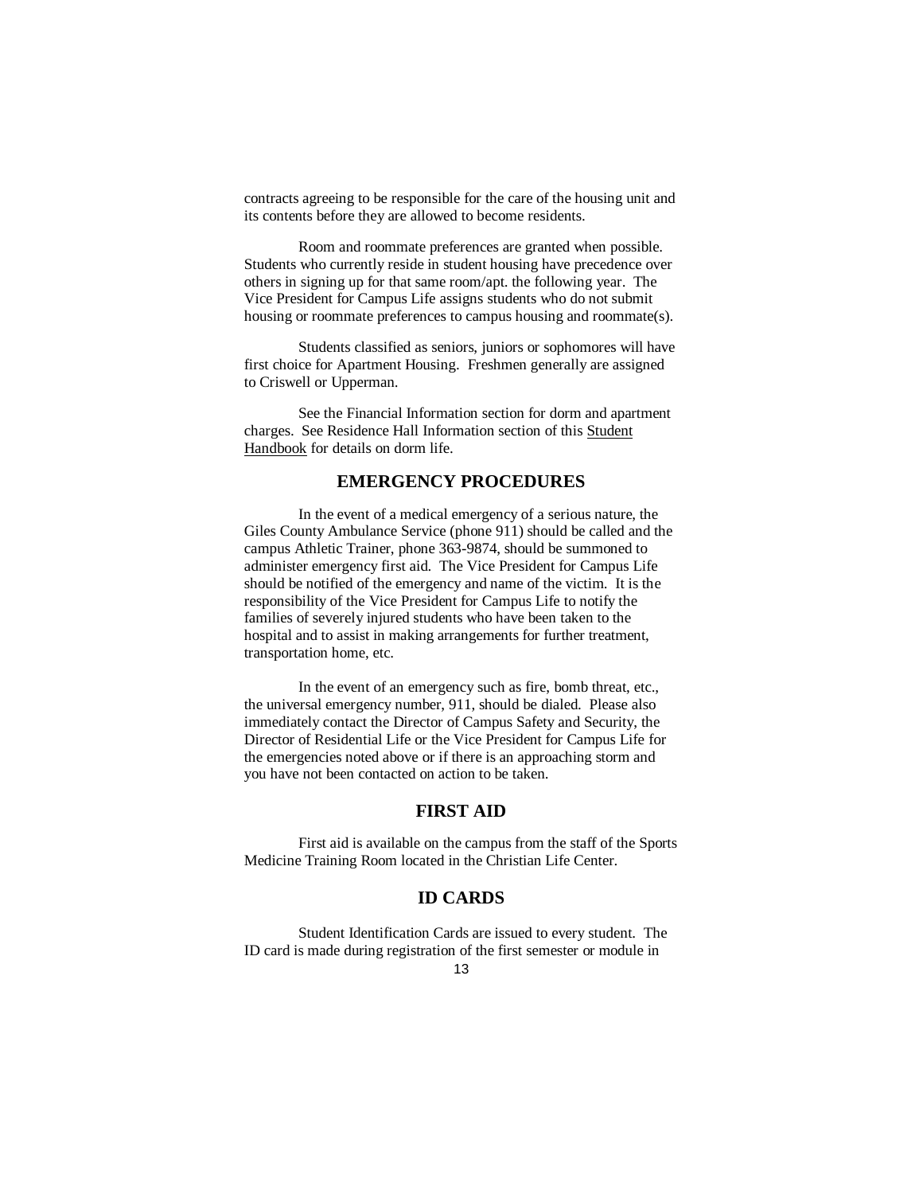contracts agreeing to be responsible for the care of the housing unit and its contents before they are allowed to become residents.

Room and roommate preferences are granted when possible. Students who currently reside in student housing have precedence over others in signing up for that same room/apt. the following year. The Vice President for Campus Life assigns students who do not submit housing or roommate preferences to campus housing and roommate(s).

Students classified as seniors, juniors or sophomores will have first choice for Apartment Housing. Freshmen generally are assigned to Criswell or Upperman.

See the Financial Information section for dorm and apartment charges. See Residence Hall Information section of this Student Handbook for details on dorm life.

## EMERGENCY PROCEDURES

In the event of a medical emergency of a serious nature, the Giles County Ambulance Service (phone 911) should be called and the campus Athletic Trainer, phone 363-9874, should be summoned to administer emergency first aid. The Vice President for Campus Life should be notified of the emergency and name of the victim. It is the responsibility of the Vice President for Campus Life to notify the families of severely injured students who have been taken to the hospital and to assist in making arrangements for further treatment, transportation home, etc.

In the event of an emergency such as fire, bomb threat, etc., the universal emergency number, 911, should be dialed. Please also immediately contact the Director of Campus Safety and Security, the Director of Residential Life or the Vice President for Campus Life for the emergencies noted above or if there is an approaching storm and you have not been contacted on action to be taken.

## FIRST AID

First aid is available on the campus from the staff of the Sports Medicine Training Room located in the Christian Life Center.

## ID CARDS

Student Identification Cards are issued to every student. The ID card is made during registration of the first semester or module in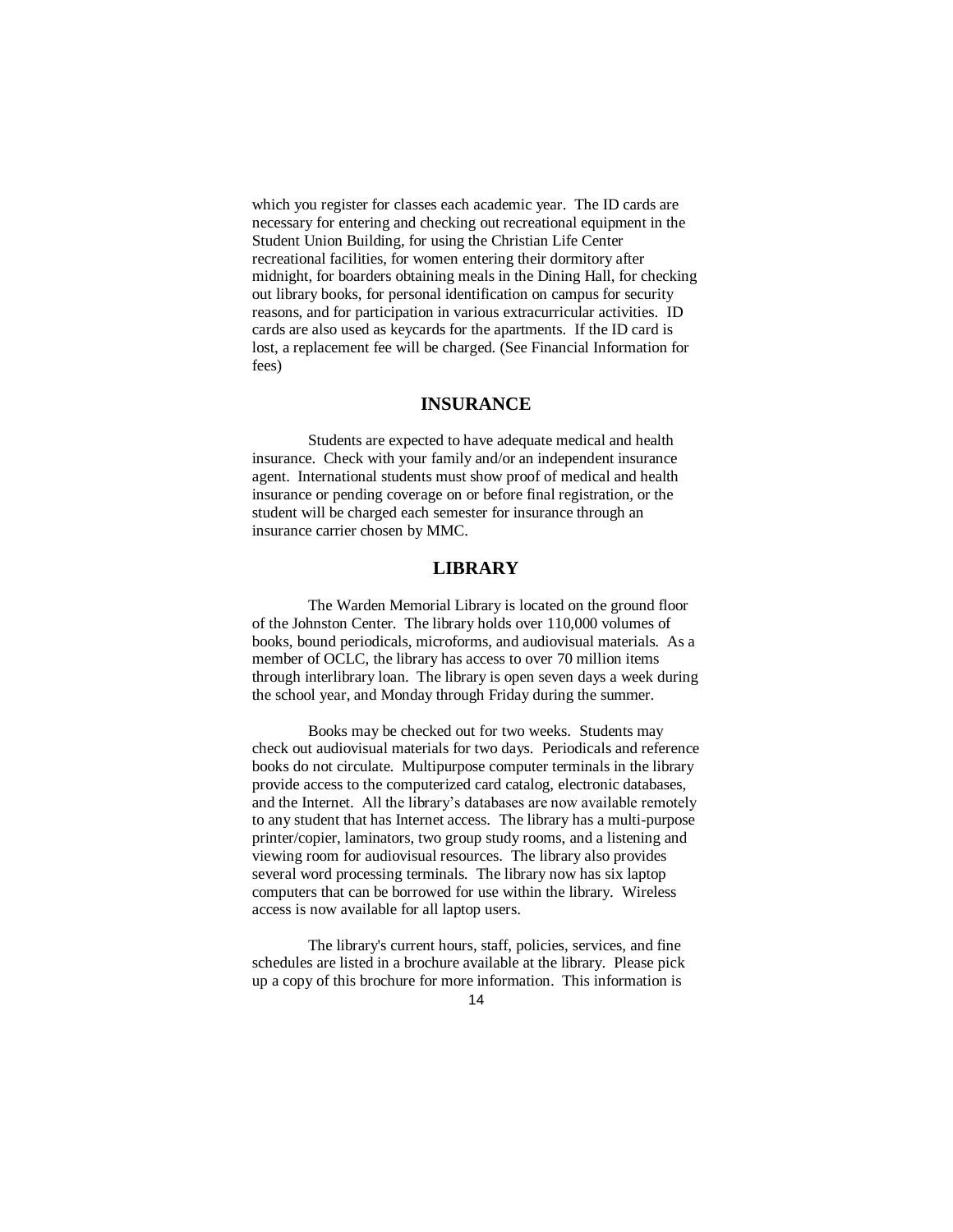which you register for classes each academic year. The ID cards are necessary for entering and checking out recreational equipment in the Student Union Building, for using the Christian Life Center recreational facilities, for women entering their dormitory after midnight, for boarders obtaining meals in the Dining Hall, for checking out library books, for personal identification on campus for security reasons, and for participation in various extracurricular activities. ID cards are also used as keycards for the apartments. If the ID card is lost, a replacement fee will be charged. (See Financial Information for fees)

## INSURANCE

Students are expected to have adequate medical and health insurance. Check with your family and/or an independent insurance agent. International students must show proof of medical and health insurance or pending coverage on or before final registration, or the student will be charged each semester for insurance through an insurance carrier chosen by MMC.

## LIBRARY

The Warden Memorial Library is located on the ground floor of the Johnston Center. The library holds over 110,000 volumes of books, bound periodicals, microforms, and audiovisual materials. As a member of OCLC, the library has access to over 70 million items through interlibrary loan. The library is open seven days a week during the school year, and Monday through Friday during the summer.

Books may be checked out for two weeks. Students may check out audiovisual materials for two days. Periodicals and reference books do not circulate. Multipurpose computer terminals in the library provide access to the computerized card catalog, electronic databases, and the Internet. All the library's databases are now available remotely to any student that has Internet access. The library has a multi-purpose printer/copier, laminators, two group study rooms, and a listening and viewing room for audiovisual resources. The library also provides several word processing terminals. The library now has six laptop computers that can be borrowed for use within the library. Wireless access is now available for all laptop users.

The library's current hours, staff, policies, services, and fine schedules are listed in a brochure available at the library. Please pick up a copy of this brochure for more information. This information is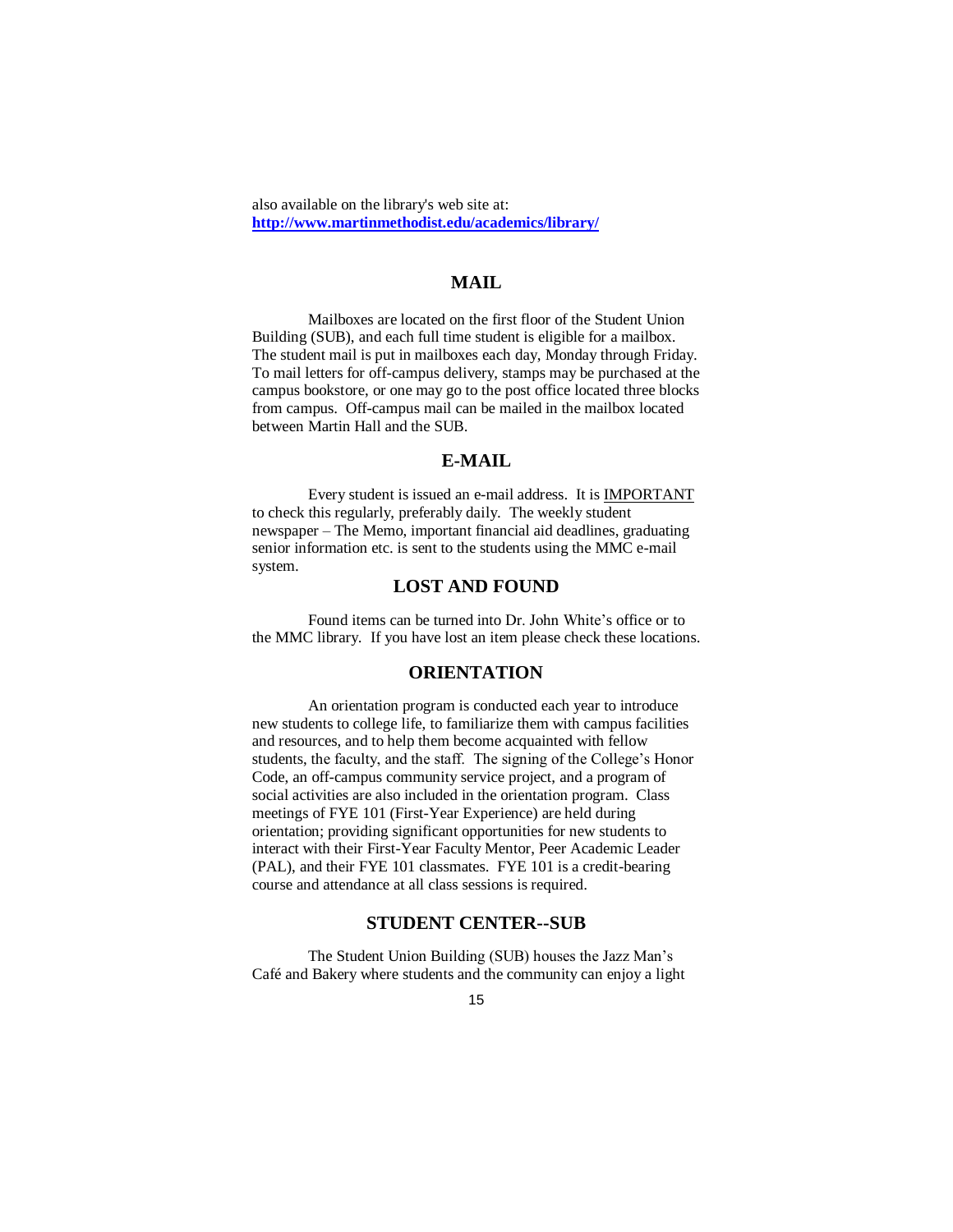also available on the library's web site at:
**http://www.martinmethodist.edu/academics/library/**

## MAIL

Mailboxes are located on the first floor of the Student Union Building (SUB), and each full time student is eligible for a mailbox. The student mail is put in mailboxes each day, Monday through Friday. To mail letters for off-campus delivery, stamps may be purchased at the campus bookstore, or one may go to the post office located three blocks from campus. Off-campus mail can be mailed in the mailbox located between Martin Hall and the SUB.

## E-MAIL

Every student is issued an e-mail address. It is IMPORTANT to check this regularly, preferably daily. The weekly student newspaper – The Memo, important financial aid deadlines, graduating senior information etc. is sent to the students using the MMC e-mail system.

## LOST AND FOUND

Found items can be turned into Dr. John White's office or to the MMC library. If you have lost an item please check these locations.

## ORIENTATION

An orientation program is conducted each year to introduce new students to college life, to familiarize them with campus facilities and resources, and to help them become acquainted with fellow students, the faculty, and the staff. The signing of the College's Honor Code, an off-campus community service project, and a program of social activities are also included in the orientation program. Class meetings of FYE 101 (First-Year Experience) are held during orientation; providing significant opportunities for new students to interact with their First-Year Faculty Mentor, Peer Academic Leader (PAL), and their FYE 101 classmates. FYE 101 is a credit-bearing course and attendance at all class sessions is required.

## STUDENT CENTER--SUB

The Student Union Building (SUB) houses the Jazz Man's Café and Bakery where students and the community can enjoy a light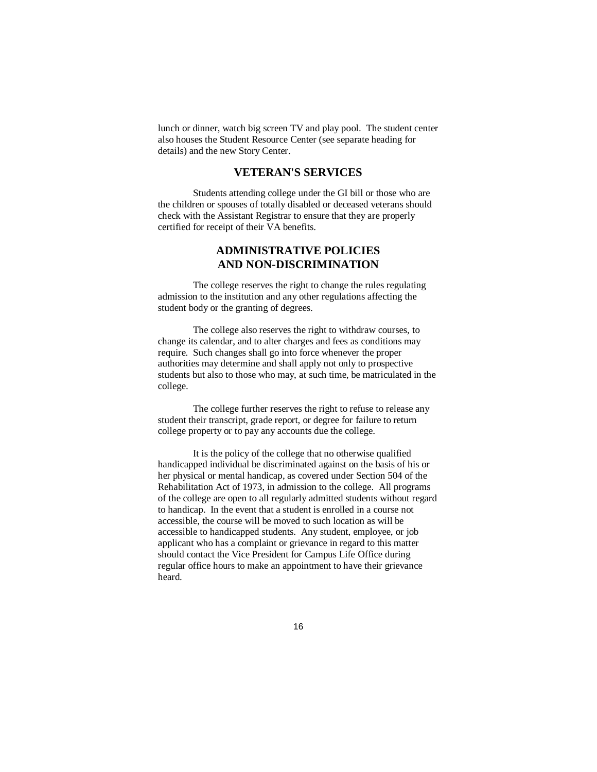lunch or dinner, watch big screen TV and play pool. The student center also houses the Student Resource Center (see separate heading for details) and the new Story Center.

## VETERAN'S SERVICES

Students attending college under the GI bill or those who are the children or spouses of totally disabled or deceased veterans should check with the Assistant Registrar to ensure that they are properly certified for receipt of their VA benefits.

## ADMINISTRATIVE POLICIES AND NON-DISCRIMINATION

The college reserves the right to change the rules regulating admission to the institution and any other regulations affecting the student body or the granting of degrees.

The college also reserves the right to withdraw courses, to change its calendar, and to alter charges and fees as conditions may require. Such changes shall go into force whenever the proper authorities may determine and shall apply not only to prospective students but also to those who may, at such time, be matriculated in the college.

The college further reserves the right to refuse to release any student their transcript, grade report, or degree for failure to return college property or to pay any accounts due the college.

It is the policy of the college that no otherwise qualified handicapped individual be discriminated against on the basis of his or her physical or mental handicap, as covered under Section 504 of the Rehabilitation Act of 1973, in admission to the college. All programs of the college are open to all regularly admitted students without regard to handicap. In the event that a student is enrolled in a course not accessible, the course will be moved to such location as will be accessible to handicapped students. Any student, employee, or job applicant who has a complaint or grievance in regard to this matter should contact the Vice President for Campus Life Office during regular office hours to make an appointment to have their grievance heard.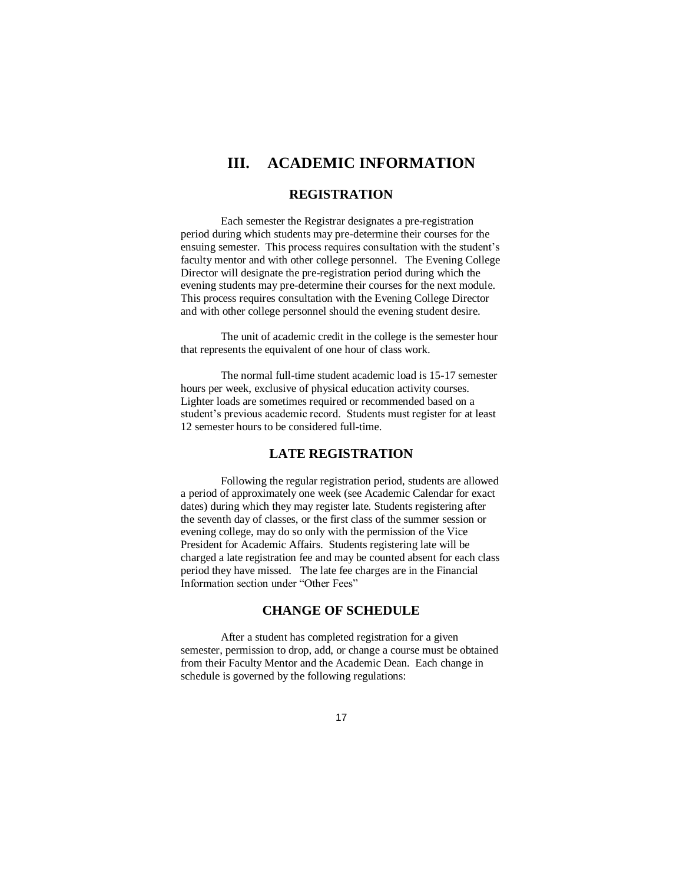# III. ACADEMIC INFORMATION

## REGISTRATION

Each semester the Registrar designates a pre-registration period during which students may pre-determine their courses for the ensuing semester. This process requires consultation with the student's faculty mentor and with other college personnel. The Evening College Director will designate the pre-registration period during which the evening students may pre-determine their courses for the next module. This process requires consultation with the Evening College Director and with other college personnel should the evening student desire.

The unit of academic credit in the college is the semester hour that represents the equivalent of one hour of class work.

The normal full-time student academic load is 15-17 semester hours per week, exclusive of physical education activity courses. Lighter loads are sometimes required or recommended based on a student's previous academic record. Students must register for at least 12 semester hours to be considered full-time.

## LATE REGISTRATION

Following the regular registration period, students are allowed a period of approximately one week (see Academic Calendar for exact dates) during which they may register late. Students registering after the seventh day of classes, or the first class of the summer session or evening college, may do so only with the permission of the Vice President for Academic Affairs. Students registering late will be charged a late registration fee and may be counted absent for each class period they have missed. The late fee charges are in the Financial Information section under "Other Fees"

## CHANGE OF SCHEDULE

After a student has completed registration for a given semester, permission to drop, add, or change a course must be obtained from their Faculty Mentor and the Academic Dean. Each change in schedule is governed by the following regulations: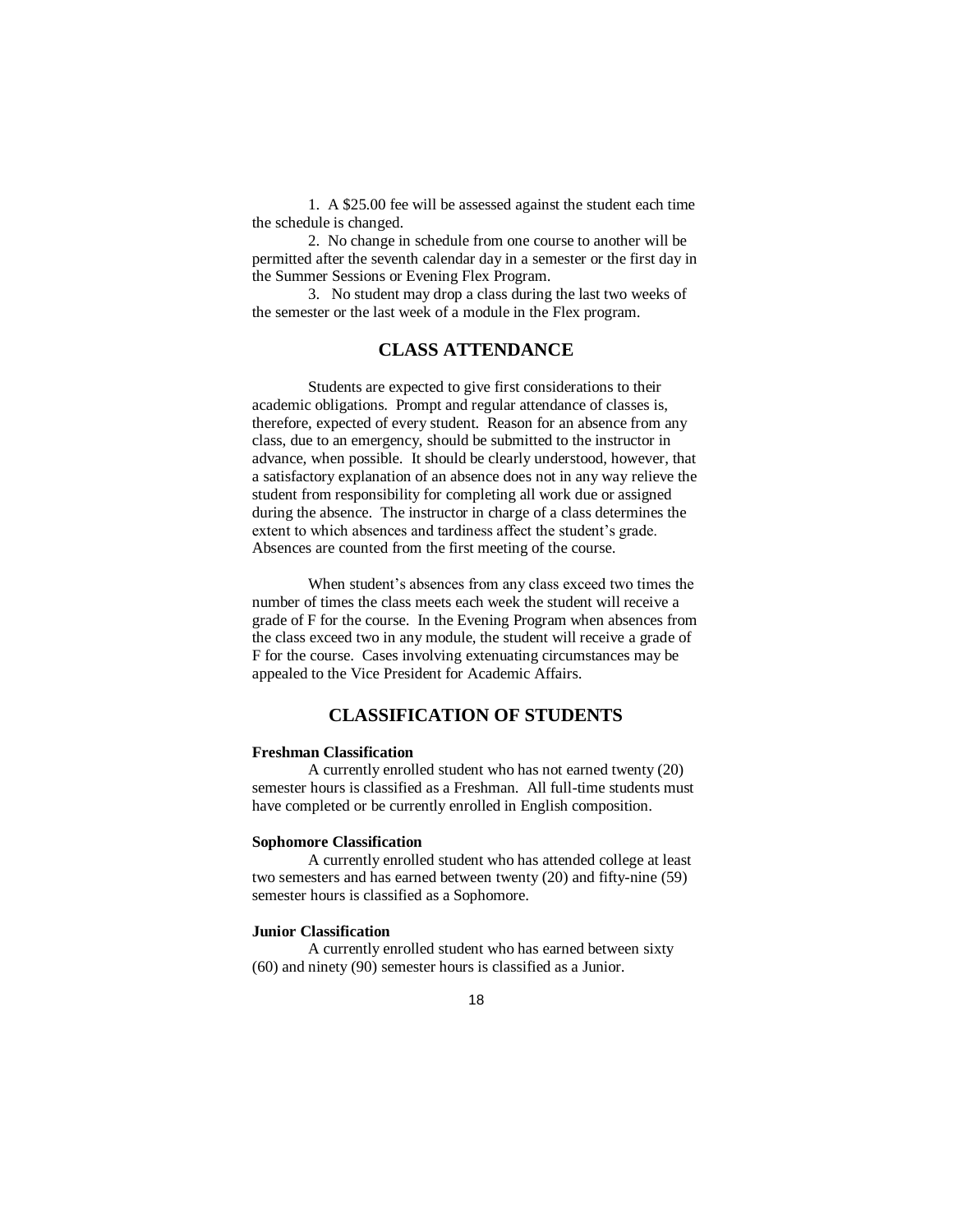1. A $25.00 fee will be assessed against the student each time the schedule is changed.

2. No change in schedule from one course to another will be permitted after the seventh calendar day in a semester or the first day in the Summer Sessions or Evening Flex Program.

3. No student may drop a class during the last two weeks of the semester or the last week of a module in the Flex program.

## CLASS ATTENDANCE

Students are expected to give first considerations to their academic obligations. Prompt and regular attendance of classes is, therefore, expected of every student. Reason for an absence from any class, due to an emergency, should be submitted to the instructor in advance, when possible. It should be clearly understood, however, that a satisfactory explanation of an absence does not in any way relieve the student from responsibility for completing all work due or assigned during the absence. The instructor in charge of a class determines the extent to which absences and tardiness affect the student's grade. Absences are counted from the first meeting of the course.

When student's absences from any class exceed two times the number of times the class meets each week the student will receive a grade of F for the course. In the Evening Program when absences from the class exceed two in any module, the student will receive a grade of F for the course. Cases involving extenuating circumstances may be appealed to the Vice President for Academic Affairs.

## CLASSIFICATION OF STUDENTS

**Freshman Classification**

A currently enrolled student who has not earned twenty (20) semester hours is classified as a Freshman. All full-time students must have completed or be currently enrolled in English composition.

**Sophomore Classification**

A currently enrolled student who has attended college at least two semesters and has earned between twenty (20) and fifty-nine (59) semester hours is classified as a Sophomore.

**Junior Classification**

A currently enrolled student who has earned between sixty (60) and ninety (90) semester hours is classified as a Junior.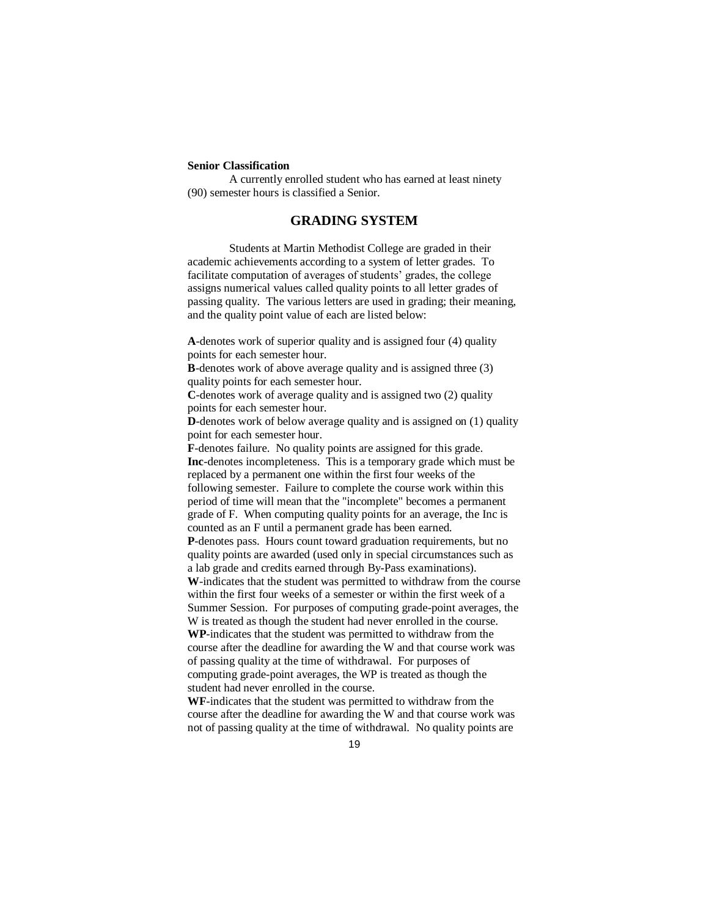**Senior Classification**

A currently enrolled student who has earned at least ninety (90) semester hours is classified a Senior.

## GRADING SYSTEM

Students at Martin Methodist College are graded in their academic achievements according to a system of letter grades. To facilitate computation of averages of students' grades, the college assigns numerical values called quality points to all letter grades of passing quality. The various letters are used in grading; their meaning, and the quality point value of each are listed below:

**A**-denotes work of superior quality and is assigned four (4) quality points for each semester hour.
**B**-denotes work of above average quality and is assigned three (3) quality points for each semester hour.
**C**-denotes work of average quality and is assigned two (2) quality points for each semester hour.
**D**-denotes work of below average quality and is assigned on (1) quality point for each semester hour.
**F**-denotes failure. No quality points are assigned for this grade.
**Inc**-denotes incompleteness. This is a temporary grade which must be replaced by a permanent one within the first four weeks of the following semester. Failure to complete the course work within this period of time will mean that the "incomplete" becomes a permanent grade of F. When computing quality points for an average, the Inc is counted as an F until a permanent grade has been earned.
**P**-denotes pass. Hours count toward graduation requirements, but no quality points are awarded (used only in special circumstances such as a lab grade and credits earned through By-Pass examinations).
**W**-indicates that the student was permitted to withdraw from the course within the first four weeks of a semester or within the first week of a Summer Session. For purposes of computing grade-point averages, the W is treated as though the student had never enrolled in the course.
**WP**-indicates that the student was permitted to withdraw from the course after the deadline for awarding the W and that course work was of passing quality at the time of withdrawal. For purposes of computing grade-point averages, the WP is treated as though the student had never enrolled in the course.
**WF**-indicates that the student was permitted to withdraw from the course after the deadline for awarding the W and that course work was not of passing quality at the time of withdrawal. No quality points are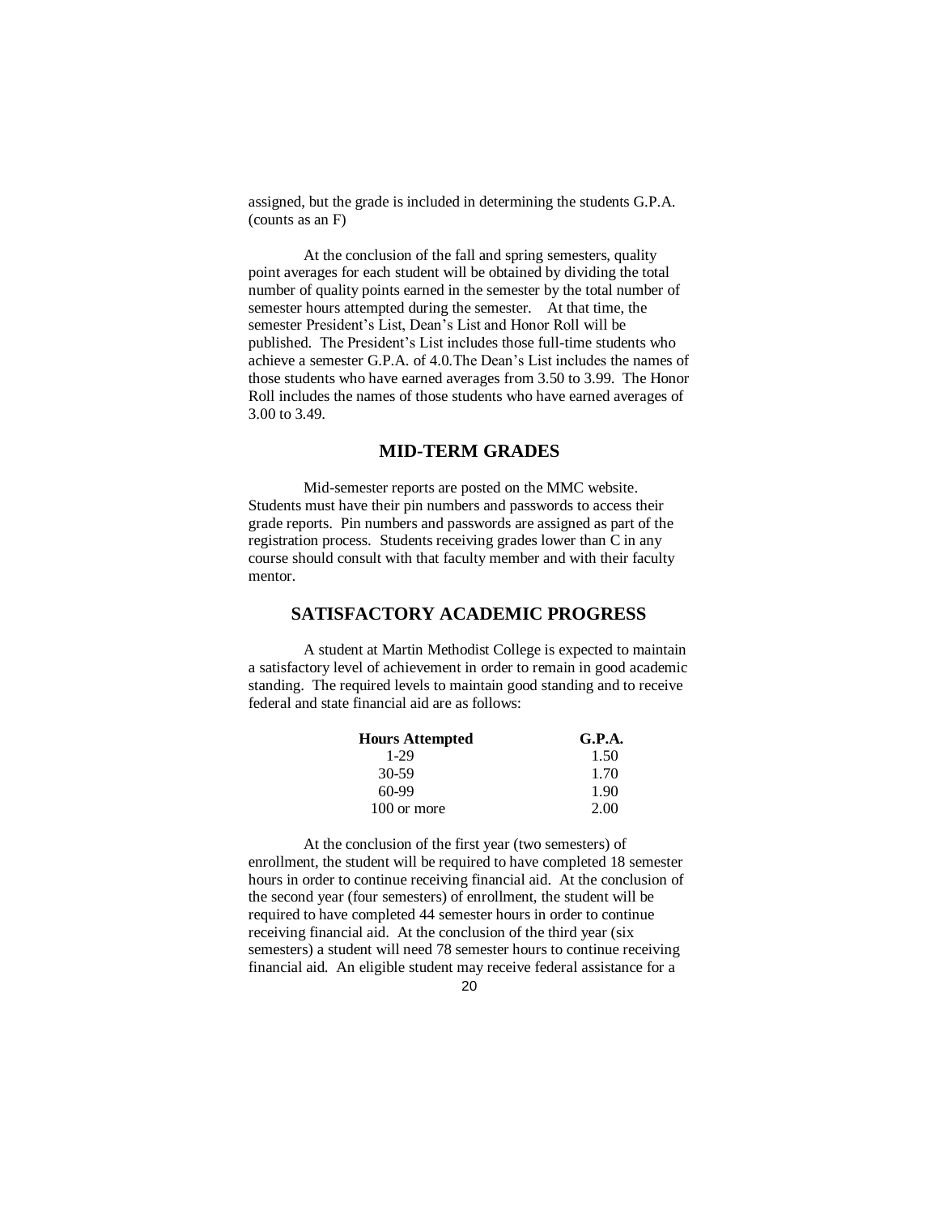assigned, but the grade is included in determining the students G.P.A. (counts as an F)

At the conclusion of the fall and spring semesters, quality point averages for each student will be obtained by dividing the total number of quality points earned in the semester by the total number of semester hours attempted during the semester. At that time, the semester President's List, Dean's List and Honor Roll will be published. The President's List includes those full-time students who achieve a semester G.P.A. of 4.0.The Dean's List includes the names of those students who have earned averages from 3.50 to 3.99. The Honor Roll includes the names of those students who have earned averages of 3.00 to 3.49.

## MID-TERM GRADES

Mid-semester reports are posted on the MMC website. Students must have their pin numbers and passwords to access their grade reports. Pin numbers and passwords are assigned as part of the registration process. Students receiving grades lower than C in any course should consult with that faculty member and with their faculty mentor.

## SATISFACTORY ACADEMIC PROGRESS

A student at Martin Methodist College is expected to maintain a satisfactory level of achievement in order to remain in good academic standing. The required levels to maintain good standing and to receive federal and state financial aid are as follows:

| Hours Attempted | G.P.A. |
|---|---|
| 1-29 | 1.50 |
| 30-59 | 1.70 |
| 60-99 | 1.90 |
| 100 or more | 2.00 |

At the conclusion of the first year (two semesters) of enrollment, the student will be required to have completed 18 semester hours in order to continue receiving financial aid. At the conclusion of the second year (four semesters) of enrollment, the student will be required to have completed 44 semester hours in order to continue receiving financial aid. At the conclusion of the third year (six semesters) a student will need 78 semester hours to continue receiving financial aid. An eligible student may receive federal assistance for a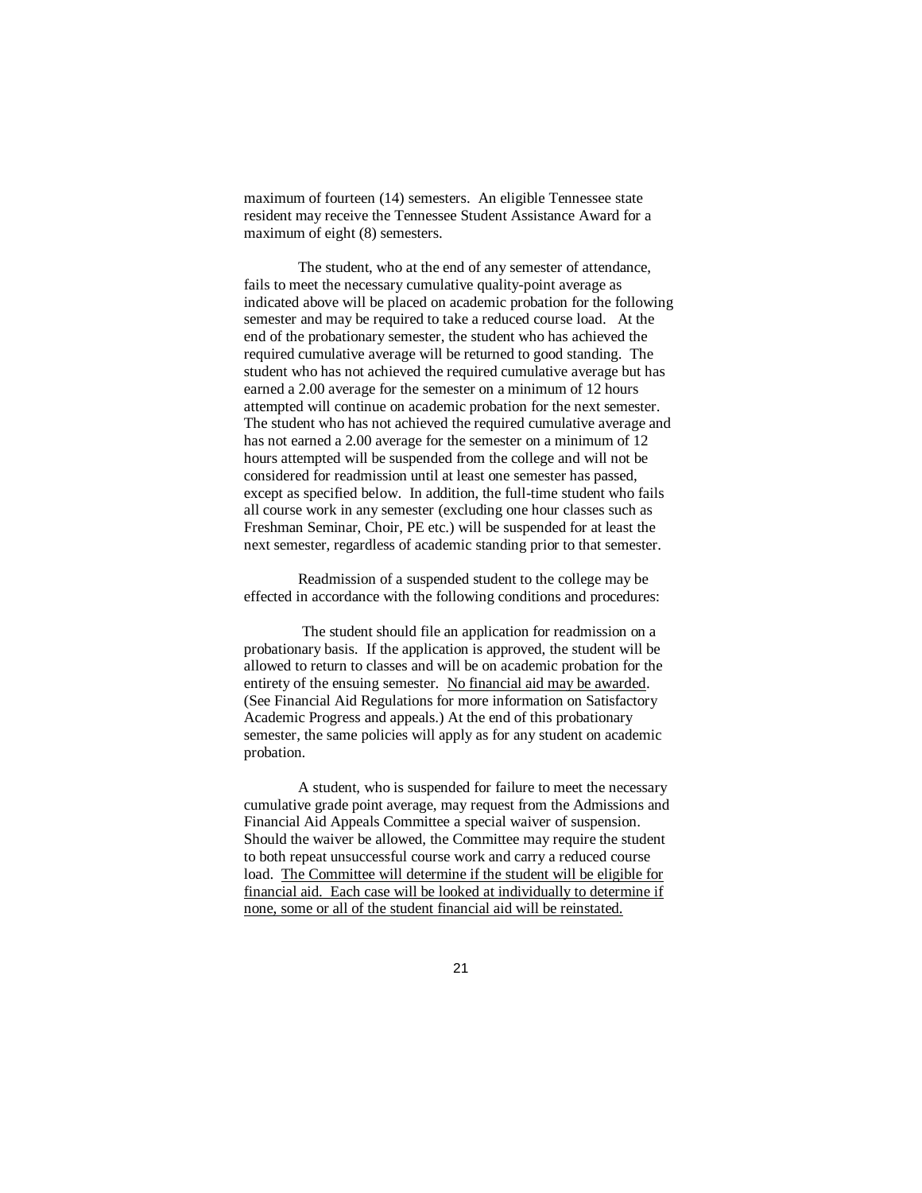maximum of fourteen (14) semesters. An eligible Tennessee state resident may receive the Tennessee Student Assistance Award for a maximum of eight (8) semesters.

The student, who at the end of any semester of attendance, fails to meet the necessary cumulative quality-point average as indicated above will be placed on academic probation for the following semester and may be required to take a reduced course load. At the end of the probationary semester, the student who has achieved the required cumulative average will be returned to good standing. The student who has not achieved the required cumulative average but has earned a 2.00 average for the semester on a minimum of 12 hours attempted will continue on academic probation for the next semester. The student who has not achieved the required cumulative average and has not earned a 2.00 average for the semester on a minimum of 12 hours attempted will be suspended from the college and will not be considered for readmission until at least one semester has passed, except as specified below. In addition, the full-time student who fails all course work in any semester (excluding one hour classes such as Freshman Seminar, Choir, PE etc.) will be suspended for at least the next semester, regardless of academic standing prior to that semester.

Readmission of a suspended student to the college may be effected in accordance with the following conditions and procedures:

The student should file an application for readmission on a probationary basis. If the application is approved, the student will be allowed to return to classes and will be on academic probation for the entirety of the ensuing semester. <u>No financial aid may be awarded</u>. (See Financial Aid Regulations for more information on Satisfactory Academic Progress and appeals.) At the end of this probationary semester, the same policies will apply as for any student on academic probation.

A student, who is suspended for failure to meet the necessary cumulative grade point average, may request from the Admissions and Financial Aid Appeals Committee a special waiver of suspension. Should the waiver be allowed, the Committee may require the student to both repeat unsuccessful course work and carry a reduced course load. <u>The Committee will determine if the student will be eligible for financial aid. Each case will be looked at individually to determine if none, some or all of the student financial aid will be reinstated.</u>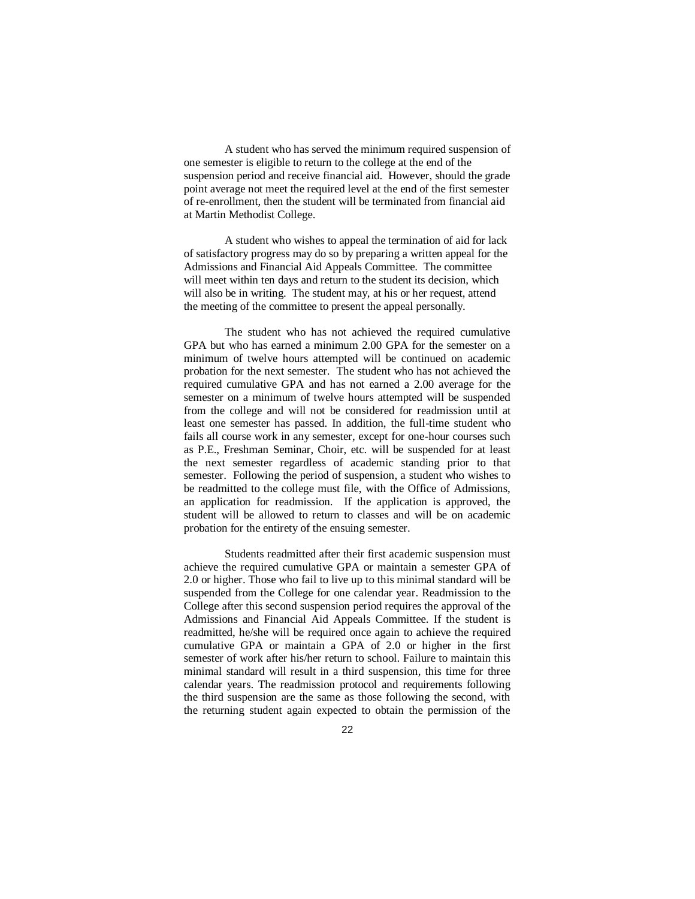A student who has served the minimum required suspension of one semester is eligible to return to the college at the end of the suspension period and receive financial aid. However, should the grade point average not meet the required level at the end of the first semester of re-enrollment, then the student will be terminated from financial aid at Martin Methodist College.

A student who wishes to appeal the termination of aid for lack of satisfactory progress may do so by preparing a written appeal for the Admissions and Financial Aid Appeals Committee. The committee will meet within ten days and return to the student its decision, which will also be in writing. The student may, at his or her request, attend the meeting of the committee to present the appeal personally.

The student who has not achieved the required cumulative GPA but who has earned a minimum 2.00 GPA for the semester on a minimum of twelve hours attempted will be continued on academic probation for the next semester. The student who has not achieved the required cumulative GPA and has not earned a 2.00 average for the semester on a minimum of twelve hours attempted will be suspended from the college and will not be considered for readmission until at least one semester has passed. In addition, the full-time student who fails all course work in any semester, except for one-hour courses such as P.E., Freshman Seminar, Choir, etc. will be suspended for at least the next semester regardless of academic standing prior to that semester. Following the period of suspension, a student who wishes to be readmitted to the college must file, with the Office of Admissions, an application for readmission. If the application is approved, the student will be allowed to return to classes and will be on academic probation for the entirety of the ensuing semester.

Students readmitted after their first academic suspension must achieve the required cumulative GPA or maintain a semester GPA of 2.0 or higher. Those who fail to live up to this minimal standard will be suspended from the College for one calendar year. Readmission to the College after this second suspension period requires the approval of the Admissions and Financial Aid Appeals Committee. If the student is readmitted, he/she will be required once again to achieve the required cumulative GPA or maintain a GPA of 2.0 or higher in the first semester of work after his/her return to school. Failure to maintain this minimal standard will result in a third suspension, this time for three calendar years. The readmission protocol and requirements following the third suspension are the same as those following the second, with the returning student again expected to obtain the permission of the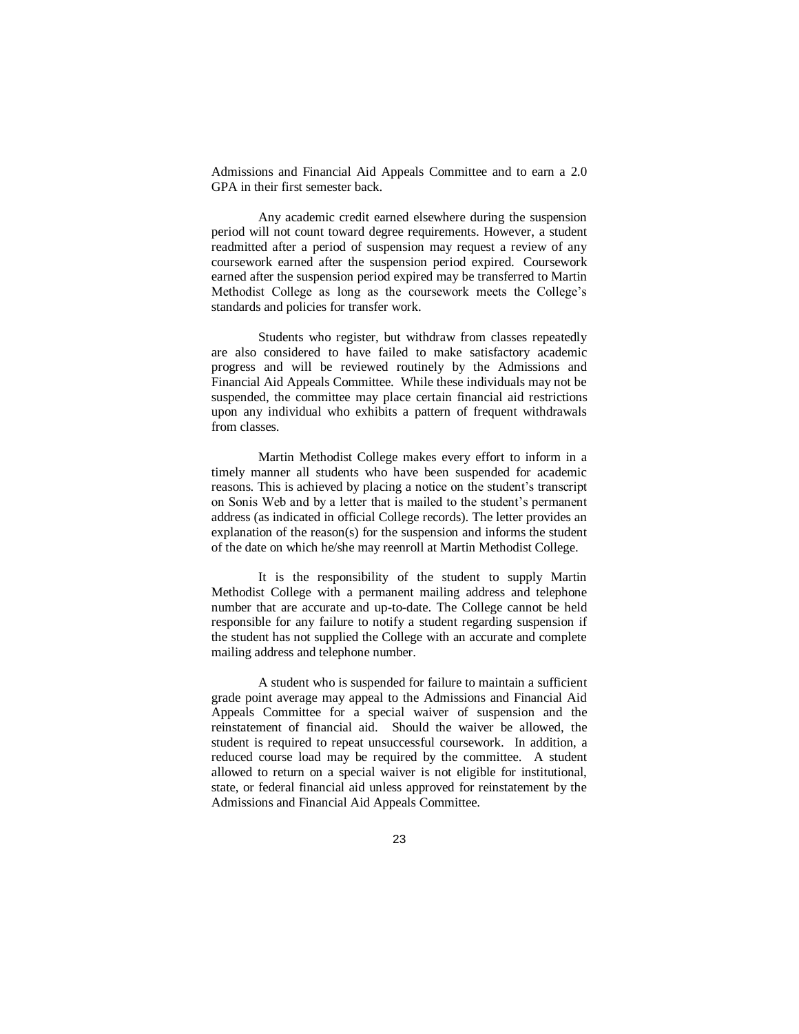Admissions and Financial Aid Appeals Committee and to earn a 2.0 GPA in their first semester back.

Any academic credit earned elsewhere during the suspension period will not count toward degree requirements. However, a student readmitted after a period of suspension may request a review of any coursework earned after the suspension period expired. Coursework earned after the suspension period expired may be transferred to Martin Methodist College as long as the coursework meets the College's standards and policies for transfer work.

Students who register, but withdraw from classes repeatedly are also considered to have failed to make satisfactory academic progress and will be reviewed routinely by the Admissions and Financial Aid Appeals Committee. While these individuals may not be suspended, the committee may place certain financial aid restrictions upon any individual who exhibits a pattern of frequent withdrawals from classes.

Martin Methodist College makes every effort to inform in a timely manner all students who have been suspended for academic reasons. This is achieved by placing a notice on the student's transcript on Sonis Web and by a letter that is mailed to the student's permanent address (as indicated in official College records). The letter provides an explanation of the reason(s) for the suspension and informs the student of the date on which he/she may reenroll at Martin Methodist College.

It is the responsibility of the student to supply Martin Methodist College with a permanent mailing address and telephone number that are accurate and up-to-date. The College cannot be held responsible for any failure to notify a student regarding suspension if the student has not supplied the College with an accurate and complete mailing address and telephone number.

A student who is suspended for failure to maintain a sufficient grade point average may appeal to the Admissions and Financial Aid Appeals Committee for a special waiver of suspension and the reinstatement of financial aid. Should the waiver be allowed, the student is required to repeat unsuccessful coursework. In addition, a reduced course load may be required by the committee. A student allowed to return on a special waiver is not eligible for institutional, state, or federal financial aid unless approved for reinstatement by the Admissions and Financial Aid Appeals Committee.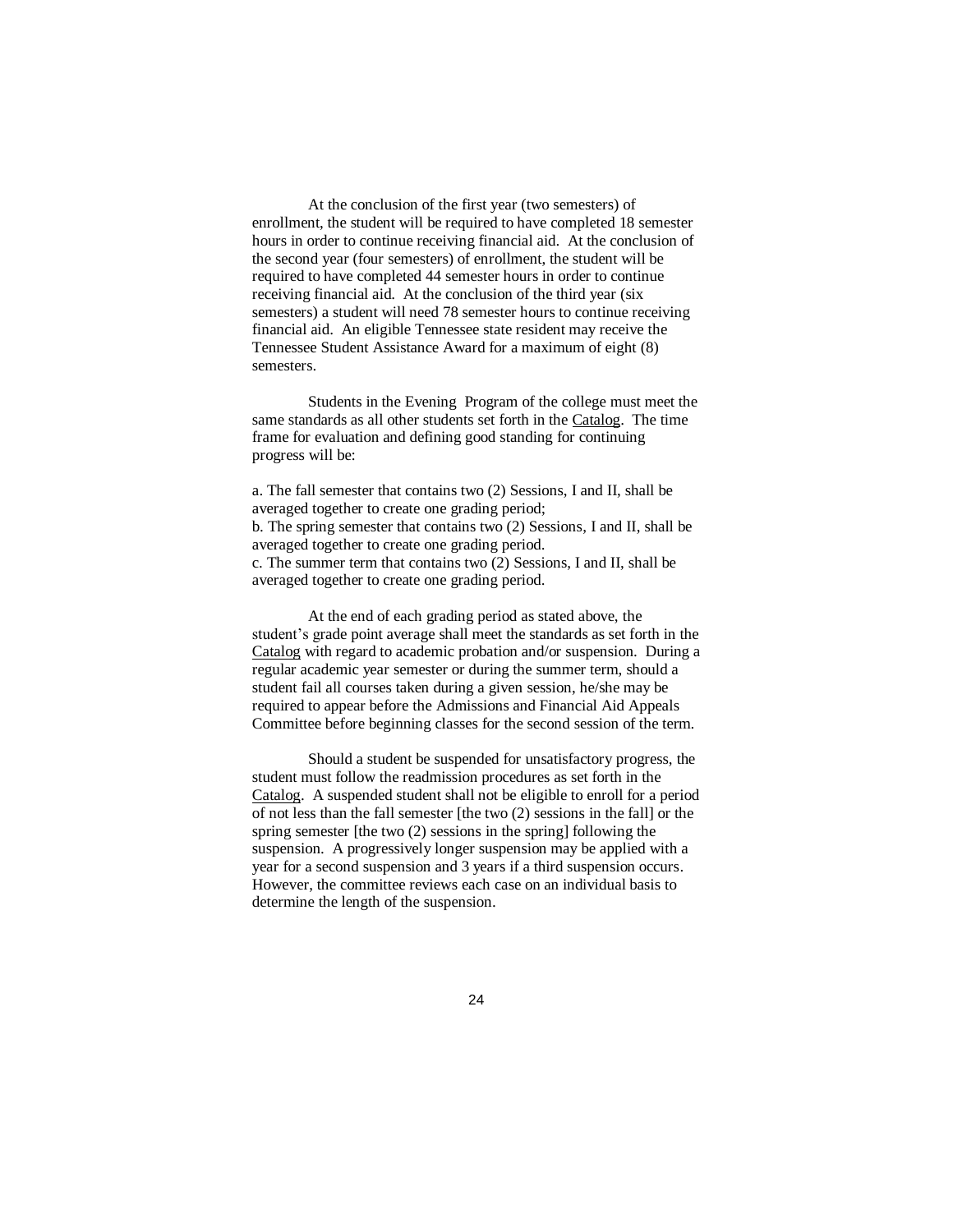At the conclusion of the first year (two semesters) of enrollment, the student will be required to have completed 18 semester hours in order to continue receiving financial aid. At the conclusion of the second year (four semesters) of enrollment, the student will be required to have completed 44 semester hours in order to continue receiving financial aid. At the conclusion of the third year (six semesters) a student will need 78 semester hours to continue receiving financial aid. An eligible Tennessee state resident may receive the Tennessee Student Assistance Award for a maximum of eight (8) semesters.

Students in the Evening Program of the college must meet the same standards as all other students set forth in the Catalog. The time frame for evaluation and defining good standing for continuing progress will be:

a. The fall semester that contains two (2) Sessions, I and II, shall be averaged together to create one grading period;
b. The spring semester that contains two (2) Sessions, I and II, shall be averaged together to create one grading period.
c. The summer term that contains two (2) Sessions, I and II, shall be averaged together to create one grading period.

At the end of each grading period as stated above, the student's grade point average shall meet the standards as set forth in the Catalog with regard to academic probation and/or suspension. During a regular academic year semester or during the summer term, should a student fail all courses taken during a given session, he/she may be required to appear before the Admissions and Financial Aid Appeals Committee before beginning classes for the second session of the term.

Should a student be suspended for unsatisfactory progress, the student must follow the readmission procedures as set forth in the Catalog. A suspended student shall not be eligible to enroll for a period of not less than the fall semester [the two (2) sessions in the fall] or the spring semester [the two (2) sessions in the spring] following the suspension. A progressively longer suspension may be applied with a year for a second suspension and 3 years if a third suspension occurs. However, the committee reviews each case on an individual basis to determine the length of the suspension.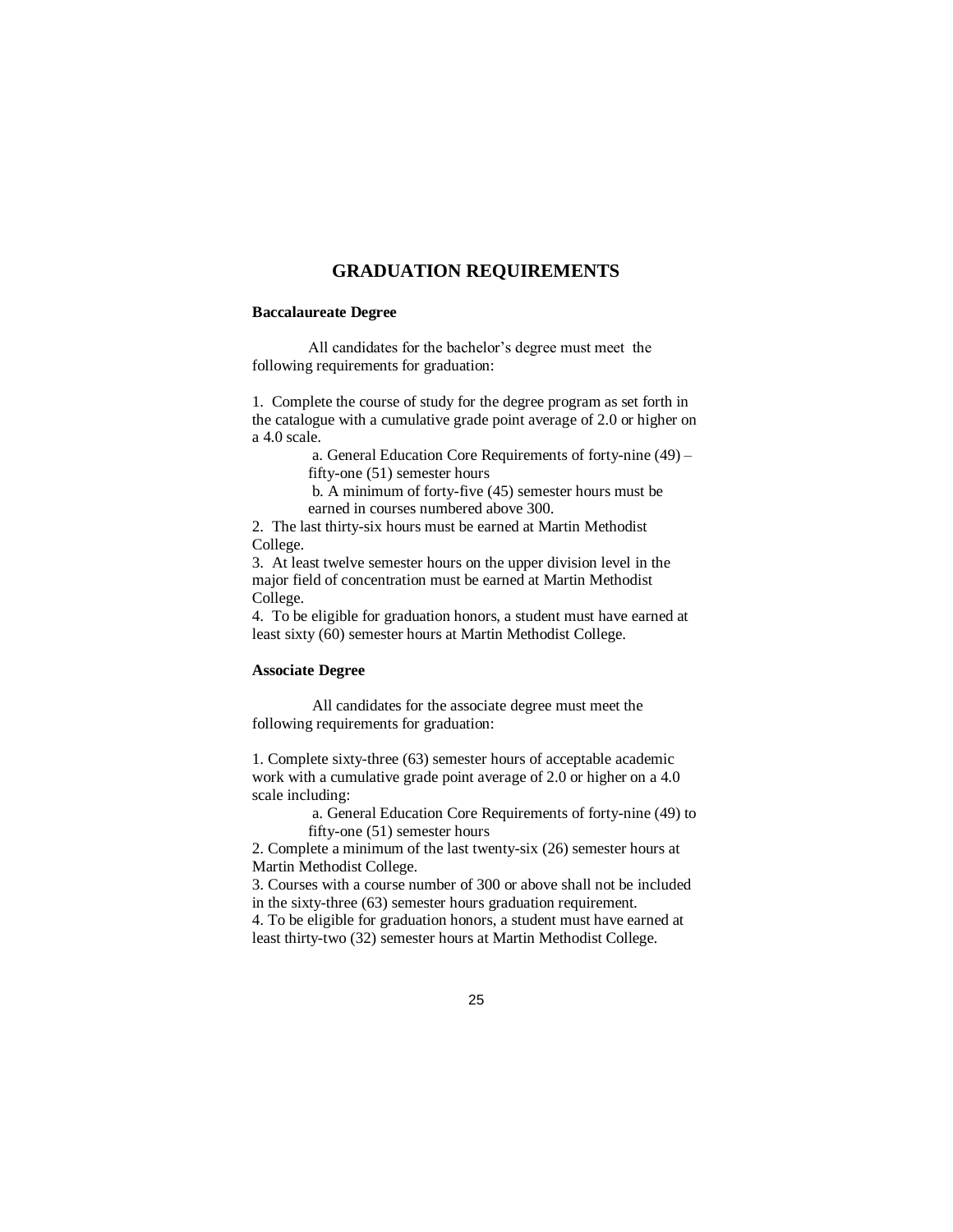# GRADUATION REQUIREMENTS

**Baccalaureate Degree**

All candidates for the bachelor's degree must meet the following requirements for graduation:

1. Complete the course of study for the degree program as set forth in the catalogue with a cumulative grade point average of 2.0 or higher on a 4.0 scale.
   a. General Education Core Requirements of forty-nine (49) – fifty-one (51) semester hours
   b. A minimum of forty-five (45) semester hours must be earned in courses numbered above 300.
2. The last thirty-six hours must be earned at Martin Methodist College.
3. At least twelve semester hours on the upper division level in the major field of concentration must be earned at Martin Methodist College.
4. To be eligible for graduation honors, a student must have earned at least sixty (60) semester hours at Martin Methodist College.

**Associate Degree**

All candidates for the associate degree must meet the following requirements for graduation:

1. Complete sixty-three (63) semester hours of acceptable academic work with a cumulative grade point average of 2.0 or higher on a 4.0 scale including:
   a. General Education Core Requirements of forty-nine (49) to fifty-one (51) semester hours
2. Complete a minimum of the last twenty-six (26) semester hours at Martin Methodist College.
3. Courses with a course number of 300 or above shall not be included in the sixty-three (63) semester hours graduation requirement.
4. To be eligible for graduation honors, a student must have earned at least thirty-two (32) semester hours at Martin Methodist College.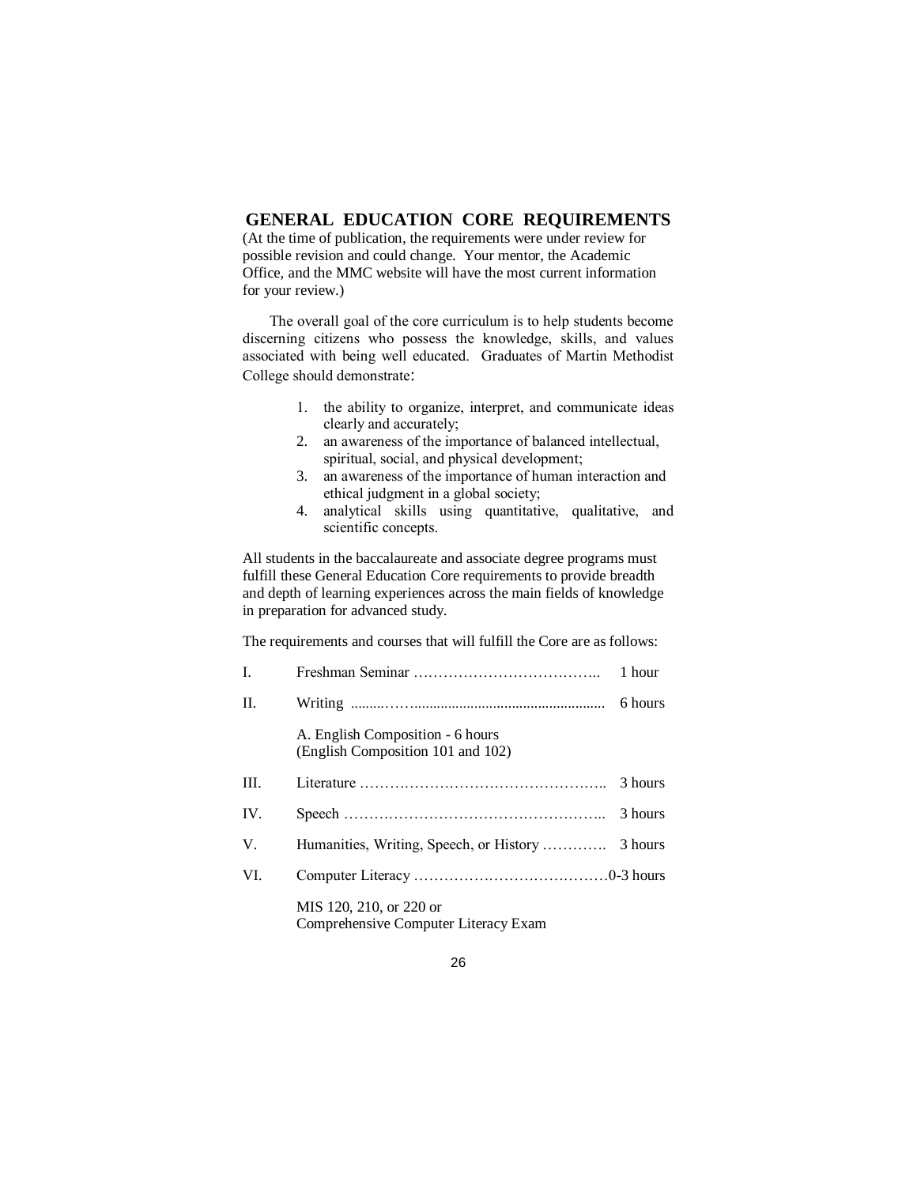## GENERAL EDUCATION CORE REQUIREMENTS

(At the time of publication, the requirements were under review for possible revision and could change. Your mentor, the Academic Office, and the MMC website will have the most current information for your review.)

The overall goal of the core curriculum is to help students become discerning citizens who possess the knowledge, skills, and values associated with being well educated. Graduates of Martin Methodist College should demonstrate:

1. the ability to organize, interpret, and communicate ideas clearly and accurately;
2. an awareness of the importance of balanced intellectual, spiritual, social, and physical development;
3. an awareness of the importance of human interaction and ethical judgment in a global society;
4. analytical skills using quantitative, qualitative, and scientific concepts.

All students in the baccalaureate and associate degree programs must fulfill these General Education Core requirements to provide breadth and depth of learning experiences across the main fields of knowledge in preparation for advanced study.

The requirements and courses that will fulfill the Core are as follows:

I. Freshman Seminar ……………………………….. 1 hour

II. Writing ......……................................................... 6 hours

A. English Composition - 6 hours
(English Composition 101 and 102)

III. Literature ………….……………………………….. 3 hours

IV. Speech ……………………………………….……... 3 hours

V. Humanities, Writing, Speech, or History …………. 3 hours

VI. Computer Literacy ………………………….………0-3 hours

MIS 120, 210, or 220 or
Comprehensive Computer Literacy Exam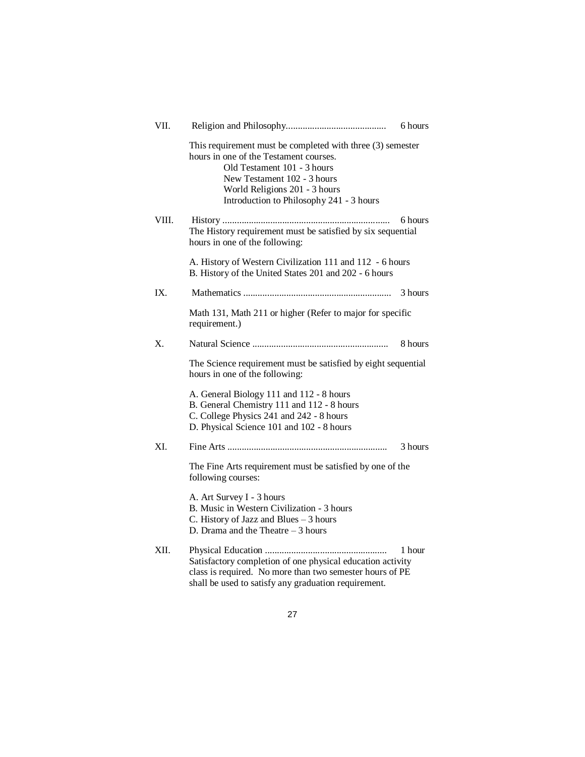VII. Religion and Philosophy.......................................... 6 hours

This requirement must be completed with three (3) semester hours in one of the Testament courses.

- Old Testament 101 - 3 hours
- New Testament 102 - 3 hours
- World Religions 201 - 3 hours
- Introduction to Philosophy 241 - 3 hours

VIII. History ..................................................................... 6 hours

The History requirement must be satisfied by six sequential hours in one of the following:

A. History of Western Civilization 111 and 112 - 6 hours
B. History of the United States 201 and 202 - 6 hours

IX. Mathematics ............................................................. 3 hours

Math 131, Math 211 or higher (Refer to major for specific requirement.)

X. Natural Science ........................................................ 8 hours

The Science requirement must be satisfied by eight sequential hours in one of the following:

A. General Biology 111 and 112 - 8 hours
B. General Chemistry 111 and 112 - 8 hours
C. College Physics 241 and 242 - 8 hours
D. Physical Science 101 and 102 - 8 hours

XI. Fine Arts .................................................................. 3 hours

The Fine Arts requirement must be satisfied by one of the following courses:

A. Art Survey I - 3 hours
B. Music in Western Civilization - 3 hours
C. History of Jazz and Blues – 3 hours
D. Drama and the Theatre – 3 hours

XII. Physical Education .................................................. 1 hour

Satisfactory completion of one physical education activity class is required. No more than two semester hours of PE shall be used to satisfy any graduation requirement.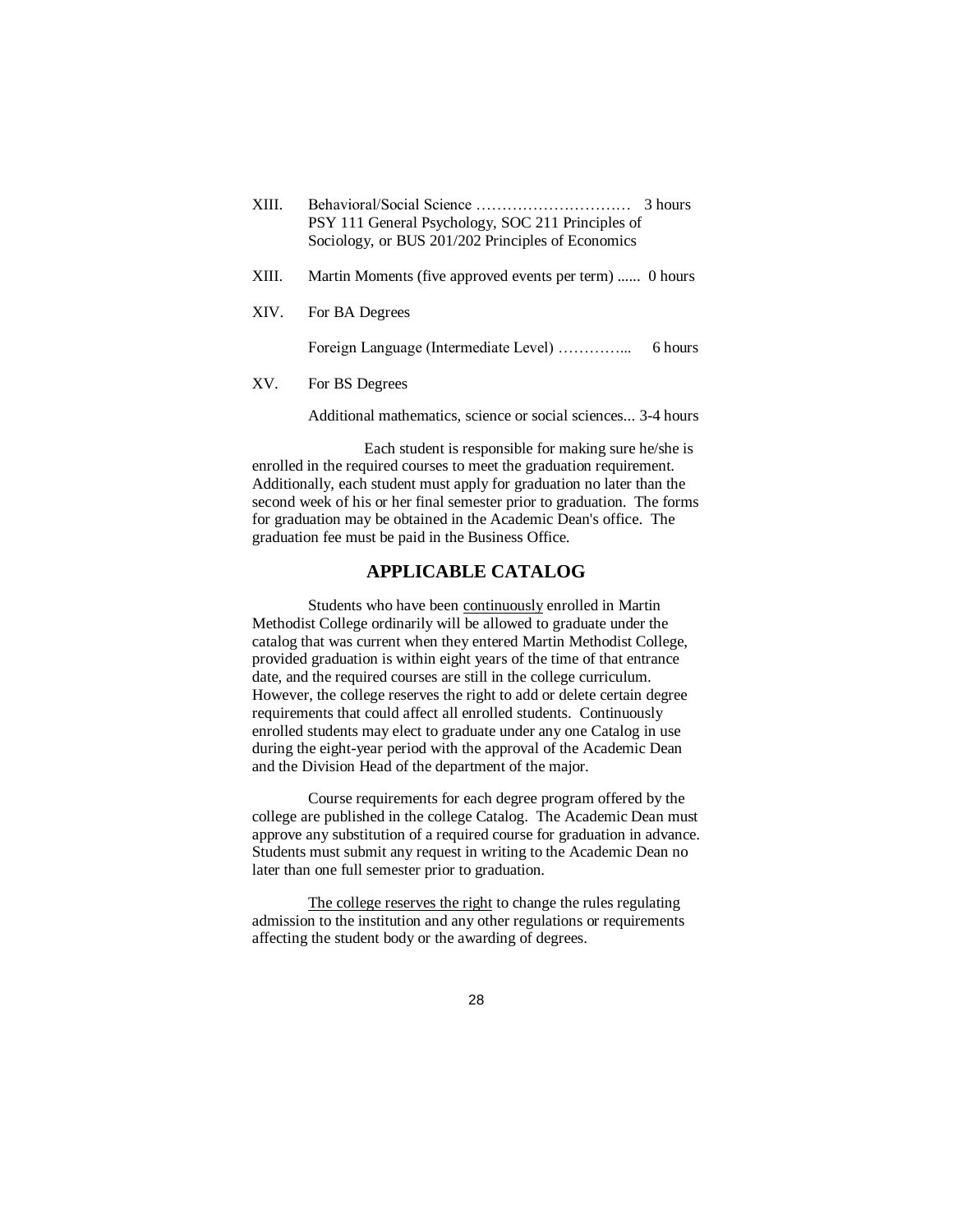XIII. Behavioral/Social Science ………………………… 3 hours
PSY 111 General Psychology, SOC 211 Principles of Sociology, or BUS 201/202 Principles of Economics

XIII. Martin Moments (five approved events per term) ...... 0 hours

XIV. For BA Degrees

Foreign Language (Intermediate Level) …………... 6 hours

XV. For BS Degrees

Additional mathematics, science or social sciences... 3-4 hours

Each student is responsible for making sure he/she is enrolled in the required courses to meet the graduation requirement. Additionally, each student must apply for graduation no later than the second week of his or her final semester prior to graduation. The forms for graduation may be obtained in the Academic Dean's office. The graduation fee must be paid in the Business Office.

## APPLICABLE CATALOG

Students who have been continuously enrolled in Martin Methodist College ordinarily will be allowed to graduate under the catalog that was current when they entered Martin Methodist College, provided graduation is within eight years of the time of that entrance date, and the required courses are still in the college curriculum. However, the college reserves the right to add or delete certain degree requirements that could affect all enrolled students. Continuously enrolled students may elect to graduate under any one Catalog in use during the eight-year period with the approval of the Academic Dean and the Division Head of the department of the major.

Course requirements for each degree program offered by the college are published in the college Catalog. The Academic Dean must approve any substitution of a required course for graduation in advance. Students must submit any request in writing to the Academic Dean no later than one full semester prior to graduation.

The college reserves the right to change the rules regulating admission to the institution and any other regulations or requirements affecting the student body or the awarding of degrees.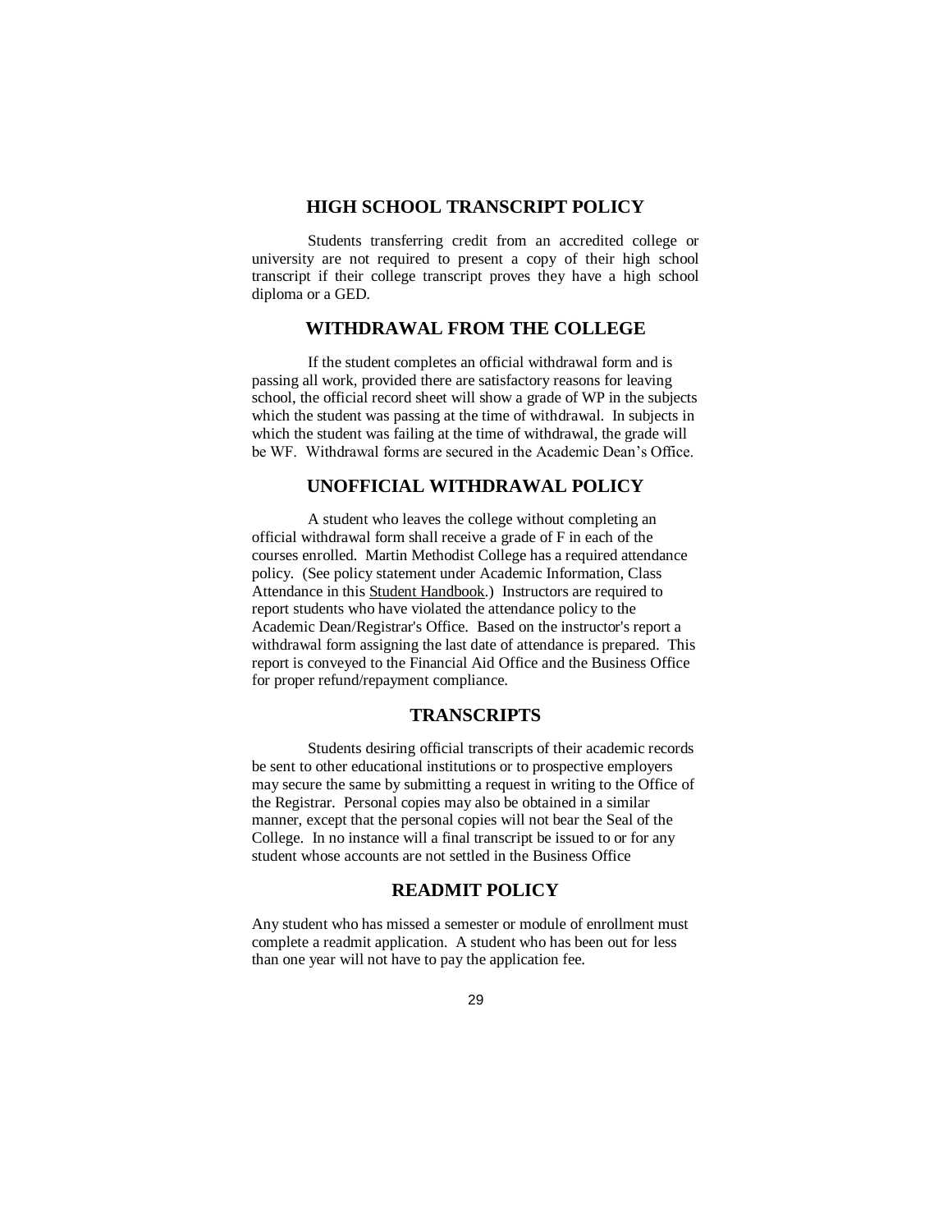## HIGH SCHOOL TRANSCRIPT POLICY

Students transferring credit from an accredited college or university are not required to present a copy of their high school transcript if their college transcript proves they have a high school diploma or a GED.

## WITHDRAWAL FROM THE COLLEGE

If the student completes an official withdrawal form and is passing all work, provided there are satisfactory reasons for leaving school, the official record sheet will show a grade of WP in the subjects which the student was passing at the time of withdrawal. In subjects in which the student was failing at the time of withdrawal, the grade will be WF. Withdrawal forms are secured in the Academic Dean's Office.

## UNOFFICIAL WITHDRAWAL POLICY

A student who leaves the college without completing an official withdrawal form shall receive a grade of F in each of the courses enrolled. Martin Methodist College has a required attendance policy. (See policy statement under Academic Information, Class Attendance in this Student Handbook.) Instructors are required to report students who have violated the attendance policy to the Academic Dean/Registrar's Office. Based on the instructor's report a withdrawal form assigning the last date of attendance is prepared. This report is conveyed to the Financial Aid Office and the Business Office for proper refund/repayment compliance.

## TRANSCRIPTS

Students desiring official transcripts of their academic records be sent to other educational institutions or to prospective employers may secure the same by submitting a request in writing to the Office of the Registrar. Personal copies may also be obtained in a similar manner, except that the personal copies will not bear the Seal of the College. In no instance will a final transcript be issued to or for any student whose accounts are not settled in the Business Office

## READMIT POLICY

Any student who has missed a semester or module of enrollment must complete a readmit application. A student who has been out for less than one year will not have to pay the application fee.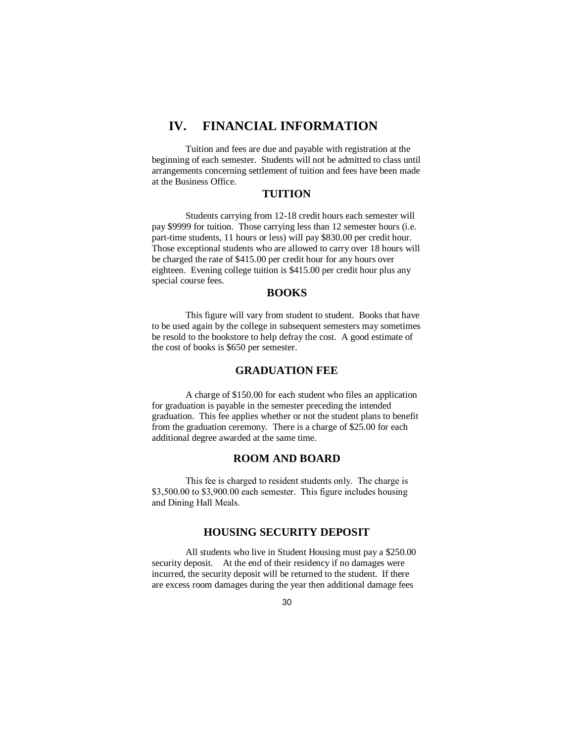# IV. FINANCIAL INFORMATION

Tuition and fees are due and payable with registration at the beginning of each semester. Students will not be admitted to class until arrangements concerning settlement of tuition and fees have been made at the Business Office.

## TUITION

Students carrying from 12-18 credit hours each semester will pay $9999 for tuition. Those carrying less than 12 semester hours (i.e. part-time students, 11 hours or less) will pay $830.00 per credit hour. Those exceptional students who are allowed to carry over 18 hours will be charged the rate of $415.00 per credit hour for any hours over eighteen. Evening college tuition is $415.00 per credit hour plus any special course fees.

## BOOKS

This figure will vary from student to student. Books that have to be used again by the college in subsequent semesters may sometimes be resold to the bookstore to help defray the cost. A good estimate of the cost of books is $650 per semester.

## GRADUATION FEE

A charge of $150.00 for each student who files an application for graduation is payable in the semester preceding the intended graduation. This fee applies whether or not the student plans to benefit from the graduation ceremony. There is a charge of $25.00 for each additional degree awarded at the same time.

## ROOM AND BOARD

This fee is charged to resident students only. The charge is $3,500.00 to $3,900.00 each semester. This figure includes housing and Dining Hall Meals.

## HOUSING SECURITY DEPOSIT

All students who live in Student Housing must pay a $250.00 security deposit. At the end of their residency if no damages were incurred, the security deposit will be returned to the student. If there are excess room damages during the year then additional damage fees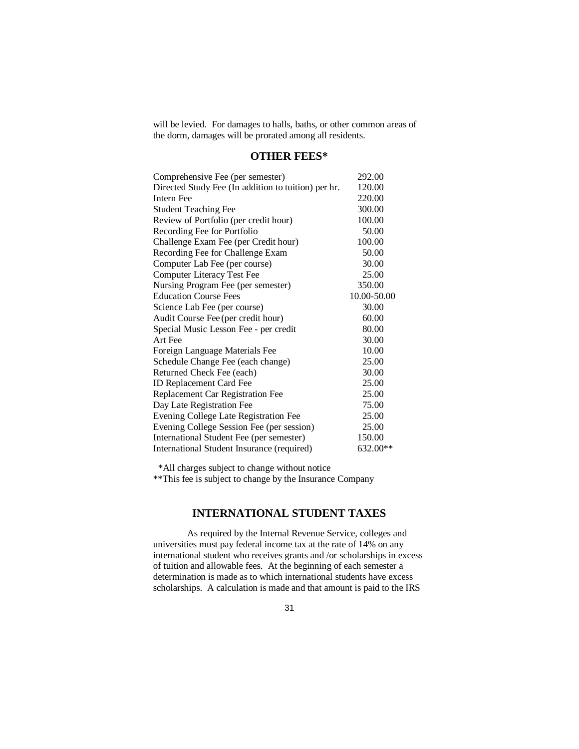will be levied. For damages to halls, baths, or other common areas of the dorm, damages will be prorated among all residents.

## OTHER FEES*

| Fee | Amount |
|---|---|
| Comprehensive Fee (per semester) | 292.00 |
| Directed Study Fee (In addition to tuition) per hr. | 120.00 |
| Intern Fee | 220.00 |
| Student Teaching Fee | 300.00 |
| Review of Portfolio (per credit hour) | 100.00 |
| Recording Fee for Portfolio | 50.00 |
| Challenge Exam Fee (per Credit hour) | 100.00 |
| Recording Fee for Challenge Exam | 50.00 |
| Computer Lab Fee (per course) | 30.00 |
| Computer Literacy Test Fee | 25.00 |
| Nursing Program Fee (per semester) | 350.00 |
| Education Course Fees | 10.00-50.00 |
| Science Lab Fee (per course) | 30.00 |
| Audit Course Fee (per credit hour) | 60.00 |
| Special Music Lesson Fee - per credit | 80.00 |
| Art Fee | 30.00 |
| Foreign Language Materials Fee | 10.00 |
| Schedule Change Fee (each change) | 25.00 |
| Returned Check Fee (each) | 30.00 |
| ID Replacement Card Fee | 25.00 |
| Replacement Car Registration Fee | 25.00 |
| Day Late Registration Fee | 75.00 |
| Evening College Late Registration Fee | 25.00 |
| Evening College Session Fee (per session) | 25.00 |
| International Student Fee (per semester) | 150.00 |
| International Student Insurance (required) | 632.00** |

*All charges subject to change without notice
**This fee is subject to change by the Insurance Company

## INTERNATIONAL STUDENT TAXES

As required by the Internal Revenue Service, colleges and universities must pay federal income tax at the rate of 14% on any international student who receives grants and /or scholarships in excess of tuition and allowable fees. At the beginning of each semester a determination is made as to which international students have excess scholarships. A calculation is made and that amount is paid to the IRS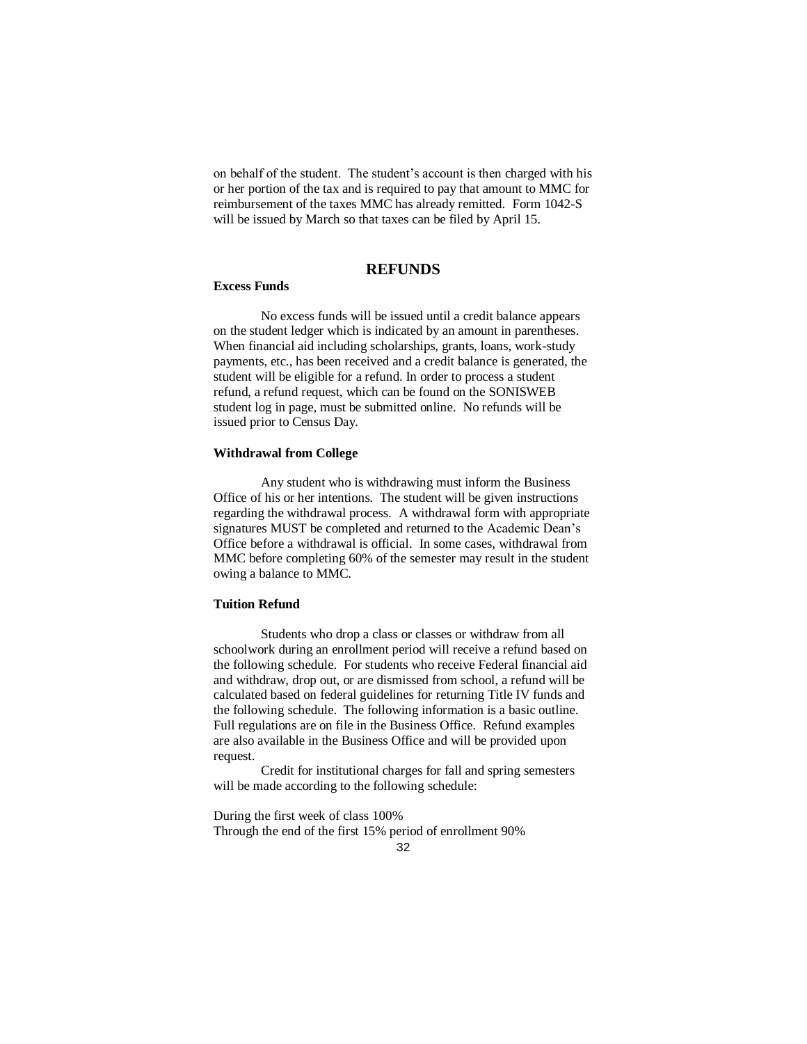on behalf of the student. The student's account is then charged with his or her portion of the tax and is required to pay that amount to MMC for reimbursement of the taxes MMC has already remitted. Form 1042-S will be issued by March so that taxes can be filed by April 15.

## REFUNDS

### Excess Funds

No excess funds will be issued until a credit balance appears on the student ledger which is indicated by an amount in parentheses. When financial aid including scholarships, grants, loans, work-study payments, etc., has been received and a credit balance is generated, the student will be eligible for a refund. In order to process a student refund, a refund request, which can be found on the SONISWEB student log in page, must be submitted online. No refunds will be issued prior to Census Day.

### Withdrawal from College

Any student who is withdrawing must inform the Business Office of his or her intentions. The student will be given instructions regarding the withdrawal process. A withdrawal form with appropriate signatures MUST be completed and returned to the Academic Dean's Office before a withdrawal is official. In some cases, withdrawal from MMC before completing 60% of the semester may result in the student owing a balance to MMC.

### Tuition Refund

Students who drop a class or classes or withdraw from all schoolwork during an enrollment period will receive a refund based on the following schedule. For students who receive Federal financial aid and withdraw, drop out, or are dismissed from school, a refund will be calculated based on federal guidelines for returning Title IV funds and the following schedule. The following information is a basic outline. Full regulations are on file in the Business Office. Refund examples are also available in the Business Office and will be provided upon request.

Credit for institutional charges for fall and spring semesters will be made according to the following schedule:

During the first week of class 100%
Through the end of the first 15% period of enrollment 90%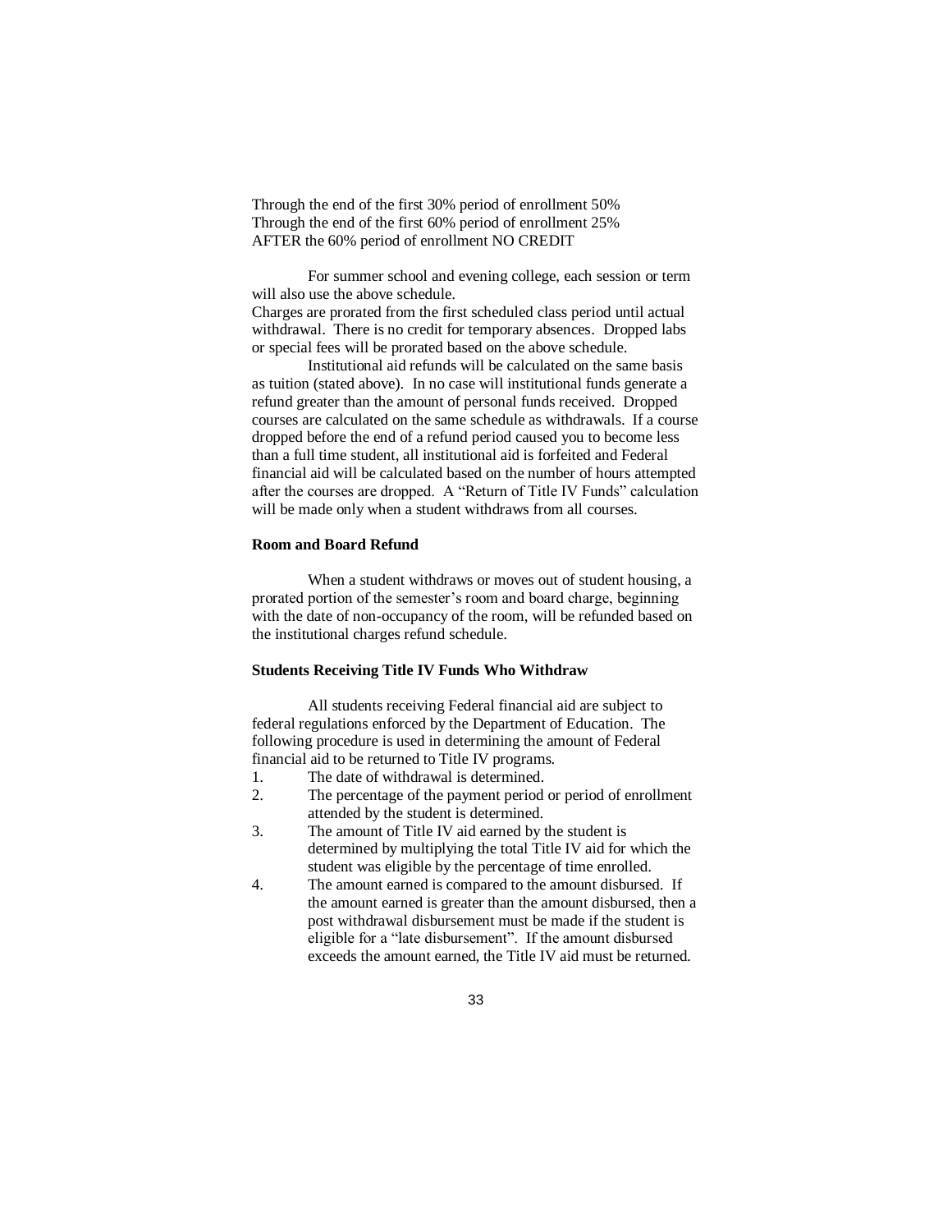Through the end of the first 30% period of enrollment 50%
Through the end of the first 60% period of enrollment 25%
AFTER the 60% period of enrollment NO CREDIT

For summer school and evening college, each session or term will also use the above schedule.
Charges are prorated from the first scheduled class period until actual withdrawal. There is no credit for temporary absences. Dropped labs or special fees will be prorated based on the above schedule.

Institutional aid refunds will be calculated on the same basis as tuition (stated above). In no case will institutional funds generate a refund greater than the amount of personal funds received. Dropped courses are calculated on the same schedule as withdrawals. If a course dropped before the end of a refund period caused you to become less than a full time student, all institutional aid is forfeited and Federal financial aid will be calculated based on the number of hours attempted after the courses are dropped. A "Return of Title IV Funds" calculation will be made only when a student withdraws from all courses.

**Room and Board Refund**

When a student withdraws or moves out of student housing, a prorated portion of the semester's room and board charge, beginning with the date of non-occupancy of the room, will be refunded based on the institutional charges refund schedule.

**Students Receiving Title IV Funds Who Withdraw**

All students receiving Federal financial aid are subject to federal regulations enforced by the Department of Education. The following procedure is used in determining the amount of Federal financial aid to be returned to Title IV programs.

1. The date of withdrawal is determined.
2. The percentage of the payment period or period of enrollment attended by the student is determined.
3. The amount of Title IV aid earned by the student is determined by multiplying the total Title IV aid for which the student was eligible by the percentage of time enrolled.
4. The amount earned is compared to the amount disbursed. If the amount earned is greater than the amount disbursed, then a post withdrawal disbursement must be made if the student is eligible for a "late disbursement". If the amount disbursed exceeds the amount earned, the Title IV aid must be returned.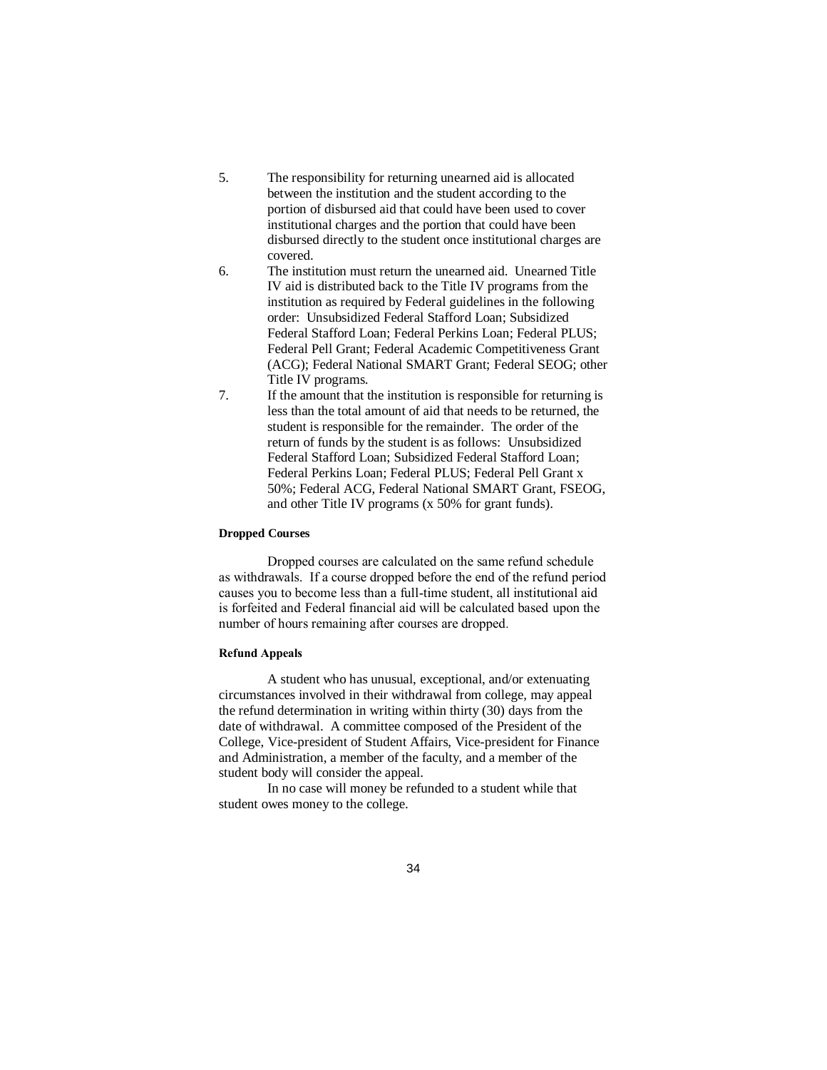5. The responsibility for returning unearned aid is allocated between the institution and the student according to the portion of disbursed aid that could have been used to cover institutional charges and the portion that could have been disbursed directly to the student once institutional charges are covered.
6. The institution must return the unearned aid. Unearned Title IV aid is distributed back to the Title IV programs from the institution as required by Federal guidelines in the following order: Unsubsidized Federal Stafford Loan; Subsidized Federal Stafford Loan; Federal Perkins Loan; Federal PLUS; Federal Pell Grant; Federal Academic Competitiveness Grant (ACG); Federal National SMART Grant; Federal SEOG; other Title IV programs.
7. If the amount that the institution is responsible for returning is less than the total amount of aid that needs to be returned, the student is responsible for the remainder. The order of the return of funds by the student is as follows: Unsubsidized Federal Stafford Loan; Subsidized Federal Stafford Loan; Federal Perkins Loan; Federal PLUS; Federal Pell Grant x 50%; Federal ACG, Federal National SMART Grant, FSEOG, and other Title IV programs (x 50% for grant funds).

**Dropped Courses**

Dropped courses are calculated on the same refund schedule as withdrawals. If a course dropped before the end of the refund period causes you to become less than a full-time student, all institutional aid is forfeited and Federal financial aid will be calculated based upon the number of hours remaining after courses are dropped.

**Refund Appeals**

A student who has unusual, exceptional, and/or extenuating circumstances involved in their withdrawal from college, may appeal the refund determination in writing within thirty (30) days from the date of withdrawal. A committee composed of the President of the College, Vice-president of Student Affairs, Vice-president for Finance and Administration, a member of the faculty, and a member of the student body will consider the appeal.

In no case will money be refunded to a student while that student owes money to the college.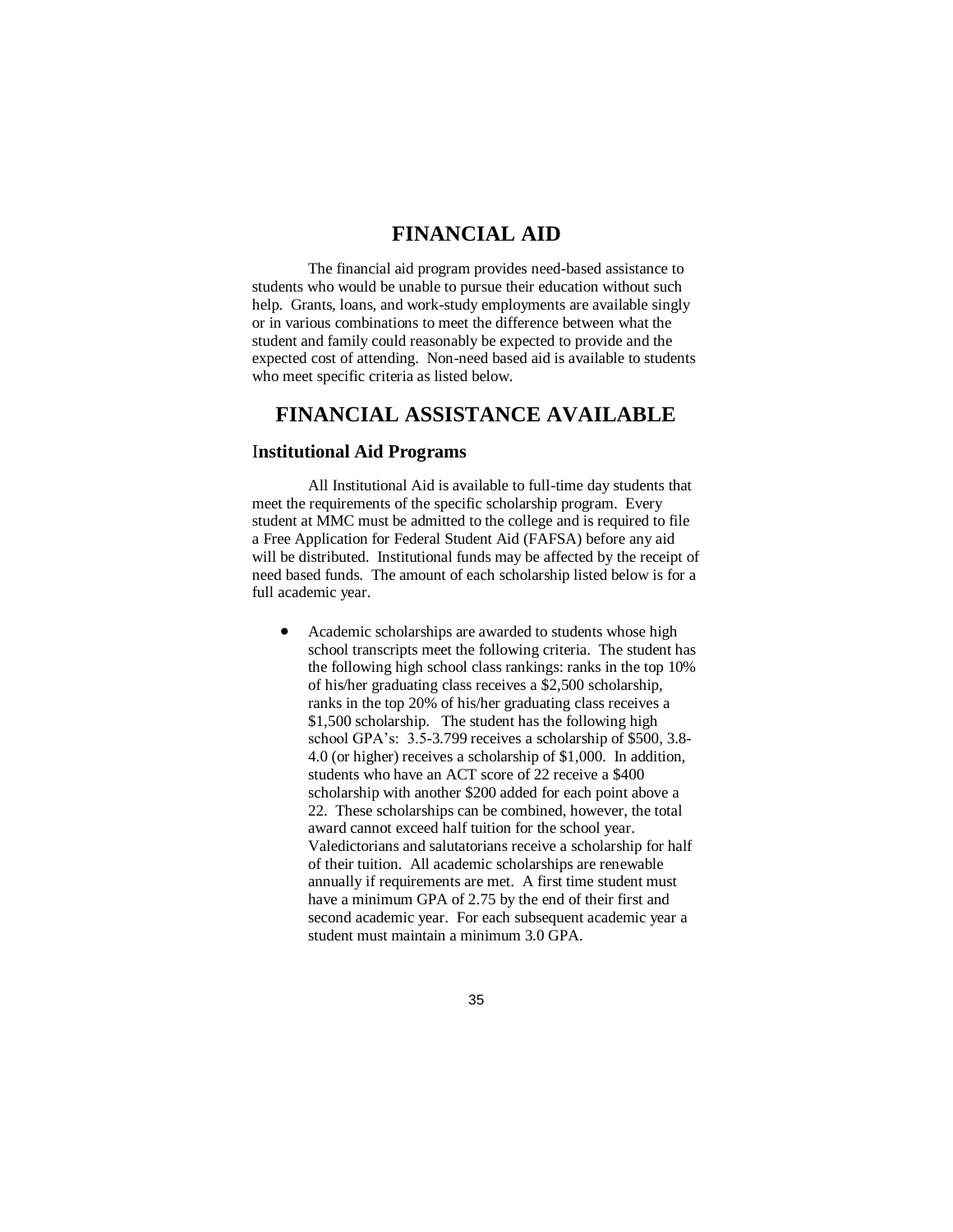# FINANCIAL AID

The financial aid program provides need-based assistance to students who would be unable to pursue their education without such help. Grants, loans, and work-study employments are available singly or in various combinations to meet the difference between what the student and family could reasonably be expected to provide and the expected cost of attending. Non-need based aid is available to students who meet specific criteria as listed below.

# FINANCIAL ASSISTANCE AVAILABLE

## Institutional Aid Programs

All Institutional Aid is available to full-time day students that meet the requirements of the specific scholarship program. Every student at MMC must be admitted to the college and is required to file a Free Application for Federal Student Aid (FAFSA) before any aid will be distributed. Institutional funds may be affected by the receipt of need based funds. The amount of each scholarship listed below is for a full academic year.

- Academic scholarships are awarded to students whose high school transcripts meet the following criteria. The student has the following high school class rankings: ranks in the top 10% of his/her graduating class receives a $2,500 scholarship, ranks in the top 20% of his/her graduating class receives a $1,500 scholarship. The student has the following high school GPA's: 3.5-3.799 receives a scholarship of $500, 3.8-4.0 (or higher) receives a scholarship of $1,000. In addition, students who have an ACT score of 22 receive a $400 scholarship with another $200 added for each point above a 22. These scholarships can be combined, however, the total award cannot exceed half tuition for the school year. Valedictorians and salutatorians receive a scholarship for half of their tuition. All academic scholarships are renewable annually if requirements are met. A first time student must have a minimum GPA of 2.75 by the end of their first and second academic year. For each subsequent academic year a student must maintain a minimum 3.0 GPA.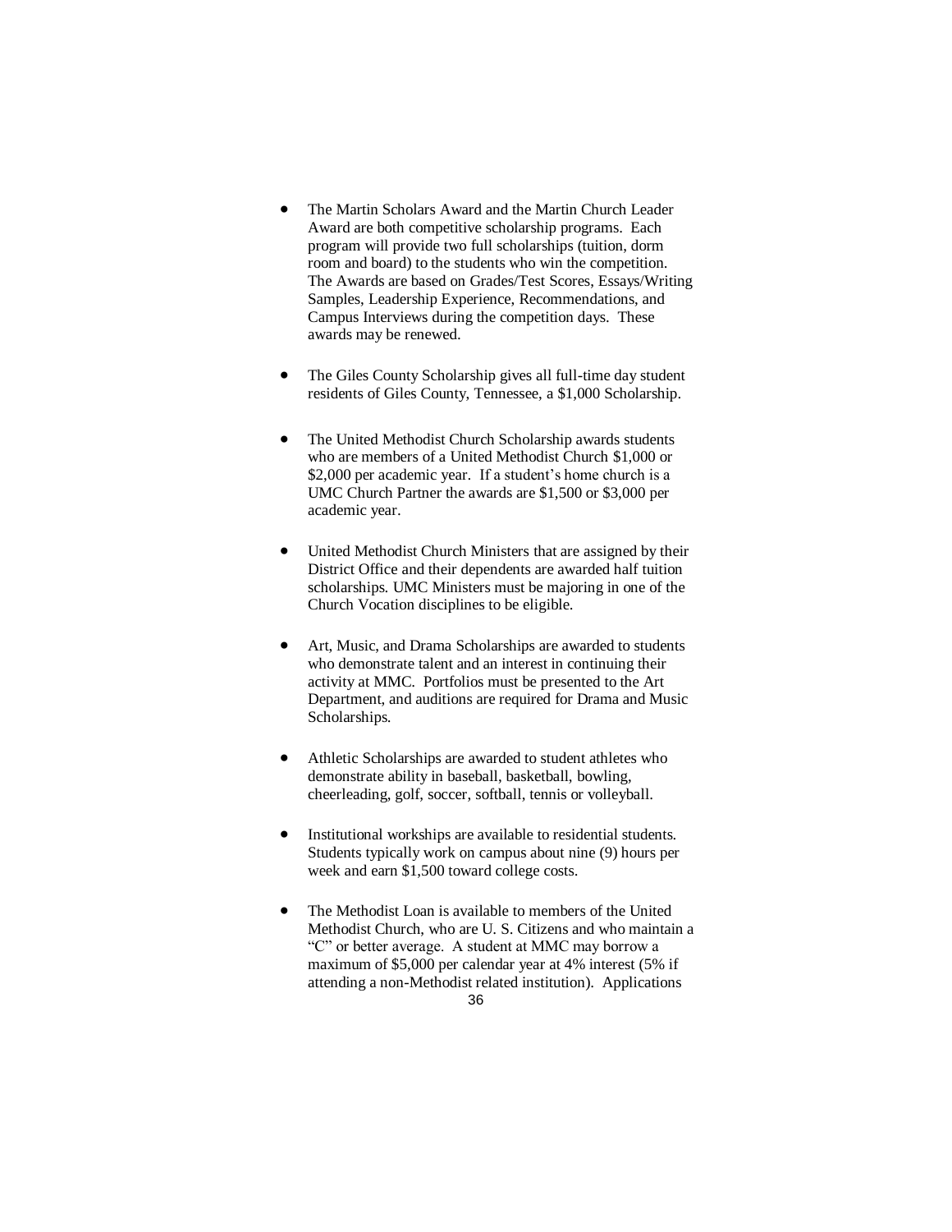- The Martin Scholars Award and the Martin Church Leader Award are both competitive scholarship programs. Each program will provide two full scholarships (tuition, dorm room and board) to the students who win the competition. The Awards are based on Grades/Test Scores, Essays/Writing Samples, Leadership Experience, Recommendations, and Campus Interviews during the competition days. These awards may be renewed.

- The Giles County Scholarship gives all full-time day student residents of Giles County, Tennessee, a $1,000 Scholarship.

- The United Methodist Church Scholarship awards students who are members of a United Methodist Church $1,000 or $2,000 per academic year. If a student's home church is a UMC Church Partner the awards are $1,500 or $3,000 per academic year.

- United Methodist Church Ministers that are assigned by their District Office and their dependents are awarded half tuition scholarships. UMC Ministers must be majoring in one of the Church Vocation disciplines to be eligible.

- Art, Music, and Drama Scholarships are awarded to students who demonstrate talent and an interest in continuing their activity at MMC. Portfolios must be presented to the Art Department, and auditions are required for Drama and Music Scholarships.

- Athletic Scholarships are awarded to student athletes who demonstrate ability in baseball, basketball, bowling, cheerleading, golf, soccer, softball, tennis or volleyball.

- Institutional workships are available to residential students. Students typically work on campus about nine (9) hours per week and earn $1,500 toward college costs.

- The Methodist Loan is available to members of the United Methodist Church, who are U. S. Citizens and who maintain a "C" or better average. A student at MMC may borrow a maximum of $5,000 per calendar year at 4% interest (5% if attending a non-Methodist related institution). Applications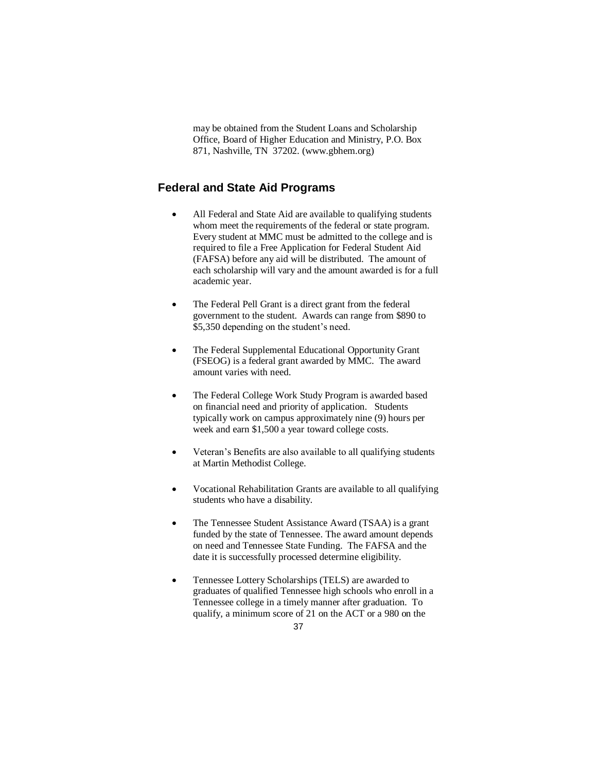may be obtained from the Student Loans and Scholarship Office, Board of Higher Education and Ministry, P.O. Box 871, Nashville, TN 37202. (www.gbhem.org)

## Federal and State Aid Programs

- All Federal and State Aid are available to qualifying students whom meet the requirements of the federal or state program. Every student at MMC must be admitted to the college and is required to file a Free Application for Federal Student Aid (FAFSA) before any aid will be distributed. The amount of each scholarship will vary and the amount awarded is for a full academic year.

- The Federal Pell Grant is a direct grant from the federal government to the student. Awards can range from $890 to $5,350 depending on the student's need.

- The Federal Supplemental Educational Opportunity Grant (FSEOG) is a federal grant awarded by MMC. The award amount varies with need.

- The Federal College Work Study Program is awarded based on financial need and priority of application. Students typically work on campus approximately nine (9) hours per week and earn $1,500 a year toward college costs.

- Veteran's Benefits are also available to all qualifying students at Martin Methodist College.

- Vocational Rehabilitation Grants are available to all qualifying students who have a disability.

- The Tennessee Student Assistance Award (TSAA) is a grant funded by the state of Tennessee. The award amount depends on need and Tennessee State Funding. The FAFSA and the date it is successfully processed determine eligibility.

- Tennessee Lottery Scholarships (TELS) are awarded to graduates of qualified Tennessee high schools who enroll in a Tennessee college in a timely manner after graduation. To qualify, a minimum score of 21 on the ACT or a 980 on the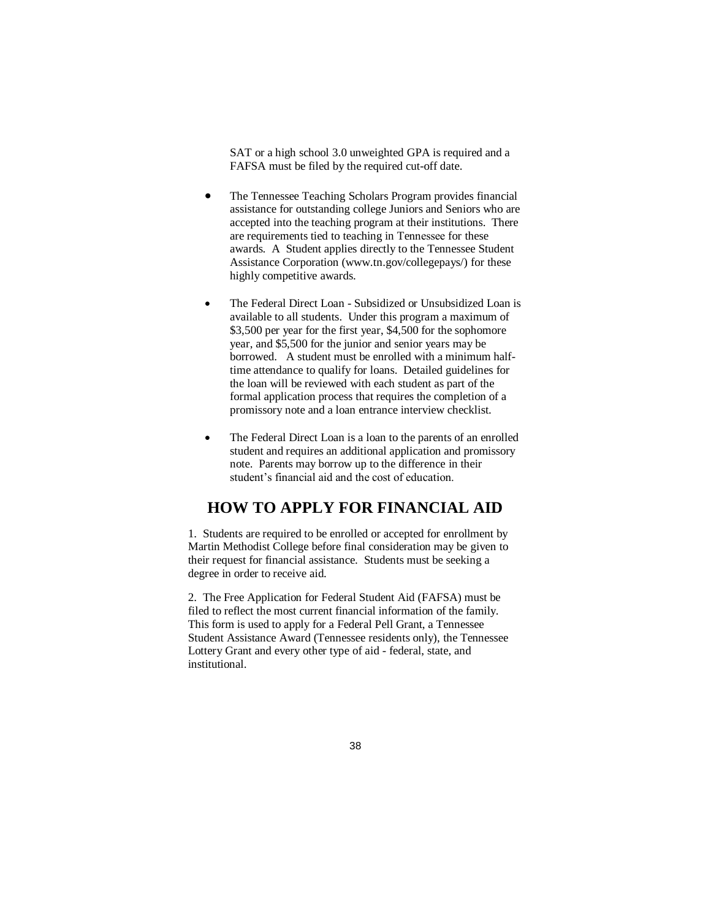SAT or a high school 3.0 unweighted GPA is required and a FAFSA must be filed by the required cut-off date.

- The Tennessee Teaching Scholars Program provides financial assistance for outstanding college Juniors and Seniors who are accepted into the teaching program at their institutions. There are requirements tied to teaching in Tennessee for these awards. A Student applies directly to the Tennessee Student Assistance Corporation (www.tn.gov/collegepays/) for these highly competitive awards.

- The Federal Direct Loan - Subsidized or Unsubsidized Loan is available to all students. Under this program a maximum of $3,500 per year for the first year, $4,500 for the sophomore year, and $5,500 for the junior and senior years may be borrowed. A student must be enrolled with a minimum half-time attendance to qualify for loans. Detailed guidelines for the loan will be reviewed with each student as part of the formal application process that requires the completion of a promissory note and a loan entrance interview checklist.

- The Federal Direct Loan is a loan to the parents of an enrolled student and requires an additional application and promissory note. Parents may borrow up to the difference in their student's financial aid and the cost of education.

## HOW TO APPLY FOR FINANCIAL AID

1. Students are required to be enrolled or accepted for enrollment by Martin Methodist College before final consideration may be given to their request for financial assistance. Students must be seeking a degree in order to receive aid.

2. The Free Application for Federal Student Aid (FAFSA) must be filed to reflect the most current financial information of the family. This form is used to apply for a Federal Pell Grant, a Tennessee Student Assistance Award (Tennessee residents only), the Tennessee Lottery Grant and every other type of aid - federal, state, and institutional.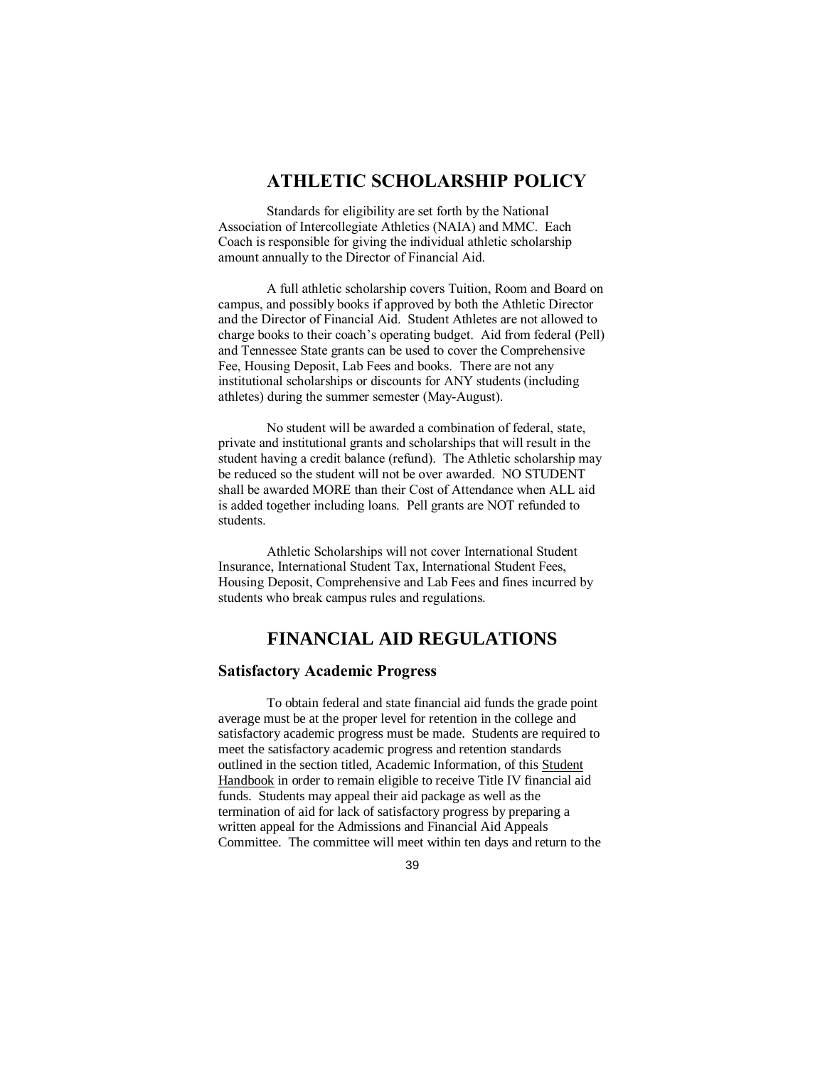# ATHLETIC SCHOLARSHIP POLICY

Standards for eligibility are set forth by the National Association of Intercollegiate Athletics (NAIA) and MMC. Each Coach is responsible for giving the individual athletic scholarship amount annually to the Director of Financial Aid.

A full athletic scholarship covers Tuition, Room and Board on campus, and possibly books if approved by both the Athletic Director and the Director of Financial Aid. Student Athletes are not allowed to charge books to their coach's operating budget. Aid from federal (Pell) and Tennessee State grants can be used to cover the Comprehensive Fee, Housing Deposit, Lab Fees and books. There are not any institutional scholarships or discounts for ANY students (including athletes) during the summer semester (May-August).

No student will be awarded a combination of federal, state, private and institutional grants and scholarships that will result in the student having a credit balance (refund). The Athletic scholarship may be reduced so the student will not be over awarded. NO STUDENT shall be awarded MORE than their Cost of Attendance when ALL aid is added together including loans. Pell grants are NOT refunded to students.

Athletic Scholarships will not cover International Student Insurance, International Student Tax, International Student Fees, Housing Deposit, Comprehensive and Lab Fees and fines incurred by students who break campus rules and regulations.

# FINANCIAL AID REGULATIONS

## Satisfactory Academic Progress

To obtain federal and state financial aid funds the grade point average must be at the proper level for retention in the college and satisfactory academic progress must be made. Students are required to meet the satisfactory academic progress and retention standards outlined in the section titled, Academic Information, of this Student Handbook in order to remain eligible to receive Title IV financial aid funds. Students may appeal their aid package as well as the termination of aid for lack of satisfactory progress by preparing a written appeal for the Admissions and Financial Aid Appeals Committee. The committee will meet within ten days and return to the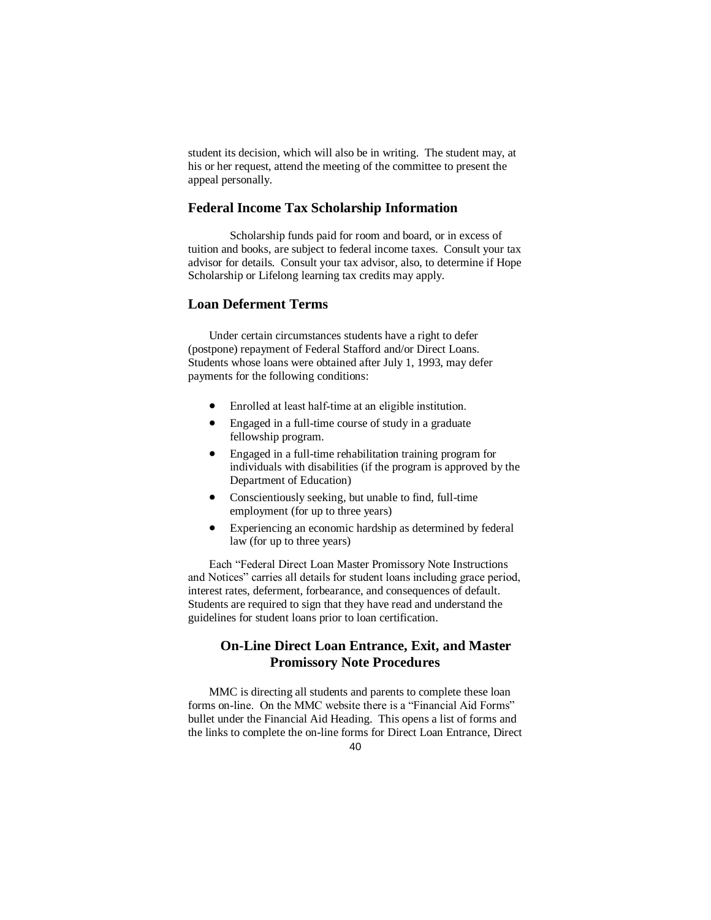student its decision, which will also be in writing. The student may, at his or her request, attend the meeting of the committee to present the appeal personally.

### Federal Income Tax Scholarship Information

Scholarship funds paid for room and board, or in excess of tuition and books, are subject to federal income taxes. Consult your tax advisor for details. Consult your tax advisor, also, to determine if Hope Scholarship or Lifelong learning tax credits may apply.

### Loan Deferment Terms

Under certain circumstances students have a right to defer (postpone) repayment of Federal Stafford and/or Direct Loans. Students whose loans were obtained after July 1, 1993, may defer payments for the following conditions:

- Enrolled at least half-time at an eligible institution.
- Engaged in a full-time course of study in a graduate fellowship program.
- Engaged in a full-time rehabilitation training program for individuals with disabilities (if the program is approved by the Department of Education)
- Conscientiously seeking, but unable to find, full-time employment (for up to three years)
- Experiencing an economic hardship as determined by federal law (for up to three years)

Each "Federal Direct Loan Master Promissory Note Instructions and Notices" carries all details for student loans including grace period, interest rates, deferment, forbearance, and consequences of default. Students are required to sign that they have read and understand the guidelines for student loans prior to loan certification.

### On-Line Direct Loan Entrance, Exit, and Master Promissory Note Procedures

MMC is directing all students and parents to complete these loan forms on-line. On the MMC website there is a "Financial Aid Forms" bullet under the Financial Aid Heading. This opens a list of forms and the links to complete the on-line forms for Direct Loan Entrance, Direct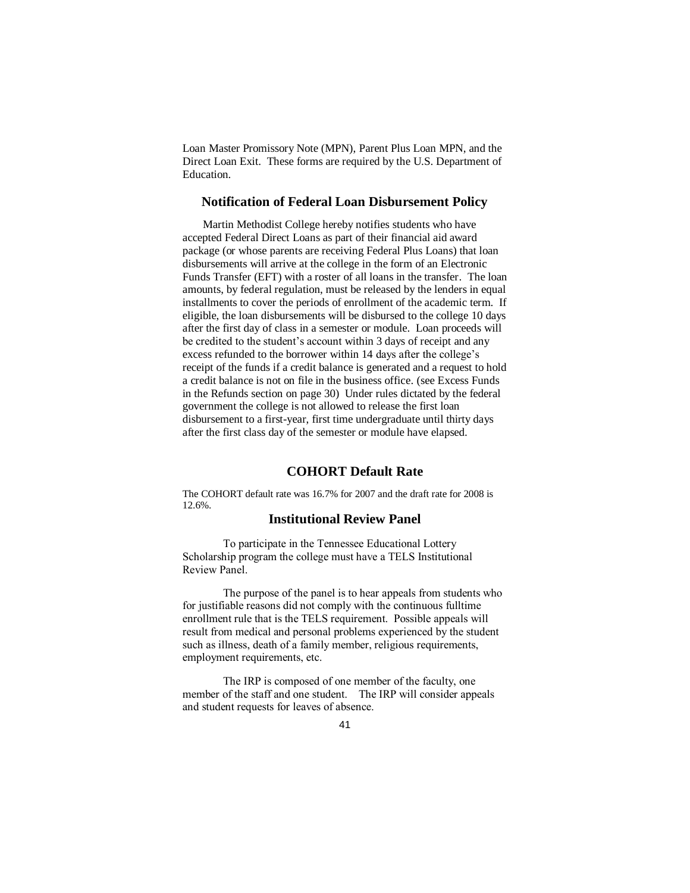Loan Master Promissory Note (MPN), Parent Plus Loan MPN, and the Direct Loan Exit. These forms are required by the U.S. Department of Education.

## Notification of Federal Loan Disbursement Policy

Martin Methodist College hereby notifies students who have accepted Federal Direct Loans as part of their financial aid award package (or whose parents are receiving Federal Plus Loans) that loan disbursements will arrive at the college in the form of an Electronic Funds Transfer (EFT) with a roster of all loans in the transfer. The loan amounts, by federal regulation, must be released by the lenders in equal installments to cover the periods of enrollment of the academic term. If eligible, the loan disbursements will be disbursed to the college 10 days after the first day of class in a semester or module. Loan proceeds will be credited to the student's account within 3 days of receipt and any excess refunded to the borrower within 14 days after the college's receipt of the funds if a credit balance is generated and a request to hold a credit balance is not on file in the business office. (see Excess Funds in the Refunds section on page 30) Under rules dictated by the federal government the college is not allowed to release the first loan disbursement to a first-year, first time undergraduate until thirty days after the first class day of the semester or module have elapsed.

## COHORT Default Rate

The COHORT default rate was 16.7% for 2007 and the draft rate for 2008 is 12.6%.

## Institutional Review Panel

To participate in the Tennessee Educational Lottery Scholarship program the college must have a TELS Institutional Review Panel.

The purpose of the panel is to hear appeals from students who for justifiable reasons did not comply with the continuous fulltime enrollment rule that is the TELS requirement. Possible appeals will result from medical and personal problems experienced by the student such as illness, death of a family member, religious requirements, employment requirements, etc.

The IRP is composed of one member of the faculty, one member of the staff and one student. The IRP will consider appeals and student requests for leaves of absence.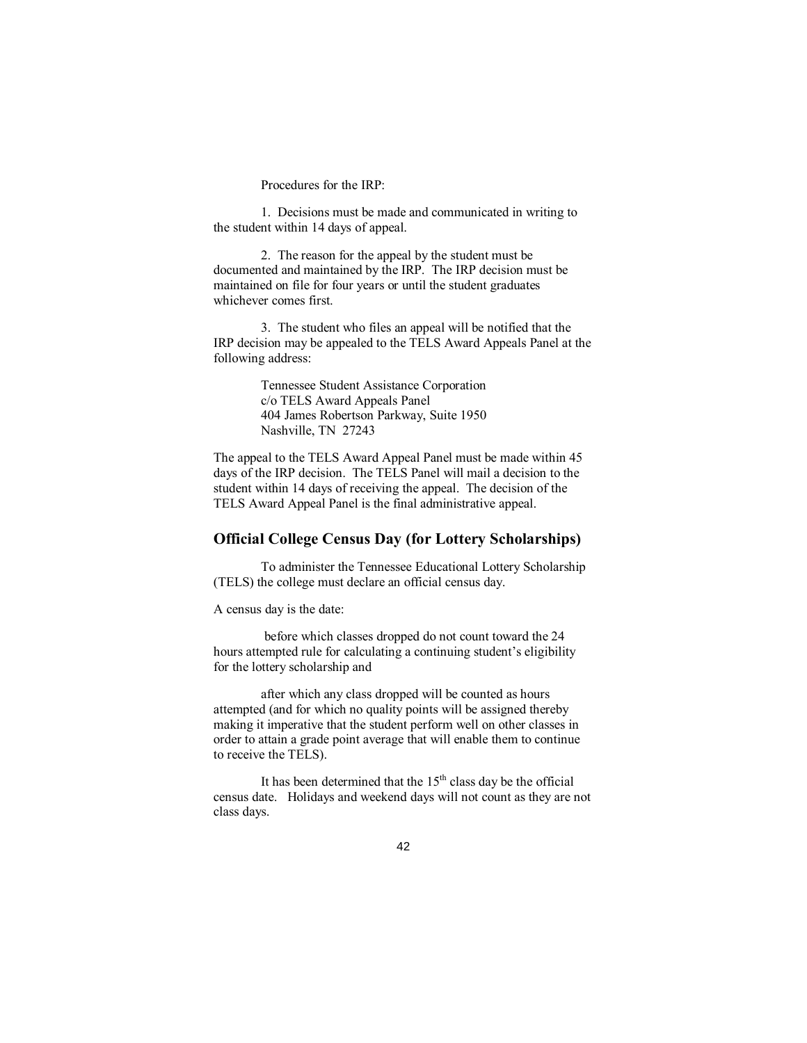Procedures for the IRP:

1. Decisions must be made and communicated in writing to the student within 14 days of appeal.

2. The reason for the appeal by the student must be documented and maintained by the IRP. The IRP decision must be maintained on file for four years or until the student graduates whichever comes first.

3. The student who files an appeal will be notified that the IRP decision may be appealed to the TELS Award Appeals Panel at the following address:

> Tennessee Student Assistance Corporation
> c/o TELS Award Appeals Panel
> 404 James Robertson Parkway, Suite 1950
> Nashville, TN 27243

The appeal to the TELS Award Appeal Panel must be made within 45 days of the IRP decision. The TELS Panel will mail a decision to the student within 14 days of receiving the appeal. The decision of the TELS Award Appeal Panel is the final administrative appeal.

## Official College Census Day (for Lottery Scholarships)

To administer the Tennessee Educational Lottery Scholarship (TELS) the college must declare an official census day.

A census day is the date:

before which classes dropped do not count toward the 24 hours attempted rule for calculating a continuing student's eligibility for the lottery scholarship and

after which any class dropped will be counted as hours attempted (and for which no quality points will be assigned thereby making it imperative that the student perform well on other classes in order to attain a grade point average that will enable them to continue to receive the TELS).

It has been determined that the 15th class day be the official census date. Holidays and weekend days will not count as they are not class days.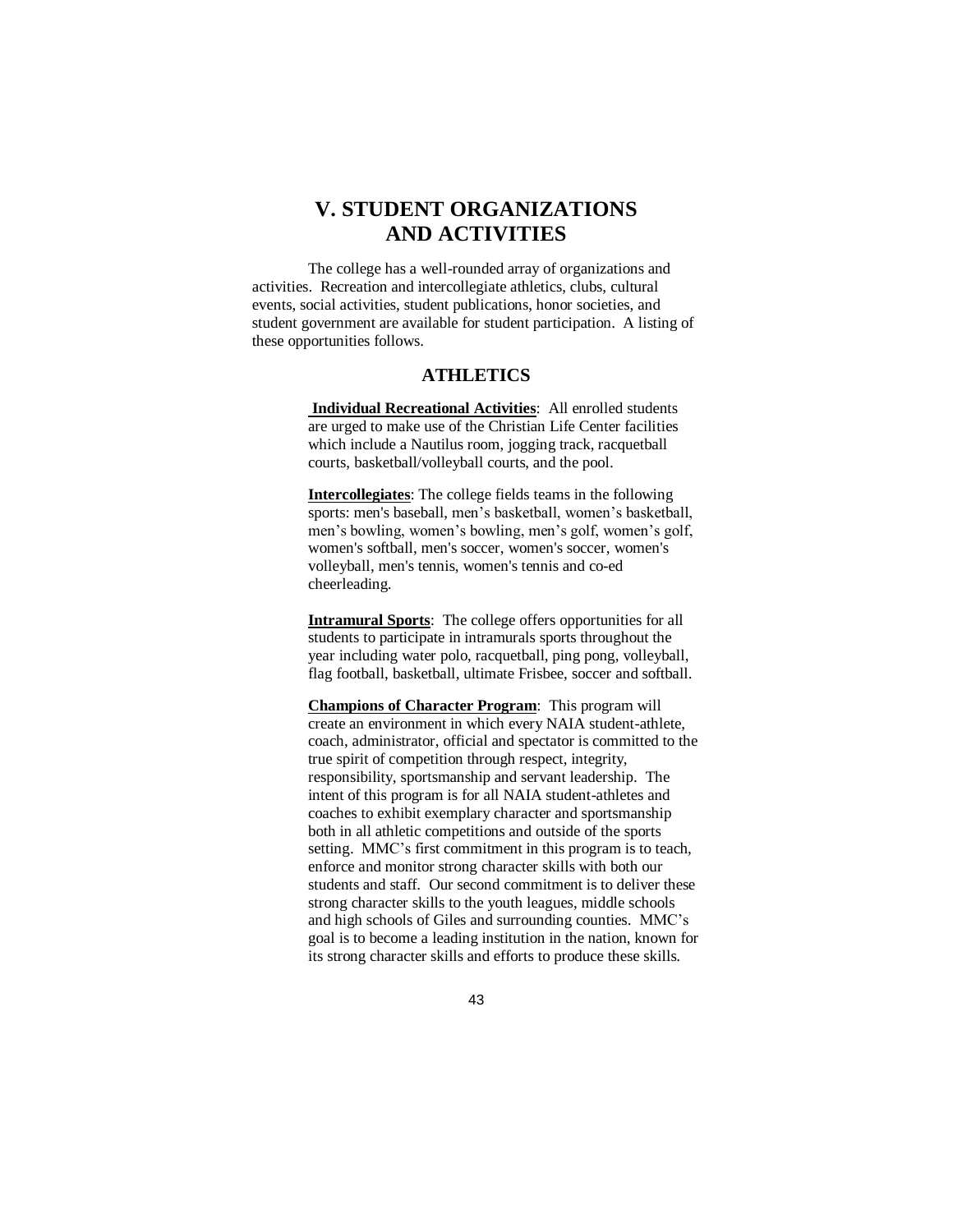# V. STUDENT ORGANIZATIONS AND ACTIVITIES

The college has a well-rounded array of organizations and activities. Recreation and intercollegiate athletics, clubs, cultural events, social activities, student publications, honor societies, and student government are available for student participation. A listing of these opportunities follows.

## ATHLETICS

**Individual Recreational Activities**: All enrolled students are urged to make use of the Christian Life Center facilities which include a Nautilus room, jogging track, racquetball courts, basketball/volleyball courts, and the pool.

**Intercollegiates**: The college fields teams in the following sports: men's baseball, men's basketball, women's basketball, men's bowling, women's bowling, men's golf, women's golf, women's softball, men's soccer, women's soccer, women's volleyball, men's tennis, women's tennis and co-ed cheerleading.

**Intramural Sports**: The college offers opportunities for all students to participate in intramurals sports throughout the year including water polo, racquetball, ping pong, volleyball, flag football, basketball, ultimate Frisbee, soccer and softball.

**Champions of Character Program**: This program will create an environment in which every NAIA student-athlete, coach, administrator, official and spectator is committed to the true spirit of competition through respect, integrity, responsibility, sportsmanship and servant leadership. The intent of this program is for all NAIA student-athletes and coaches to exhibit exemplary character and sportsmanship both in all athletic competitions and outside of the sports setting. MMC's first commitment in this program is to teach, enforce and monitor strong character skills with both our students and staff. Our second commitment is to deliver these strong character skills to the youth leagues, middle schools and high schools of Giles and surrounding counties. MMC's goal is to become a leading institution in the nation, known for its strong character skills and efforts to produce these skills.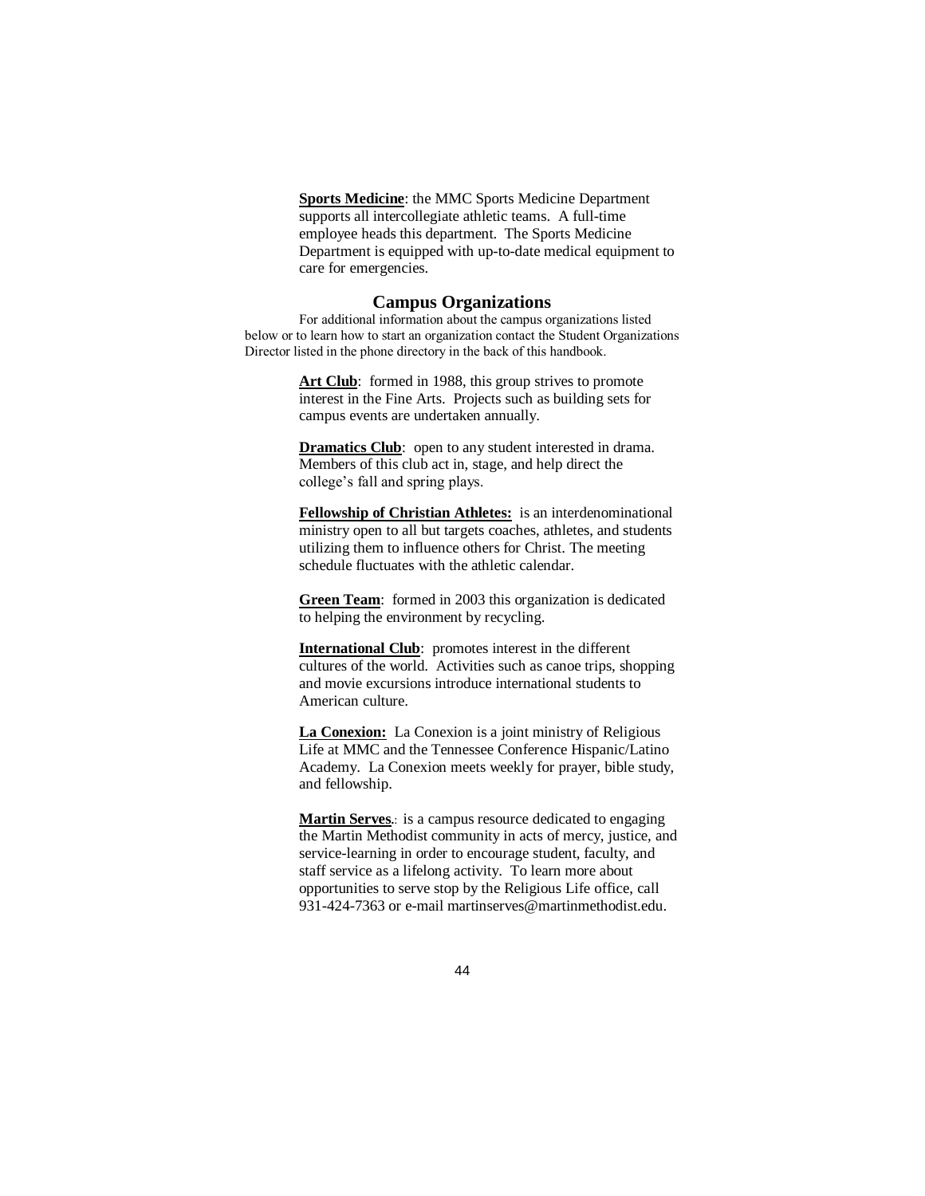**Sports Medicine**: the MMC Sports Medicine Department supports all intercollegiate athletic teams. A full-time employee heads this department. The Sports Medicine Department is equipped with up-to-date medical equipment to care for emergencies.

## Campus Organizations

For additional information about the campus organizations listed below or to learn how to start an organization contact the Student Organizations Director listed in the phone directory in the back of this handbook.

**Art Club**: formed in 1988, this group strives to promote interest in the Fine Arts. Projects such as building sets for campus events are undertaken annually.

**Dramatics Club**: open to any student interested in drama. Members of this club act in, stage, and help direct the college's fall and spring plays.

**Fellowship of Christian Athletes:** is an interdenominational ministry open to all but targets coaches, athletes, and students utilizing them to influence others for Christ. The meeting schedule fluctuates with the athletic calendar.

**Green Team**: formed in 2003 this organization is dedicated to helping the environment by recycling.

**International Club**: promotes interest in the different cultures of the world. Activities such as canoe trips, shopping and movie excursions introduce international students to American culture.

**La Conexion:** La Conexion is a joint ministry of Religious Life at MMC and the Tennessee Conference Hispanic/Latino Academy. La Conexion meets weekly for prayer, bible study, and fellowship.

**Martin Serves**.: is a campus resource dedicated to engaging the Martin Methodist community in acts of mercy, justice, and service-learning in order to encourage student, faculty, and staff service as a lifelong activity. To learn more about opportunities to serve stop by the Religious Life office, call 931-424-7363 or e-mail martinserves@martinmethodist.edu.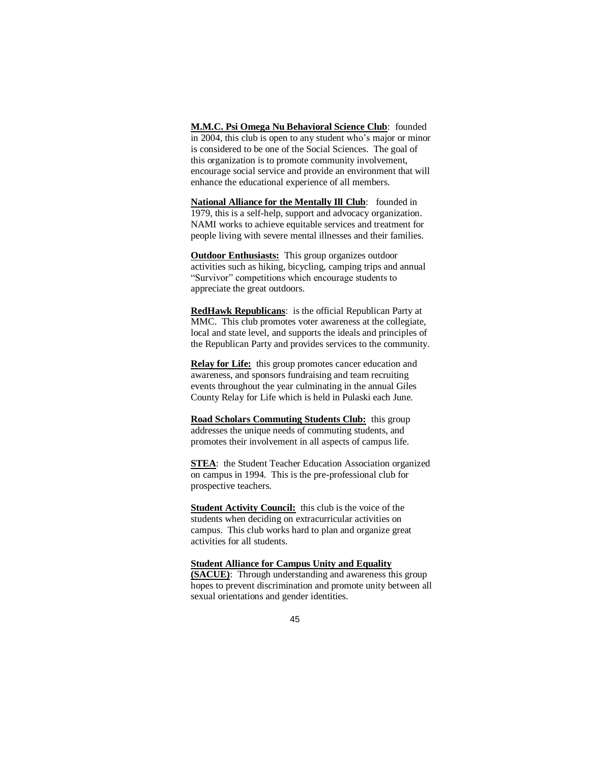**M.M.C. Psi Omega Nu Behavioral Science Club**: founded in 2004, this club is open to any student who's major or minor is considered to be one of the Social Sciences. The goal of this organization is to promote community involvement, encourage social service and provide an environment that will enhance the educational experience of all members.

**National Alliance for the Mentally Ill Club**: founded in 1979, this is a self-help, support and advocacy organization. NAMI works to achieve equitable services and treatment for people living with severe mental illnesses and their families.

**Outdoor Enthusiasts:** This group organizes outdoor activities such as hiking, bicycling, camping trips and annual "Survivor" competitions which encourage students to appreciate the great outdoors.

**RedHawk Republicans**: is the official Republican Party at MMC. This club promotes voter awareness at the collegiate, local and state level, and supports the ideals and principles of the Republican Party and provides services to the community.

**Relay for Life:** this group promotes cancer education and awareness, and sponsors fundraising and team recruiting events throughout the year culminating in the annual Giles County Relay for Life which is held in Pulaski each June.

**Road Scholars Commuting Students Club:** this group addresses the unique needs of commuting students, and promotes their involvement in all aspects of campus life.

**STEA**: the Student Teacher Education Association organized on campus in 1994. This is the pre-professional club for prospective teachers.

**Student Activity Council:** this club is the voice of the students when deciding on extracurricular activities on campus. This club works hard to plan and organize great activities for all students.

**Student Alliance for Campus Unity and Equality (SACUE)**: Through understanding and awareness this group hopes to prevent discrimination and promote unity between all sexual orientations and gender identities.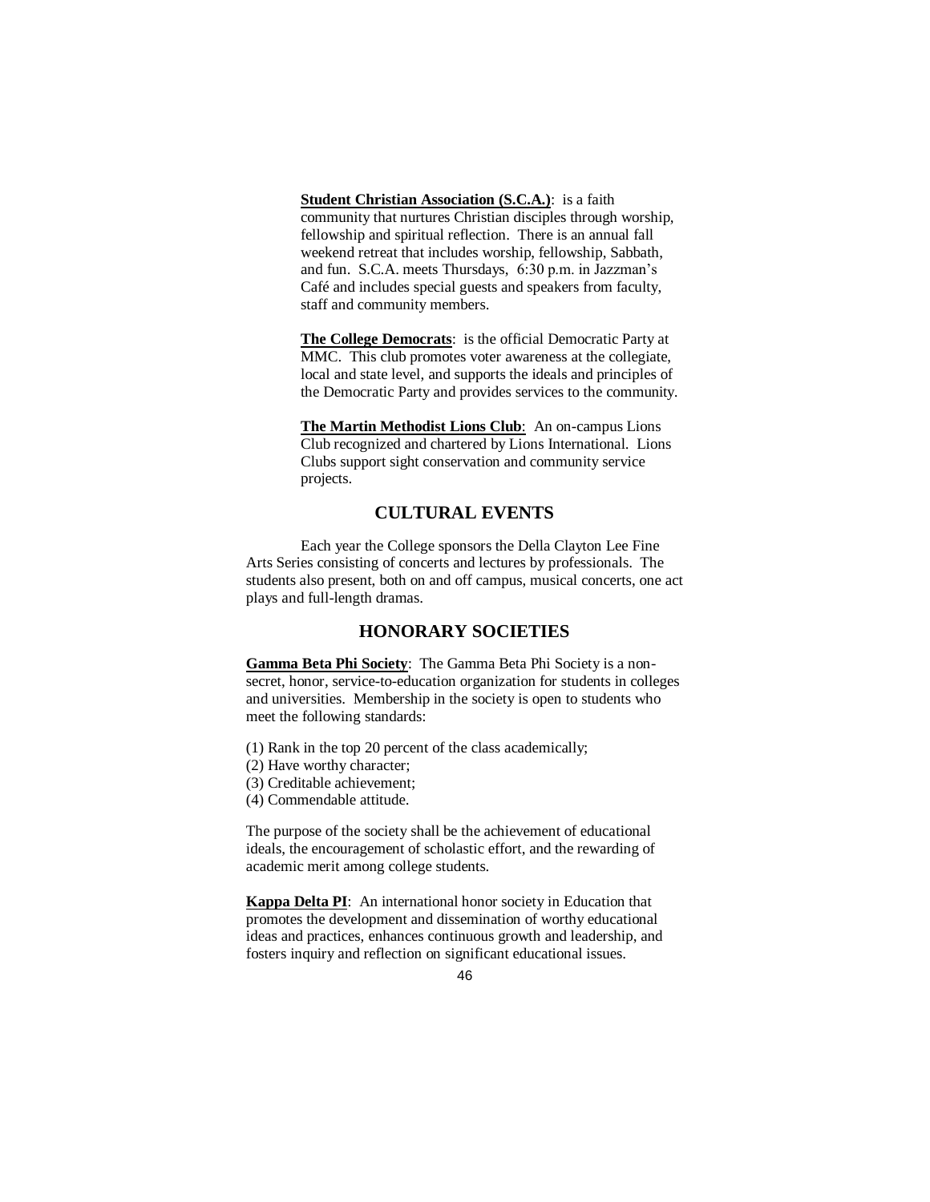**Student Christian Association (S.C.A.)**: is a faith community that nurtures Christian disciples through worship, fellowship and spiritual reflection. There is an annual fall weekend retreat that includes worship, fellowship, Sabbath, and fun. S.C.A. meets Thursdays, 6:30 p.m. in Jazzman's Café and includes special guests and speakers from faculty, staff and community members.

**The College Democrats**: is the official Democratic Party at MMC. This club promotes voter awareness at the collegiate, local and state level, and supports the ideals and principles of the Democratic Party and provides services to the community.

**The Martin Methodist Lions Club**: An on-campus Lions Club recognized and chartered by Lions International. Lions Clubs support sight conservation and community service projects.

## CULTURAL EVENTS

Each year the College sponsors the Della Clayton Lee Fine Arts Series consisting of concerts and lectures by professionals. The students also present, both on and off campus, musical concerts, one act plays and full-length dramas.

## HONORARY SOCIETIES

**Gamma Beta Phi Society**: The Gamma Beta Phi Society is a non-secret, honor, service-to-education organization for students in colleges and universities. Membership in the society is open to students who meet the following standards:

(1) Rank in the top 20 percent of the class academically;
(2) Have worthy character;
(3) Creditable achievement;
(4) Commendable attitude.

The purpose of the society shall be the achievement of educational ideals, the encouragement of scholastic effort, and the rewarding of academic merit among college students.

**Kappa Delta PI**: An international honor society in Education that promotes the development and dissemination of worthy educational ideas and practices, enhances continuous growth and leadership, and fosters inquiry and reflection on significant educational issues.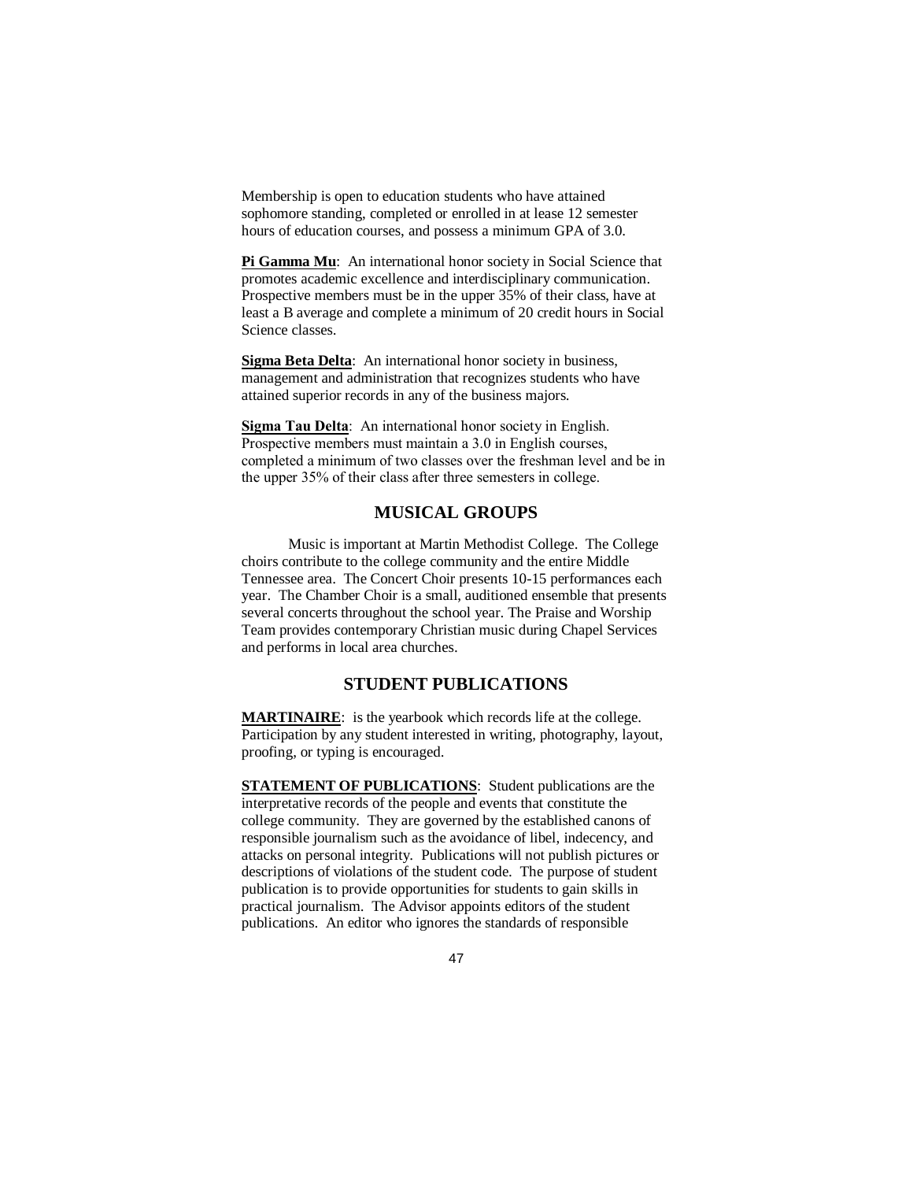Membership is open to education students who have attained sophomore standing, completed or enrolled in at lease 12 semester hours of education courses, and possess a minimum GPA of 3.0.

**Pi Gamma Mu**: An international honor society in Social Science that promotes academic excellence and interdisciplinary communication. Prospective members must be in the upper 35% of their class, have at least a B average and complete a minimum of 20 credit hours in Social Science classes.

**Sigma Beta Delta**: An international honor society in business, management and administration that recognizes students who have attained superior records in any of the business majors.

**Sigma Tau Delta**: An international honor society in English. Prospective members must maintain a 3.0 in English courses, completed a minimum of two classes over the freshman level and be in the upper 35% of their class after three semesters in college.

## MUSICAL GROUPS

Music is important at Martin Methodist College. The College choirs contribute to the college community and the entire Middle Tennessee area. The Concert Choir presents 10-15 performances each year. The Chamber Choir is a small, auditioned ensemble that presents several concerts throughout the school year. The Praise and Worship Team provides contemporary Christian music during Chapel Services and performs in local area churches.

## STUDENT PUBLICATIONS

**MARTINAIRE**: is the yearbook which records life at the college. Participation by any student interested in writing, photography, layout, proofing, or typing is encouraged.

**STATEMENT OF PUBLICATIONS**: Student publications are the interpretative records of the people and events that constitute the college community. They are governed by the established canons of responsible journalism such as the avoidance of libel, indecency, and attacks on personal integrity. Publications will not publish pictures or descriptions of violations of the student code. The purpose of student publication is to provide opportunities for students to gain skills in practical journalism. The Advisor appoints editors of the student publications. An editor who ignores the standards of responsible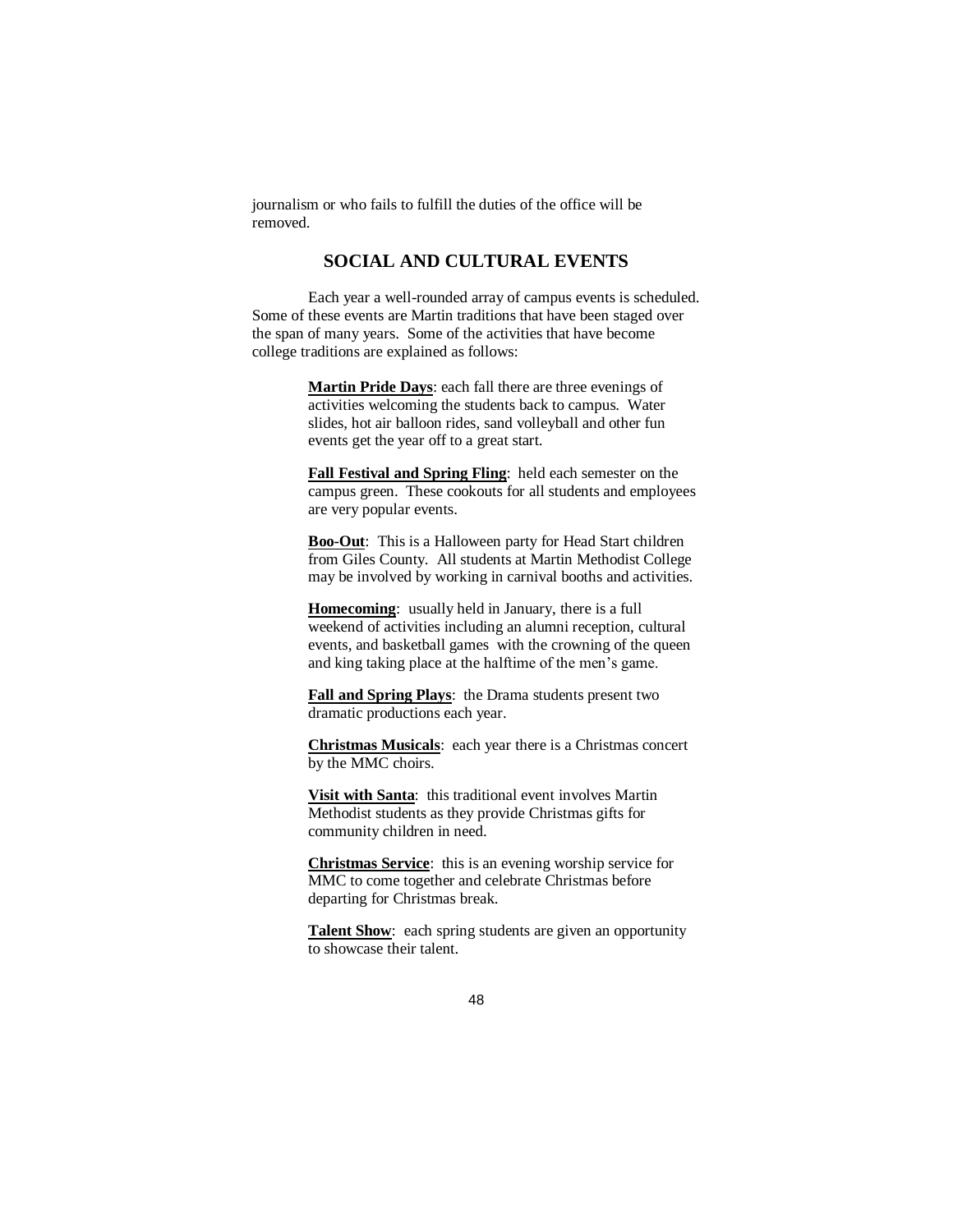journalism or who fails to fulfill the duties of the office will be removed.

## SOCIAL AND CULTURAL EVENTS

Each year a well-rounded array of campus events is scheduled. Some of these events are Martin traditions that have been staged over the span of many years. Some of the activities that have become college traditions are explained as follows:

**Martin Pride Days**: each fall there are three evenings of activities welcoming the students back to campus. Water slides, hot air balloon rides, sand volleyball and other fun events get the year off to a great start.

**Fall Festival and Spring Fling**: held each semester on the campus green. These cookouts for all students and employees are very popular events.

**Boo-Out**: This is a Halloween party for Head Start children from Giles County. All students at Martin Methodist College may be involved by working in carnival booths and activities.

**Homecoming**: usually held in January, there is a full weekend of activities including an alumni reception, cultural events, and basketball games with the crowning of the queen and king taking place at the halftime of the men's game.

**Fall and Spring Plays**: the Drama students present two dramatic productions each year.

**Christmas Musicals**: each year there is a Christmas concert by the MMC choirs.

**Visit with Santa**: this traditional event involves Martin Methodist students as they provide Christmas gifts for community children in need.

**Christmas Service**: this is an evening worship service for MMC to come together and celebrate Christmas before departing for Christmas break.

**Talent Show**: each spring students are given an opportunity to showcase their talent.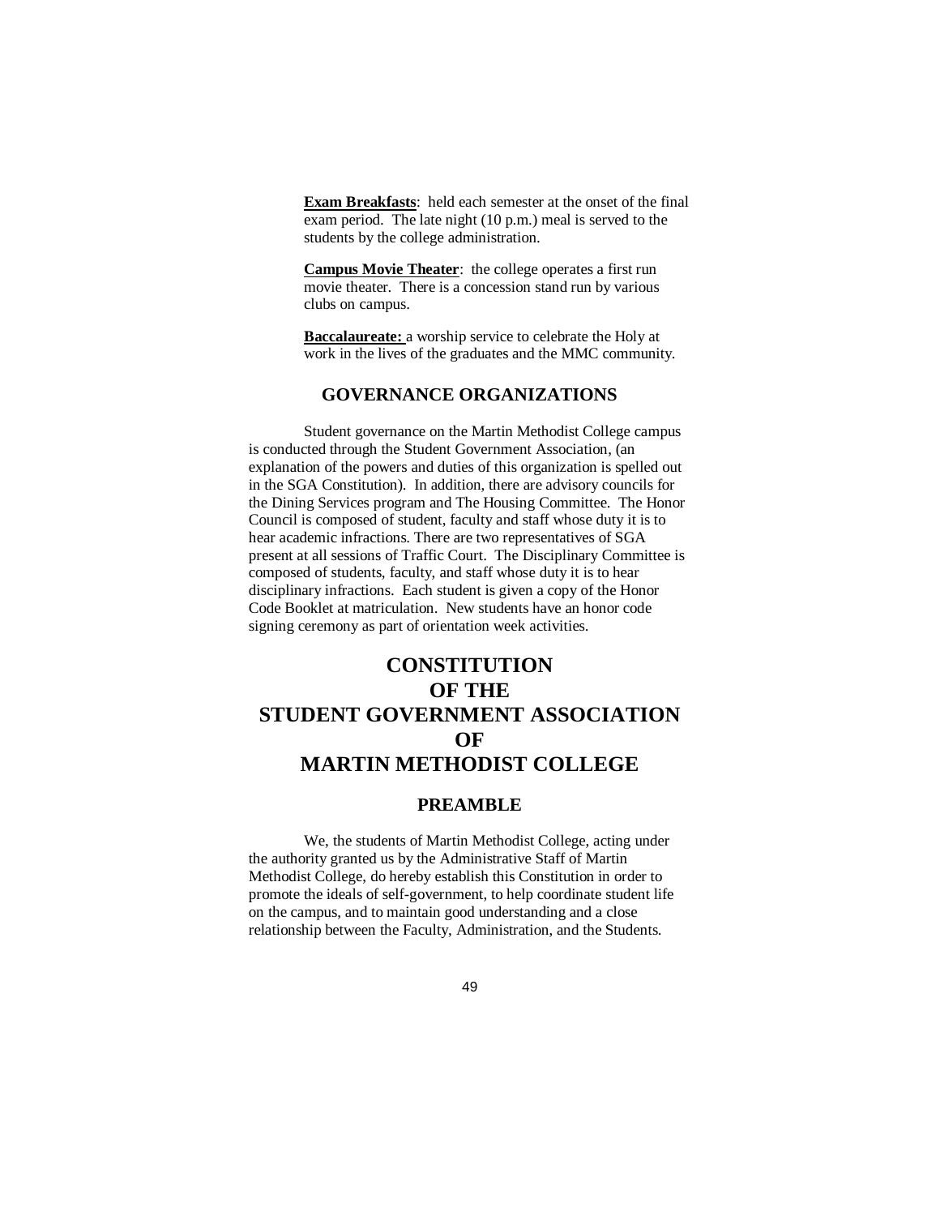**Exam Breakfasts**: held each semester at the onset of the final exam period. The late night (10 p.m.) meal is served to the students by the college administration.

**Campus Movie Theater**: the college operates a first run movie theater. There is a concession stand run by various clubs on campus.

**Baccalaureate:** a worship service to celebrate the Holy at work in the lives of the graduates and the MMC community.

## GOVERNANCE ORGANIZATIONS

Student governance on the Martin Methodist College campus is conducted through the Student Government Association, (an explanation of the powers and duties of this organization is spelled out in the SGA Constitution). In addition, there are advisory councils for the Dining Services program and The Housing Committee. The Honor Council is composed of student, faculty and staff whose duty it is to hear academic infractions. There are two representatives of SGA present at all sessions of Traffic Court. The Disciplinary Committee is composed of students, faculty, and staff whose duty it is to hear disciplinary infractions. Each student is given a copy of the Honor Code Booklet at matriculation. New students have an honor code signing ceremony as part of orientation week activities.

# CONSTITUTION OF THE STUDENT GOVERNMENT ASSOCIATION OF MARTIN METHODIST COLLEGE

## PREAMBLE

We, the students of Martin Methodist College, acting under the authority granted us by the Administrative Staff of Martin Methodist College, do hereby establish this Constitution in order to promote the ideals of self-government, to help coordinate student life on the campus, and to maintain good understanding and a close relationship between the Faculty, Administration, and the Students.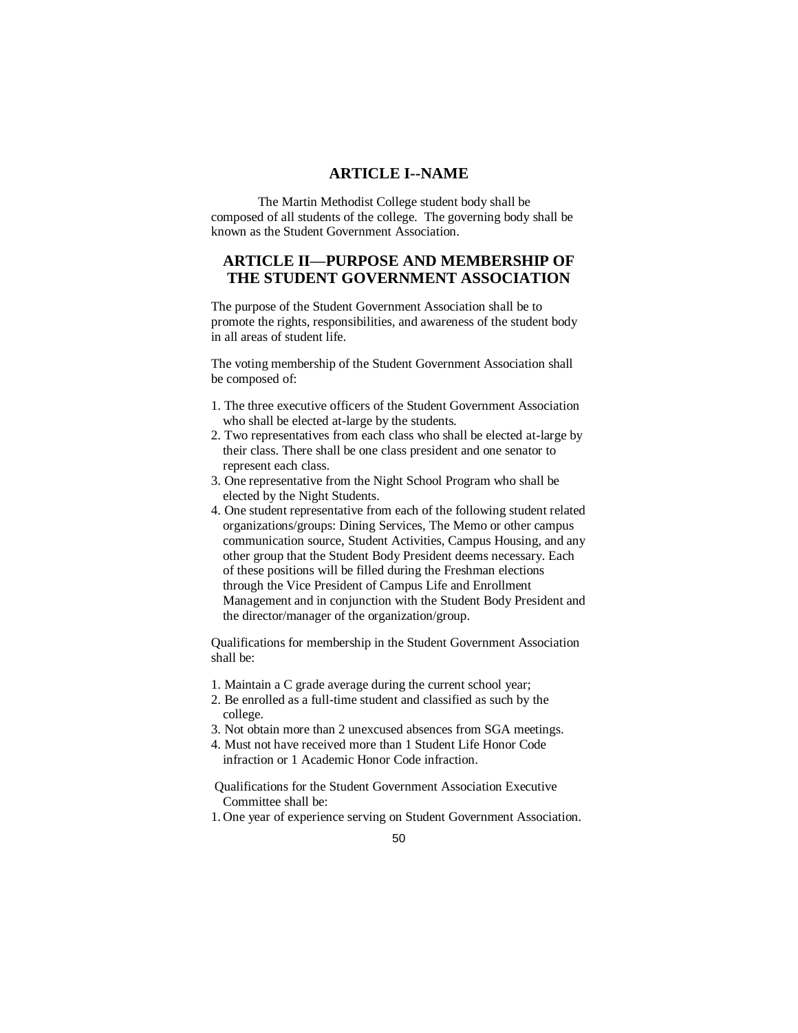## ARTICLE I--NAME

The Martin Methodist College student body shall be composed of all students of the college. The governing body shall be known as the Student Government Association.

## ARTICLE II—PURPOSE AND MEMBERSHIP OF THE STUDENT GOVERNMENT ASSOCIATION

The purpose of the Student Government Association shall be to promote the rights, responsibilities, and awareness of the student body in all areas of student life.

The voting membership of the Student Government Association shall be composed of:

1. The three executive officers of the Student Government Association who shall be elected at-large by the students.
2. Two representatives from each class who shall be elected at-large by their class. There shall be one class president and one senator to represent each class.
3. One representative from the Night School Program who shall be elected by the Night Students.
4. One student representative from each of the following student related organizations/groups: Dining Services, The Memo or other campus communication source, Student Activities, Campus Housing, and any other group that the Student Body President deems necessary. Each of these positions will be filled during the Freshman elections through the Vice President of Campus Life and Enrollment Management and in conjunction with the Student Body President and the director/manager of the organization/group.

Qualifications for membership in the Student Government Association shall be:

1. Maintain a C grade average during the current school year;
2. Be enrolled as a full-time student and classified as such by the college.
3. Not obtain more than 2 unexcused absences from SGA meetings.
4. Must not have received more than 1 Student Life Honor Code infraction or 1 Academic Honor Code infraction.

Qualifications for the Student Government Association Executive Committee shall be:

1. One year of experience serving on Student Government Association.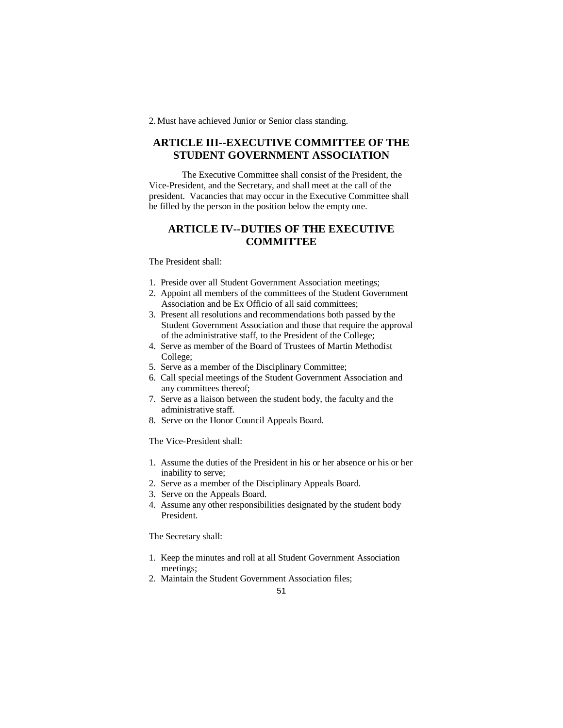2. Must have achieved Junior or Senior class standing.

## ARTICLE III--EXECUTIVE COMMITTEE OF THE STUDENT GOVERNMENT ASSOCIATION

The Executive Committee shall consist of the President, the Vice-President, and the Secretary, and shall meet at the call of the president. Vacancies that may occur in the Executive Committee shall be filled by the person in the position below the empty one.

## ARTICLE IV--DUTIES OF THE EXECUTIVE COMMITTEE

The President shall:

1. Preside over all Student Government Association meetings;
2. Appoint all members of the committees of the Student Government Association and be Ex Officio of all said committees;
3. Present all resolutions and recommendations both passed by the Student Government Association and those that require the approval of the administrative staff, to the President of the College;
4. Serve as member of the Board of Trustees of Martin Methodist College;
5. Serve as a member of the Disciplinary Committee;
6. Call special meetings of the Student Government Association and any committees thereof;
7. Serve as a liaison between the student body, the faculty and the administrative staff.
8. Serve on the Honor Council Appeals Board.

The Vice-President shall:

1. Assume the duties of the President in his or her absence or his or her inability to serve;
2. Serve as a member of the Disciplinary Appeals Board.
3. Serve on the Appeals Board.
4. Assume any other responsibilities designated by the student body President.

The Secretary shall:

1. Keep the minutes and roll at all Student Government Association meetings;
2. Maintain the Student Government Association files;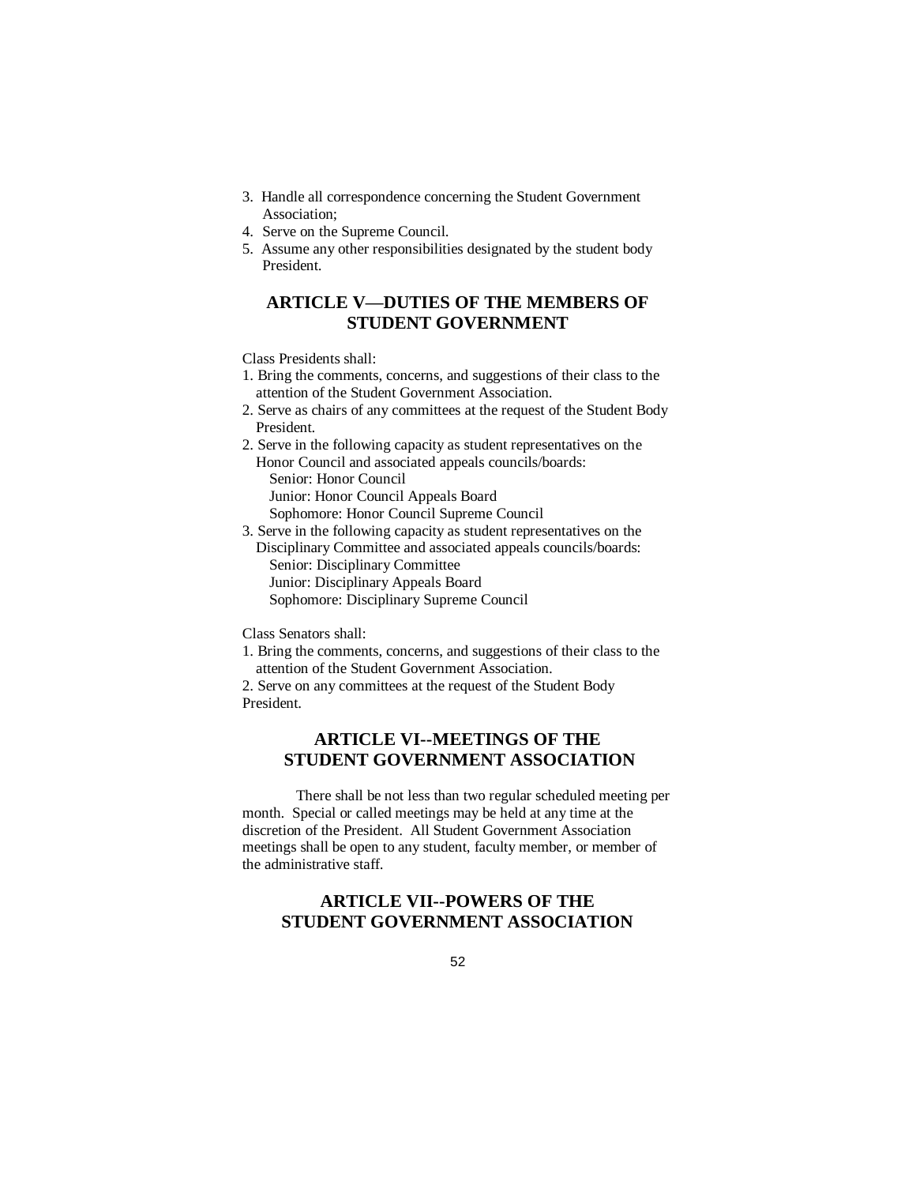3. Handle all correspondence concerning the Student Government Association;
4. Serve on the Supreme Council.
5. Assume any other responsibilities designated by the student body President.

## ARTICLE V—DUTIES OF THE MEMBERS OF STUDENT GOVERNMENT

Class Presidents shall:

1. Bring the comments, concerns, and suggestions of their class to the attention of the Student Government Association.
2. Serve as chairs of any committees at the request of the Student Body President.
2. Serve in the following capacity as student representatives on the Honor Council and associated appeals councils/boards:
   Senior: Honor Council
   Junior: Honor Council Appeals Board
   Sophomore: Honor Council Supreme Council
3. Serve in the following capacity as student representatives on the Disciplinary Committee and associated appeals councils/boards:
   Senior: Disciplinary Committee
   Junior: Disciplinary Appeals Board
   Sophomore: Disciplinary Supreme Council

Class Senators shall:

1. Bring the comments, concerns, and suggestions of their class to the attention of the Student Government Association.
2. Serve on any committees at the request of the Student Body President.

## ARTICLE VI--MEETINGS OF THE STUDENT GOVERNMENT ASSOCIATION

There shall be not less than two regular scheduled meeting per month. Special or called meetings may be held at any time at the discretion of the President. All Student Government Association meetings shall be open to any student, faculty member, or member of the administrative staff.

## ARTICLE VII--POWERS OF THE STUDENT GOVERNMENT ASSOCIATION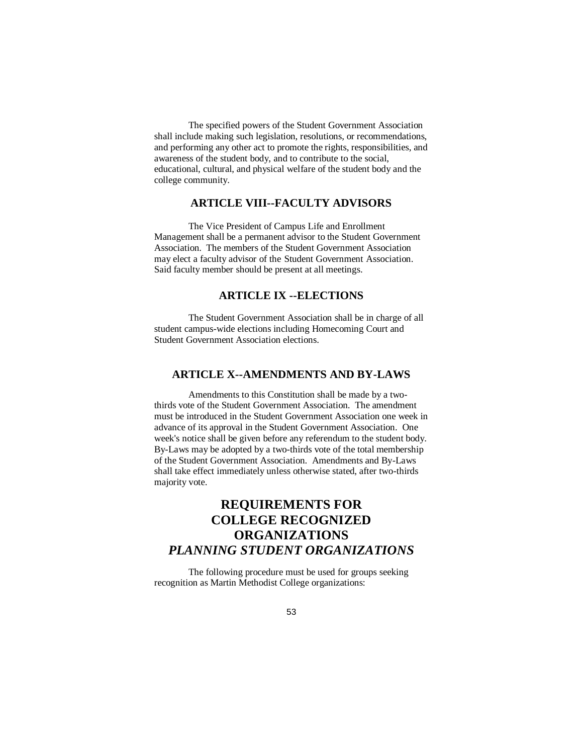The specified powers of the Student Government Association shall include making such legislation, resolutions, or recommendations, and performing any other act to promote the rights, responsibilities, and awareness of the student body, and to contribute to the social, educational, cultural, and physical welfare of the student body and the college community.

### ARTICLE VIII--FACULTY ADVISORS

The Vice President of Campus Life and Enrollment Management shall be a permanent advisor to the Student Government Association. The members of the Student Government Association may elect a faculty advisor of the Student Government Association. Said faculty member should be present at all meetings.

### ARTICLE IX --ELECTIONS

The Student Government Association shall be in charge of all student campus-wide elections including Homecoming Court and Student Government Association elections.

### ARTICLE X--AMENDMENTS AND BY-LAWS

Amendments to this Constitution shall be made by a two-thirds vote of the Student Government Association. The amendment must be introduced in the Student Government Association one week in advance of its approval in the Student Government Association. One week's notice shall be given before any referendum to the student body. By-Laws may be adopted by a two-thirds vote of the total membership of the Student Government Association. Amendments and By-Laws shall take effect immediately unless otherwise stated, after two-thirds majority vote.

## REQUIREMENTS FOR COLLEGE RECOGNIZED ORGANIZATIONS

## *PLANNING STUDENT ORGANIZATIONS*

The following procedure must be used for groups seeking recognition as Martin Methodist College organizations: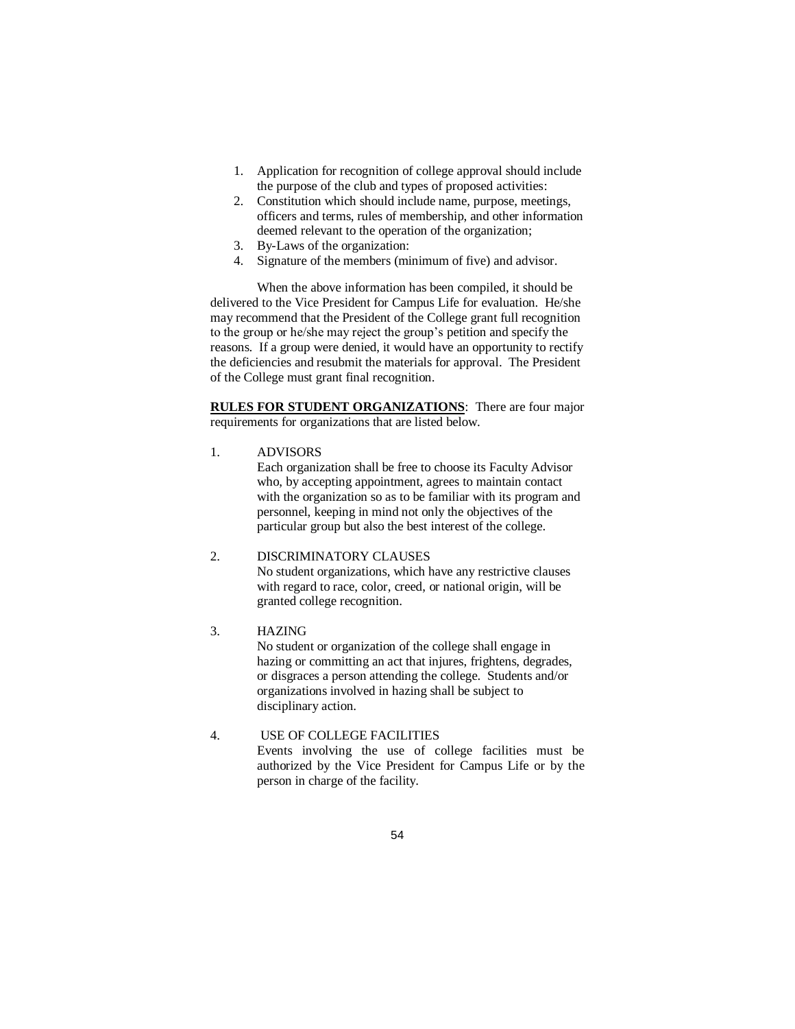1. Application for recognition of college approval should include the purpose of the club and types of proposed activities:
2. Constitution which should include name, purpose, meetings, officers and terms, rules of membership, and other information deemed relevant to the operation of the organization;
3. By-Laws of the organization:
4. Signature of the members (minimum of five) and advisor.

When the above information has been compiled, it should be delivered to the Vice President for Campus Life for evaluation. He/she may recommend that the President of the College grant full recognition to the group or he/she may reject the group's petition and specify the reasons. If a group were denied, it would have an opportunity to rectify the deficiencies and resubmit the materials for approval. The President of the College must grant final recognition.

**RULES FOR STUDENT ORGANIZATIONS**: There are four major requirements for organizations that are listed below.

1. ADVISORS
   Each organization shall be free to choose its Faculty Advisor who, by accepting appointment, agrees to maintain contact with the organization so as to be familiar with its program and personnel, keeping in mind not only the objectives of the particular group but also the best interest of the college.

2. DISCRIMINATORY CLAUSES
   No student organizations, which have any restrictive clauses with regard to race, color, creed, or national origin, will be granted college recognition.

3. HAZING
   No student or organization of the college shall engage in hazing or committing an act that injures, frightens, degrades, or disgraces a person attending the college. Students and/or organizations involved in hazing shall be subject to disciplinary action.

4. USE OF COLLEGE FACILITIES
   Events involving the use of college facilities must be authorized by the Vice President for Campus Life or by the person in charge of the facility.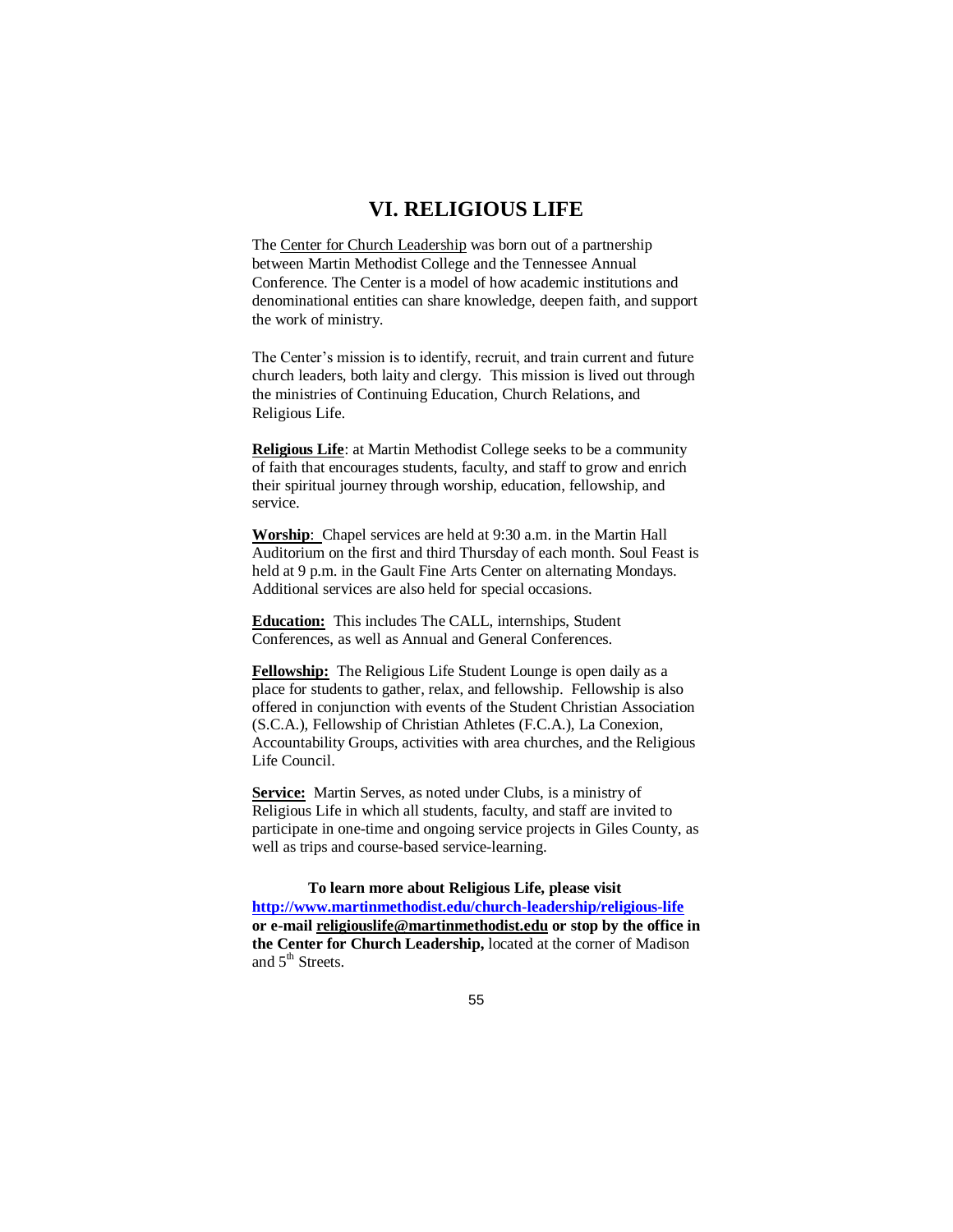# VI. RELIGIOUS LIFE

The Center for Church Leadership was born out of a partnership between Martin Methodist College and the Tennessee Annual Conference. The Center is a model of how academic institutions and denominational entities can share knowledge, deepen faith, and support the work of ministry.

The Center's mission is to identify, recruit, and train current and future church leaders, both laity and clergy. This mission is lived out through the ministries of Continuing Education, Church Relations, and Religious Life.

**Religious Life**: at Martin Methodist College seeks to be a community of faith that encourages students, faculty, and staff to grow and enrich their spiritual journey through worship, education, fellowship, and service.

**Worship**: Chapel services are held at 9:30 a.m. in the Martin Hall Auditorium on the first and third Thursday of each month. Soul Feast is held at 9 p.m. in the Gault Fine Arts Center on alternating Mondays. Additional services are also held for special occasions.

**Education:** This includes The CALL, internships, Student Conferences, as well as Annual and General Conferences.

**Fellowship:** The Religious Life Student Lounge is open daily as a place for students to gather, relax, and fellowship. Fellowship is also offered in conjunction with events of the Student Christian Association (S.C.A.), Fellowship of Christian Athletes (F.C.A.), La Conexion, Accountability Groups, activities with area churches, and the Religious Life Council.

**Service:** Martin Serves, as noted under Clubs, is a ministry of Religious Life in which all students, faculty, and staff are invited to participate in one-time and ongoing service projects in Giles County, as well as trips and course-based service-learning.

**To learn more about Religious Life, please visit http://www.martinmethodist.edu/church-leadership/religious-life or e-mail religiouslife@martinmethodist.edu or stop by the office in the Center for Church Leadership,** located at the corner of Madison and 5th Streets.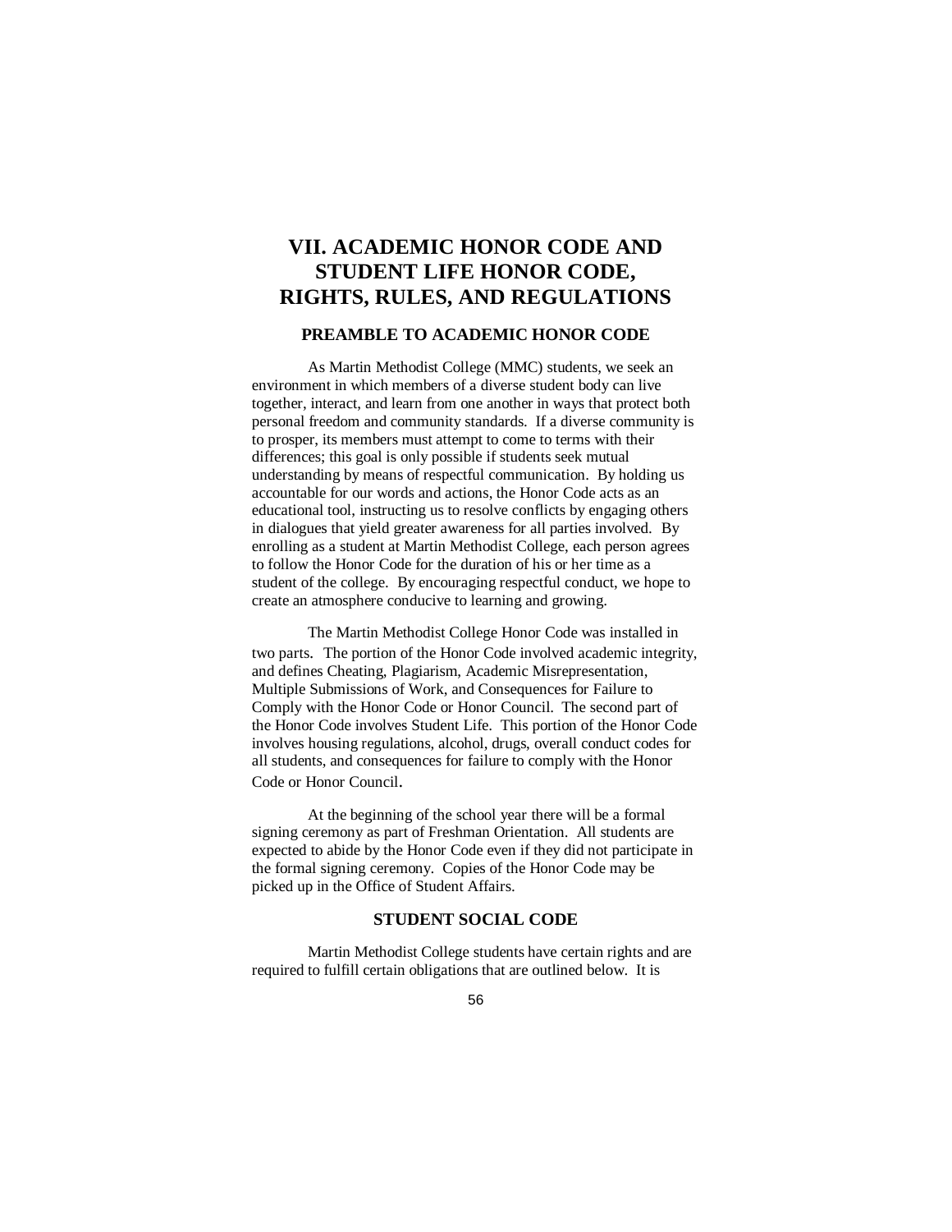# VII. ACADEMIC HONOR CODE AND STUDENT LIFE HONOR CODE, RIGHTS, RULES, AND REGULATIONS

## PREAMBLE TO ACADEMIC HONOR CODE

As Martin Methodist College (MMC) students, we seek an environment in which members of a diverse student body can live together, interact, and learn from one another in ways that protect both personal freedom and community standards. If a diverse community is to prosper, its members must attempt to come to terms with their differences; this goal is only possible if students seek mutual understanding by means of respectful communication. By holding us accountable for our words and actions, the Honor Code acts as an educational tool, instructing us to resolve conflicts by engaging others in dialogues that yield greater awareness for all parties involved. By enrolling as a student at Martin Methodist College, each person agrees to follow the Honor Code for the duration of his or her time as a student of the college. By encouraging respectful conduct, we hope to create an atmosphere conducive to learning and growing.

The Martin Methodist College Honor Code was installed in two parts. The portion of the Honor Code involved academic integrity, and defines Cheating, Plagiarism, Academic Misrepresentation, Multiple Submissions of Work, and Consequences for Failure to Comply with the Honor Code or Honor Council. The second part of the Honor Code involves Student Life. This portion of the Honor Code involves housing regulations, alcohol, drugs, overall conduct codes for all students, and consequences for failure to comply with the Honor Code or Honor Council.

At the beginning of the school year there will be a formal signing ceremony as part of Freshman Orientation. All students are expected to abide by the Honor Code even if they did not participate in the formal signing ceremony. Copies of the Honor Code may be picked up in the Office of Student Affairs.

## STUDENT SOCIAL CODE

Martin Methodist College students have certain rights and are required to fulfill certain obligations that are outlined below. It is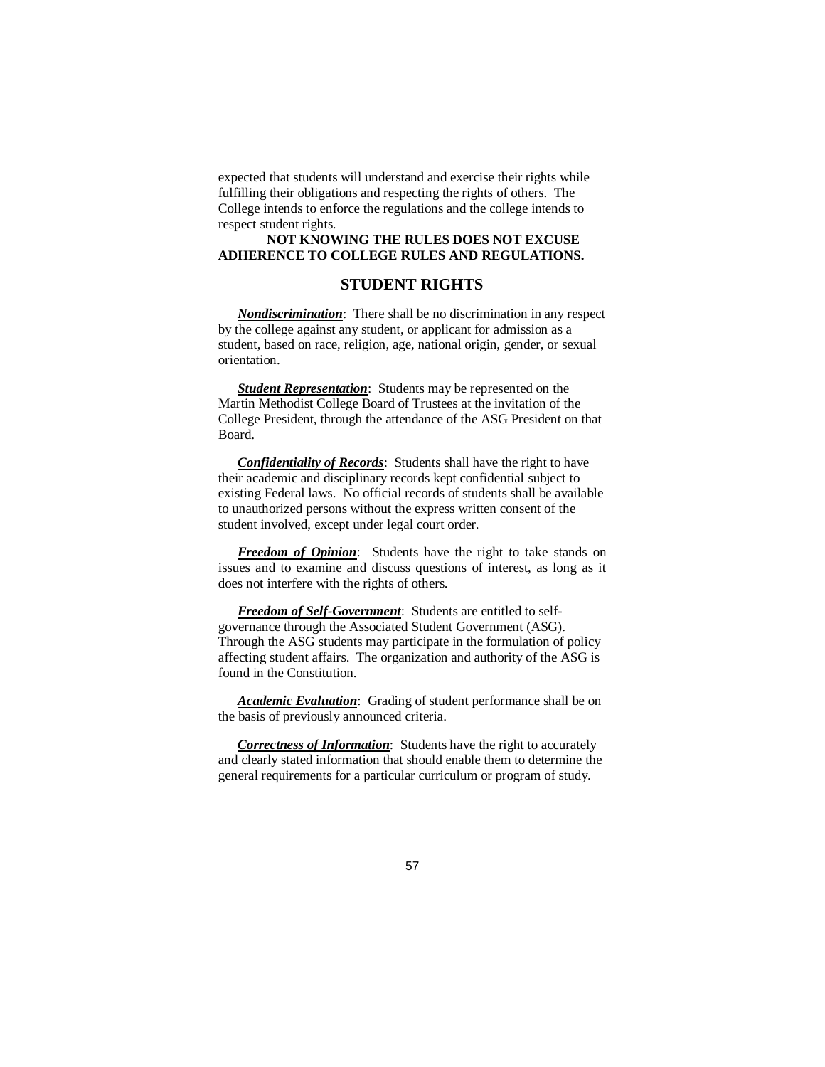expected that students will understand and exercise their rights while fulfilling their obligations and respecting the rights of others. The College intends to enforce the regulations and the college intends to respect student rights.

**NOT KNOWING THE RULES DOES NOT EXCUSE ADHERENCE TO COLLEGE RULES AND REGULATIONS.**

## STUDENT RIGHTS

***Nondiscrimination***: There shall be no discrimination in any respect by the college against any student, or applicant for admission as a student, based on race, religion, age, national origin, gender, or sexual orientation.

***Student Representation***: Students may be represented on the Martin Methodist College Board of Trustees at the invitation of the College President, through the attendance of the ASG President on that Board.

***Confidentiality of Records***: Students shall have the right to have their academic and disciplinary records kept confidential subject to existing Federal laws. No official records of students shall be available to unauthorized persons without the express written consent of the student involved, except under legal court order.

***Freedom of Opinion***: Students have the right to take stands on issues and to examine and discuss questions of interest, as long as it does not interfere with the rights of others.

***Freedom of Self-Government***: Students are entitled to self-governance through the Associated Student Government (ASG). Through the ASG students may participate in the formulation of policy affecting student affairs. The organization and authority of the ASG is found in the Constitution.

***Academic Evaluation***: Grading of student performance shall be on the basis of previously announced criteria.

***Correctness of Information***: Students have the right to accurately and clearly stated information that should enable them to determine the general requirements for a particular curriculum or program of study.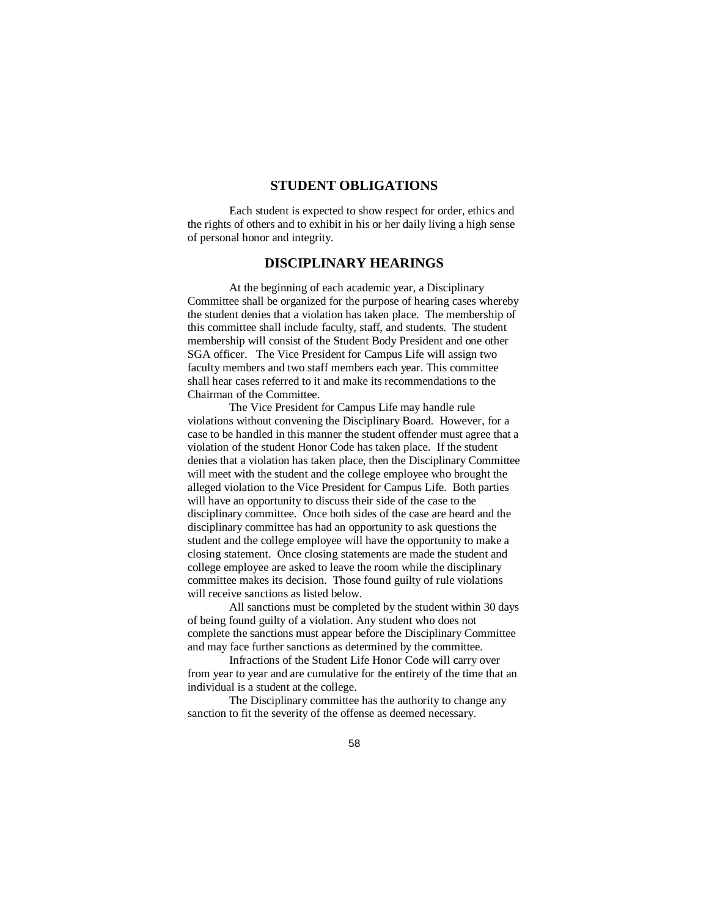## STUDENT OBLIGATIONS

Each student is expected to show respect for order, ethics and the rights of others and to exhibit in his or her daily living a high sense of personal honor and integrity.

## DISCIPLINARY HEARINGS

At the beginning of each academic year, a Disciplinary Committee shall be organized for the purpose of hearing cases whereby the student denies that a violation has taken place. The membership of this committee shall include faculty, staff, and students. The student membership will consist of the Student Body President and one other SGA officer. The Vice President for Campus Life will assign two faculty members and two staff members each year. This committee shall hear cases referred to it and make its recommendations to the Chairman of the Committee.

The Vice President for Campus Life may handle rule violations without convening the Disciplinary Board. However, for a case to be handled in this manner the student offender must agree that a violation of the student Honor Code has taken place. If the student denies that a violation has taken place, then the Disciplinary Committee will meet with the student and the college employee who brought the alleged violation to the Vice President for Campus Life. Both parties will have an opportunity to discuss their side of the case to the disciplinary committee. Once both sides of the case are heard and the disciplinary committee has had an opportunity to ask questions the student and the college employee will have the opportunity to make a closing statement. Once closing statements are made the student and college employee are asked to leave the room while the disciplinary committee makes its decision. Those found guilty of rule violations will receive sanctions as listed below.

All sanctions must be completed by the student within 30 days of being found guilty of a violation. Any student who does not complete the sanctions must appear before the Disciplinary Committee and may face further sanctions as determined by the committee.

Infractions of the Student Life Honor Code will carry over from year to year and are cumulative for the entirety of the time that an individual is a student at the college.

The Disciplinary committee has the authority to change any sanction to fit the severity of the offense as deemed necessary.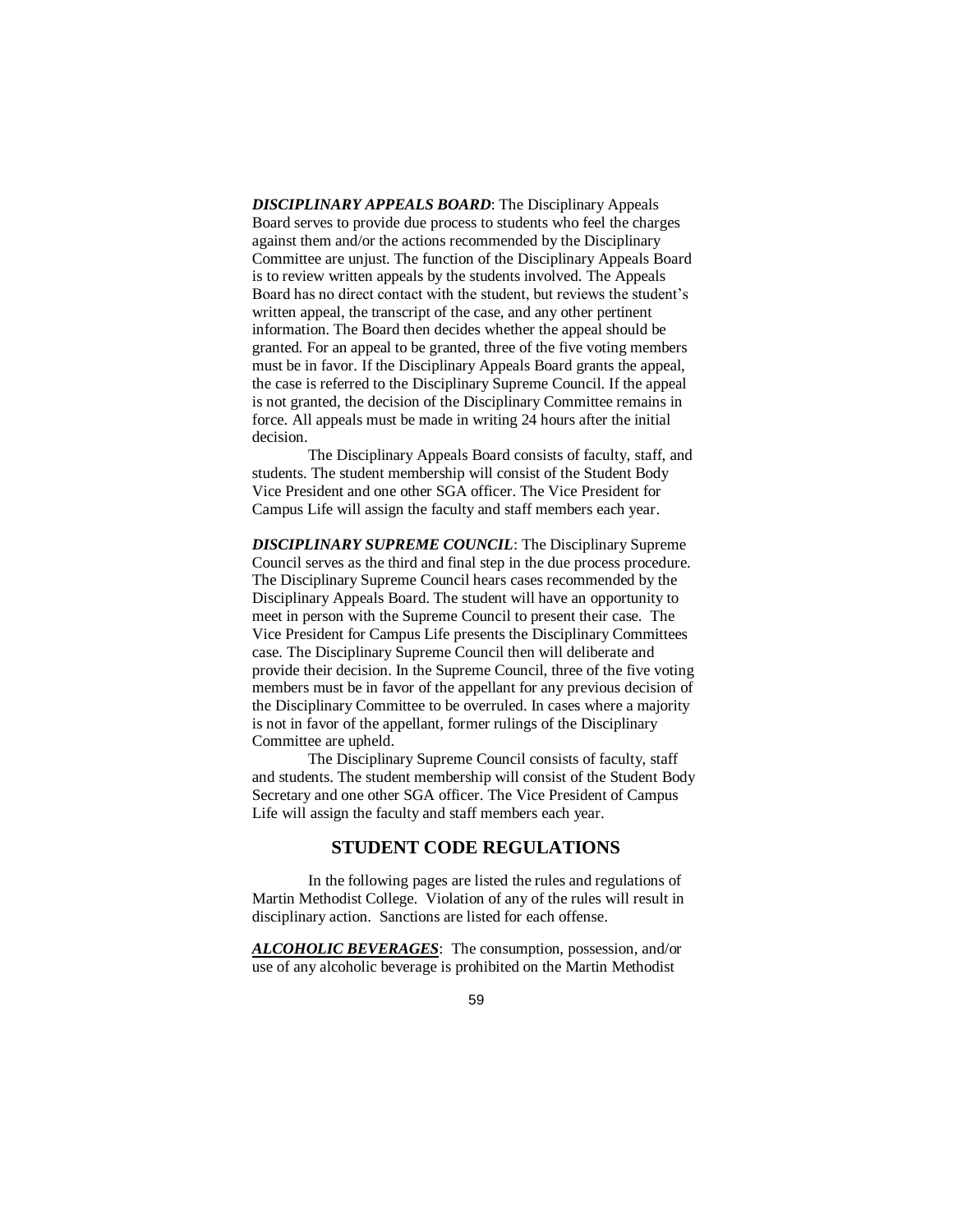***DISCIPLINARY APPEALS BOARD***: The Disciplinary Appeals Board serves to provide due process to students who feel the charges against them and/or the actions recommended by the Disciplinary Committee are unjust. The function of the Disciplinary Appeals Board is to review written appeals by the students involved. The Appeals Board has no direct contact with the student, but reviews the student's written appeal, the transcript of the case, and any other pertinent information. The Board then decides whether the appeal should be granted. For an appeal to be granted, three of the five voting members must be in favor. If the Disciplinary Appeals Board grants the appeal, the case is referred to the Disciplinary Supreme Council. If the appeal is not granted, the decision of the Disciplinary Committee remains in force. All appeals must be made in writing 24 hours after the initial decision.

The Disciplinary Appeals Board consists of faculty, staff, and students. The student membership will consist of the Student Body Vice President and one other SGA officer. The Vice President for Campus Life will assign the faculty and staff members each year.

***DISCIPLINARY SUPREME COUNCIL***: The Disciplinary Supreme Council serves as the third and final step in the due process procedure. The Disciplinary Supreme Council hears cases recommended by the Disciplinary Appeals Board. The student will have an opportunity to meet in person with the Supreme Council to present their case. The Vice President for Campus Life presents the Disciplinary Committees case. The Disciplinary Supreme Council then will deliberate and provide their decision. In the Supreme Council, three of the five voting members must be in favor of the appellant for any previous decision of the Disciplinary Committee to be overruled. In cases where a majority is not in favor of the appellant, former rulings of the Disciplinary Committee are upheld.

The Disciplinary Supreme Council consists of faculty, staff and students. The student membership will consist of the Student Body Secretary and one other SGA officer. The Vice President of Campus Life will assign the faculty and staff members each year.

## STUDENT CODE REGULATIONS

In the following pages are listed the rules and regulations of Martin Methodist College. Violation of any of the rules will result in disciplinary action. Sanctions are listed for each offense.

***ALCOHOLIC BEVERAGES***: The consumption, possession, and/or use of any alcoholic beverage is prohibited on the Martin Methodist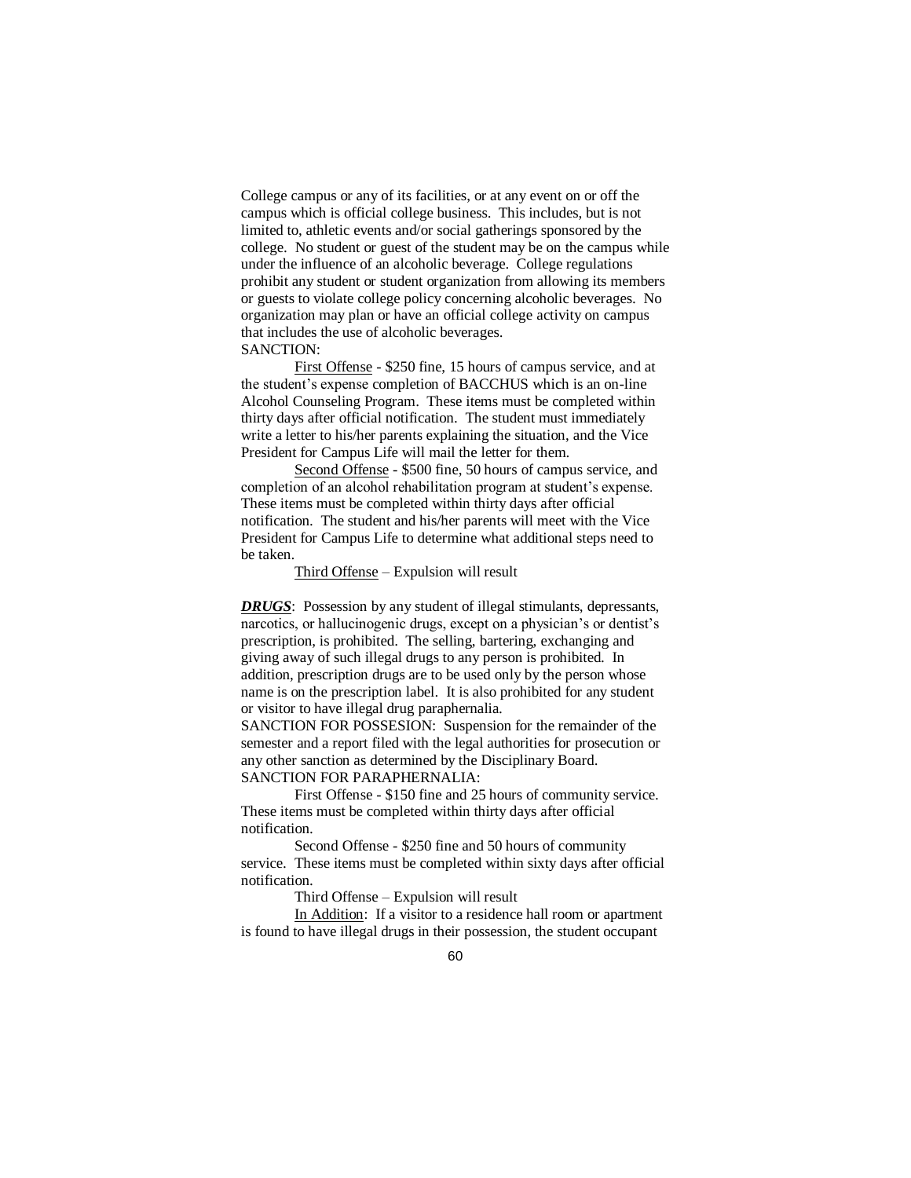College campus or any of its facilities, or at any event on or off the campus which is official college business. This includes, but is not limited to, athletic events and/or social gatherings sponsored by the college. No student or guest of the student may be on the campus while under the influence of an alcoholic beverage. College regulations prohibit any student or student organization from allowing its members or guests to violate college policy concerning alcoholic beverages. No organization may plan or have an official college activity on campus that includes the use of alcoholic beverages.
SANCTION:

First Offense - $250 fine, 15 hours of campus service, and at the student's expense completion of BACCHUS which is an on-line Alcohol Counseling Program. These items must be completed within thirty days after official notification. The student must immediately write a letter to his/her parents explaining the situation, and the Vice President for Campus Life will mail the letter for them.

Second Offense - $500 fine, 50 hours of campus service, and completion of an alcohol rehabilitation program at student's expense. These items must be completed within thirty days after official notification. The student and his/her parents will meet with the Vice President for Campus Life to determine what additional steps need to be taken.

Third Offense – Expulsion will result

***DRUGS***: Possession by any student of illegal stimulants, depressants, narcotics, or hallucinogenic drugs, except on a physician's or dentist's prescription, is prohibited. The selling, bartering, exchanging and giving away of such illegal drugs to any person is prohibited. In addition, prescription drugs are to be used only by the person whose name is on the prescription label. It is also prohibited for any student or visitor to have illegal drug paraphernalia.
SANCTION FOR POSSESION: Suspension for the remainder of the semester and a report filed with the legal authorities for prosecution or any other sanction as determined by the Disciplinary Board.
SANCTION FOR PARAPHERNALIA:

First Offense - $150 fine and 25 hours of community service. These items must be completed within thirty days after official notification.

Second Offense - $250 fine and 50 hours of community service. These items must be completed within sixty days after official notification.

Third Offense – Expulsion will result

In Addition: If a visitor to a residence hall room or apartment is found to have illegal drugs in their possession, the student occupant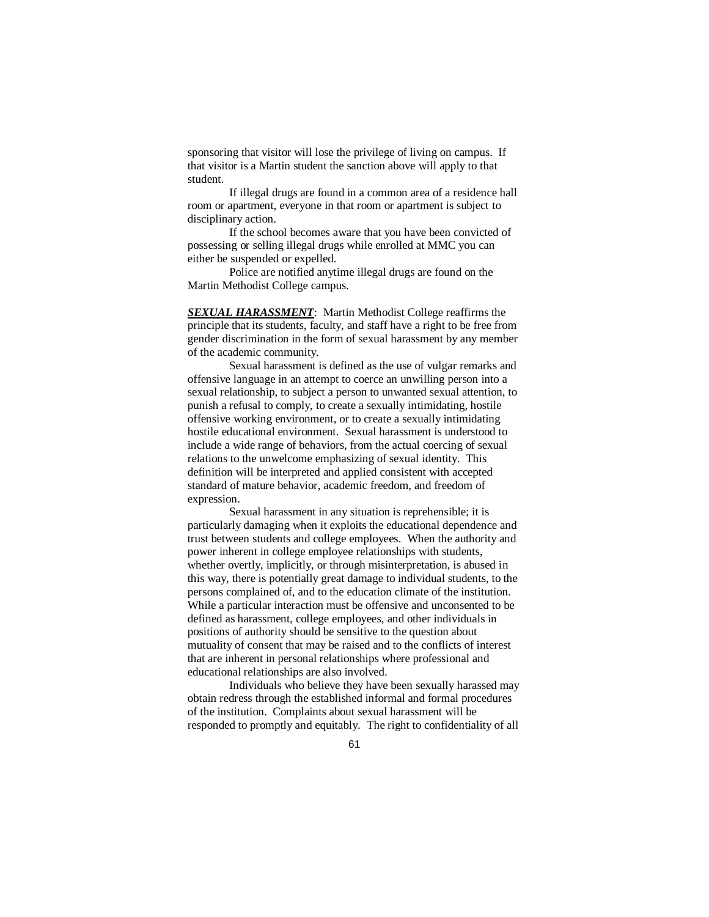sponsoring that visitor will lose the privilege of living on campus. If that visitor is a Martin student the sanction above will apply to that student.

If illegal drugs are found in a common area of a residence hall room or apartment, everyone in that room or apartment is subject to disciplinary action.

If the school becomes aware that you have been convicted of possessing or selling illegal drugs while enrolled at MMC you can either be suspended or expelled.

Police are notified anytime illegal drugs are found on the Martin Methodist College campus.

***SEXUAL HARASSMENT***: Martin Methodist College reaffirms the principle that its students, faculty, and staff have a right to be free from gender discrimination in the form of sexual harassment by any member of the academic community.

Sexual harassment is defined as the use of vulgar remarks and offensive language in an attempt to coerce an unwilling person into a sexual relationship, to subject a person to unwanted sexual attention, to punish a refusal to comply, to create a sexually intimidating, hostile offensive working environment, or to create a sexually intimidating hostile educational environment. Sexual harassment is understood to include a wide range of behaviors, from the actual coercing of sexual relations to the unwelcome emphasizing of sexual identity. This definition will be interpreted and applied consistent with accepted standard of mature behavior, academic freedom, and freedom of expression.

Sexual harassment in any situation is reprehensible; it is particularly damaging when it exploits the educational dependence and trust between students and college employees. When the authority and power inherent in college employee relationships with students, whether overtly, implicitly, or through misinterpretation, is abused in this way, there is potentially great damage to individual students, to the persons complained of, and to the education climate of the institution. While a particular interaction must be offensive and unconsented to be defined as harassment, college employees, and other individuals in positions of authority should be sensitive to the question about mutuality of consent that may be raised and to the conflicts of interest that are inherent in personal relationships where professional and educational relationships are also involved.

Individuals who believe they have been sexually harassed may obtain redress through the established informal and formal procedures of the institution. Complaints about sexual harassment will be responded to promptly and equitably. The right to confidentiality of all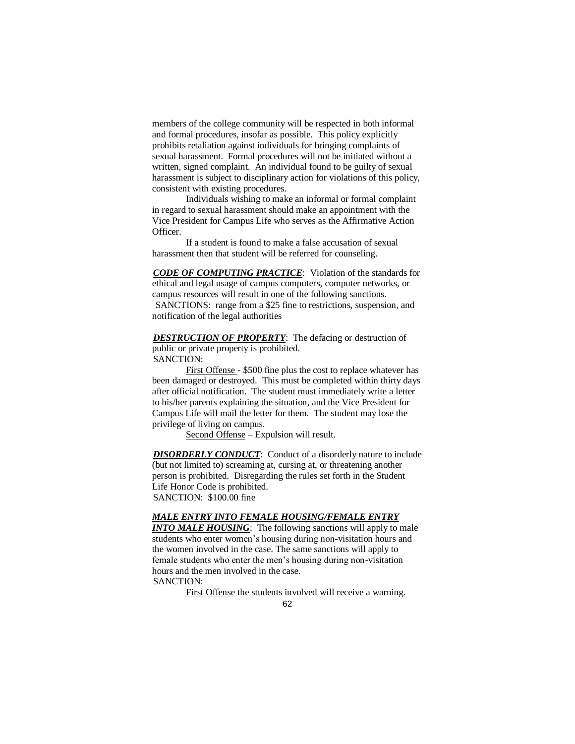members of the college community will be respected in both informal and formal procedures, insofar as possible. This policy explicitly prohibits retaliation against individuals for bringing complaints of sexual harassment. Formal procedures will not be initiated without a written, signed complaint. An individual found to be guilty of sexual harassment is subject to disciplinary action for violations of this policy, consistent with existing procedures.

Individuals wishing to make an informal or formal complaint in regard to sexual harassment should make an appointment with the Vice President for Campus Life who serves as the Affirmative Action Officer.

If a student is found to make a false accusation of sexual harassment then that student will be referred for counseling.

***CODE OF COMPUTING PRACTICE***: Violation of the standards for ethical and legal usage of campus computers, computer networks, or campus resources will result in one of the following sanctions.
SANCTIONS: range from a $25 fine to restrictions, suspension, and notification of the legal authorities

***DESTRUCTION OF PROPERTY***: The defacing or destruction of public or private property is prohibited.
SANCTION:

First Offense - $500 fine plus the cost to replace whatever has been damaged or destroyed. This must be completed within thirty days after official notification. The student must immediately write a letter to his/her parents explaining the situation, and the Vice President for Campus Life will mail the letter for them. The student may lose the privilege of living on campus.

Second Offense – Expulsion will result.

***DISORDERLY CONDUCT***: Conduct of a disorderly nature to include (but not limited to) screaming at, cursing at, or threatening another person is prohibited. Disregarding the rules set forth in the Student Life Honor Code is prohibited.
SANCTION: $100.00 fine

***MALE ENTRY INTO FEMALE HOUSING/FEMALE ENTRY INTO MALE HOUSING***: The following sanctions will apply to male students who enter women's housing during non-visitation hours and the women involved in the case. The same sanctions will apply to female students who enter the men's housing during non-visitation hours and the men involved in the case.
SANCTION:

First Offense the students involved will receive a warning.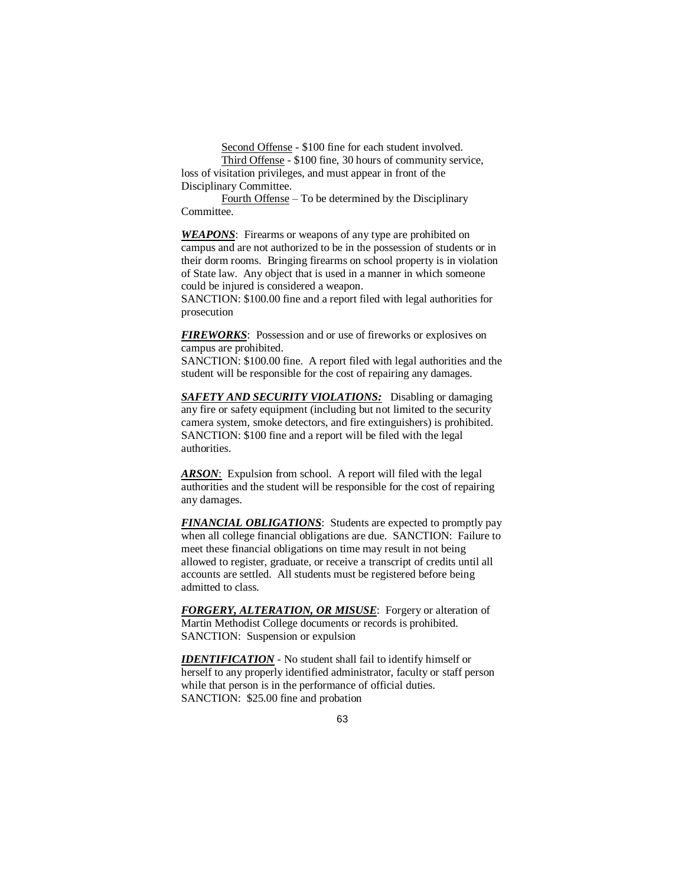<u>Second Offense</u> - $100 fine for each student involved.

<u>Third Offense</u> - $100 fine, 30 hours of community service, loss of visitation privileges, and must appear in front of the Disciplinary Committee.

<u>Fourth Offense</u> – To be determined by the Disciplinary Committee.

***<u>WEAPONS</u>***: Firearms or weapons of any type are prohibited on campus and are not authorized to be in the possession of students or in their dorm rooms. Bringing firearms on school property is in violation of State law. Any object that is used in a manner in which someone could be injured is considered a weapon.
SANCTION: $100.00 fine and a report filed with legal authorities for prosecution

***<u>FIREWORKS</u>***: Possession and or use of fireworks or explosives on campus are prohibited.
SANCTION: $100.00 fine. A report filed with legal authorities and the student will be responsible for the cost of repairing any damages.

***<u>SAFETY AND SECURITY VIOLATIONS:</u>*** Disabling or damaging any fire or safety equipment (including but not limited to the security camera system, smoke detectors, and fire extinguishers) is prohibited.
SANCTION: $100 fine and a report will be filed with the legal authorities.

***<u>ARSON</u>***: Expulsion from school. A report will filed with the legal authorities and the student will be responsible for the cost of repairing any damages.

***<u>FINANCIAL OBLIGATIONS</u>***: Students are expected to promptly pay when all college financial obligations are due. SANCTION: Failure to meet these financial obligations on time may result in not being allowed to register, graduate, or receive a transcript of credits until all accounts are settled. All students must be registered before being admitted to class.

***<u>FORGERY, ALTERATION, OR MISUSE</u>***: Forgery or alteration of Martin Methodist College documents or records is prohibited.
SANCTION: Suspension or expulsion

***<u>IDENTIFICATION</u>*** - No student shall fail to identify himself or herself to any properly identified administrator, faculty or staff person while that person is in the performance of official duties.
SANCTION: $25.00 fine and probation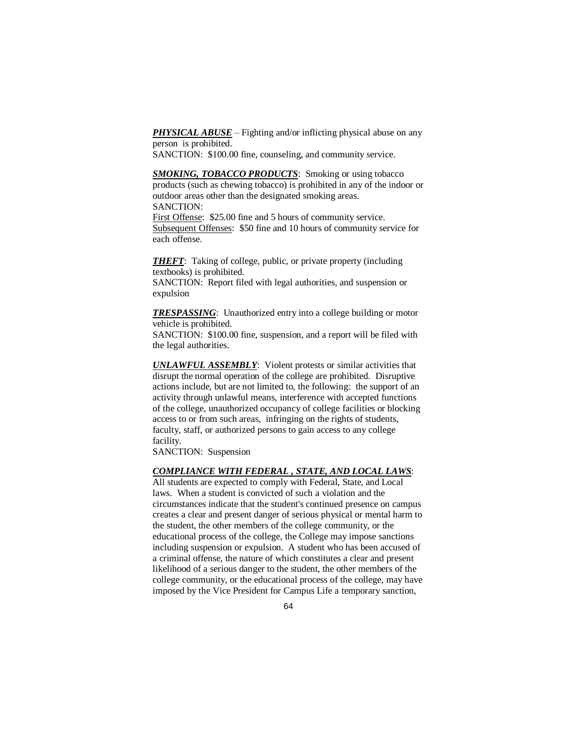***PHYSICAL ABUSE*** – Fighting and/or inflicting physical abuse on any person is prohibited.
SANCTION: $100.00 fine, counseling, and community service.

***SMOKING, TOBACCO PRODUCTS***: Smoking or using tobacco products (such as chewing tobacco) is prohibited in any of the indoor or outdoor areas other than the designated smoking areas.
SANCTION:
First Offense: $25.00 fine and 5 hours of community service.
Subsequent Offenses: $50 fine and 10 hours of community service for each offense.

***THEFT***: Taking of college, public, or private property (including textbooks) is prohibited.
SANCTION: Report filed with legal authorities, and suspension or expulsion

***TRESPASSING***: Unauthorized entry into a college building or motor vehicle is prohibited.
SANCTION: $100.00 fine, suspension, and a report will be filed with the legal authorities.

***UNLAWFUL ASSEMBLY***: Violent protests or similar activities that disrupt the normal operation of the college are prohibited. Disruptive actions include, but are not limited to, the following: the support of an activity through unlawful means, interference with accepted functions of the college, unauthorized occupancy of college facilities or blocking access to or from such areas, infringing on the rights of students, faculty, staff, or authorized persons to gain access to any college facility.
SANCTION: Suspension

***COMPLIANCE WITH FEDERAL , STATE, AND LOCAL LAWS***:
All students are expected to comply with Federal, State, and Local laws. When a student is convicted of such a violation and the circumstances indicate that the student's continued presence on campus creates a clear and present danger of serious physical or mental harm to the student, the other members of the college community, or the educational process of the college, the College may impose sanctions including suspension or expulsion. A student who has been accused of a criminal offense, the nature of which constitutes a clear and present likelihood of a serious danger to the student, the other members of the college community, or the educational process of the college, may have imposed by the Vice President for Campus Life a temporary sanction,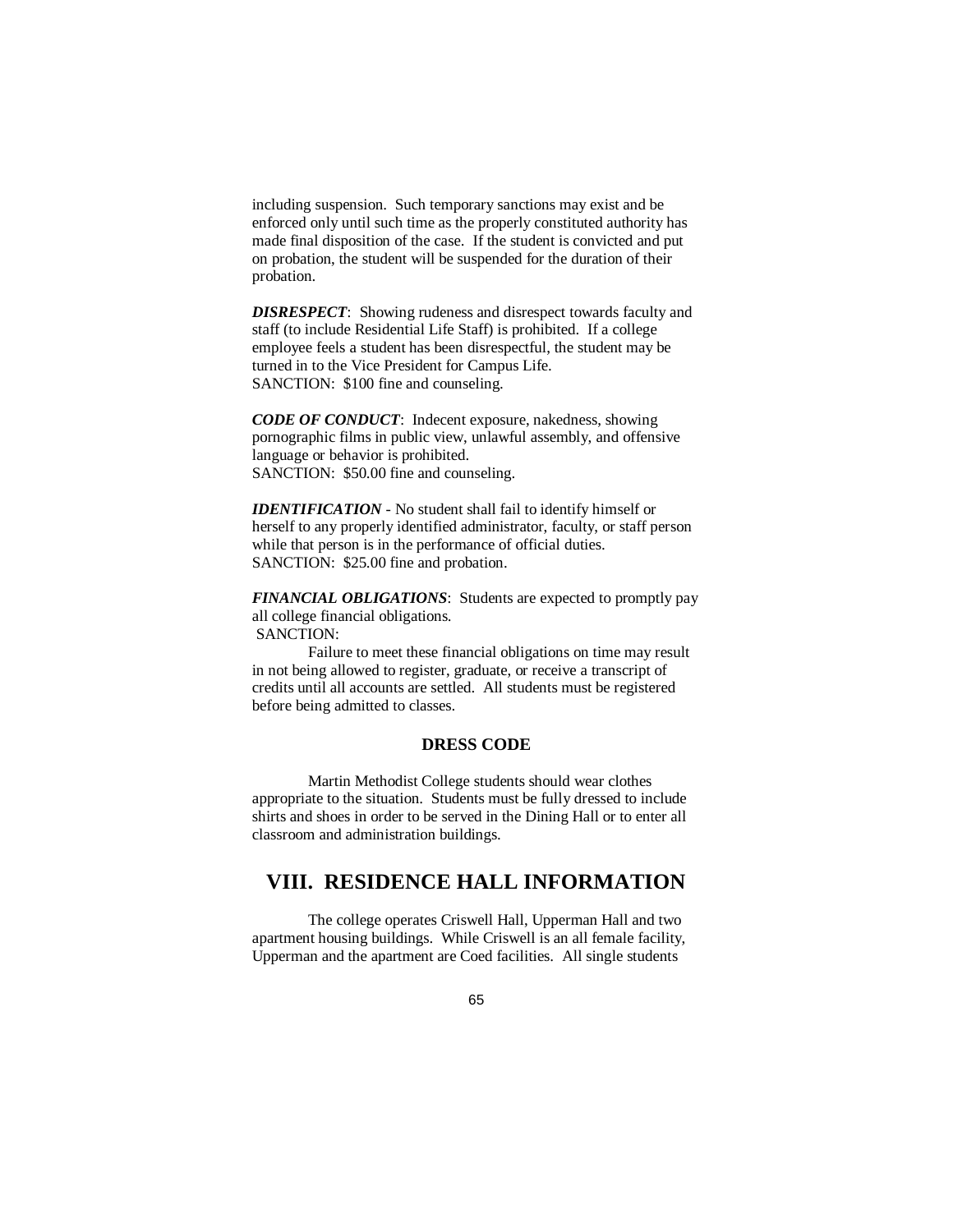including suspension. Such temporary sanctions may exist and be enforced only until such time as the properly constituted authority has made final disposition of the case. If the student is convicted and put on probation, the student will be suspended for the duration of their probation.

***DISRESPECT***: Showing rudeness and disrespect towards faculty and staff (to include Residential Life Staff) is prohibited. If a college employee feels a student has been disrespectful, the student may be turned in to the Vice President for Campus Life.
SANCTION: $100 fine and counseling.

***CODE OF CONDUCT***: Indecent exposure, nakedness, showing pornographic films in public view, unlawful assembly, and offensive language or behavior is prohibited.
SANCTION: $50.00 fine and counseling.

***IDENTIFICATION*** - No student shall fail to identify himself or herself to any properly identified administrator, faculty, or staff person while that person is in the performance of official duties.
SANCTION: $25.00 fine and probation.

***FINANCIAL OBLIGATIONS***: Students are expected to promptly pay all college financial obligations.
SANCTION:

Failure to meet these financial obligations on time may result in not being allowed to register, graduate, or receive a transcript of credits until all accounts are settled. All students must be registered before being admitted to classes.

### DRESS CODE

Martin Methodist College students should wear clothes appropriate to the situation. Students must be fully dressed to include shirts and shoes in order to be served in the Dining Hall or to enter all classroom and administration buildings.

## VIII. RESIDENCE HALL INFORMATION

The college operates Criswell Hall, Upperman Hall and two apartment housing buildings. While Criswell is an all female facility, Upperman and the apartment are Coed facilities. All single students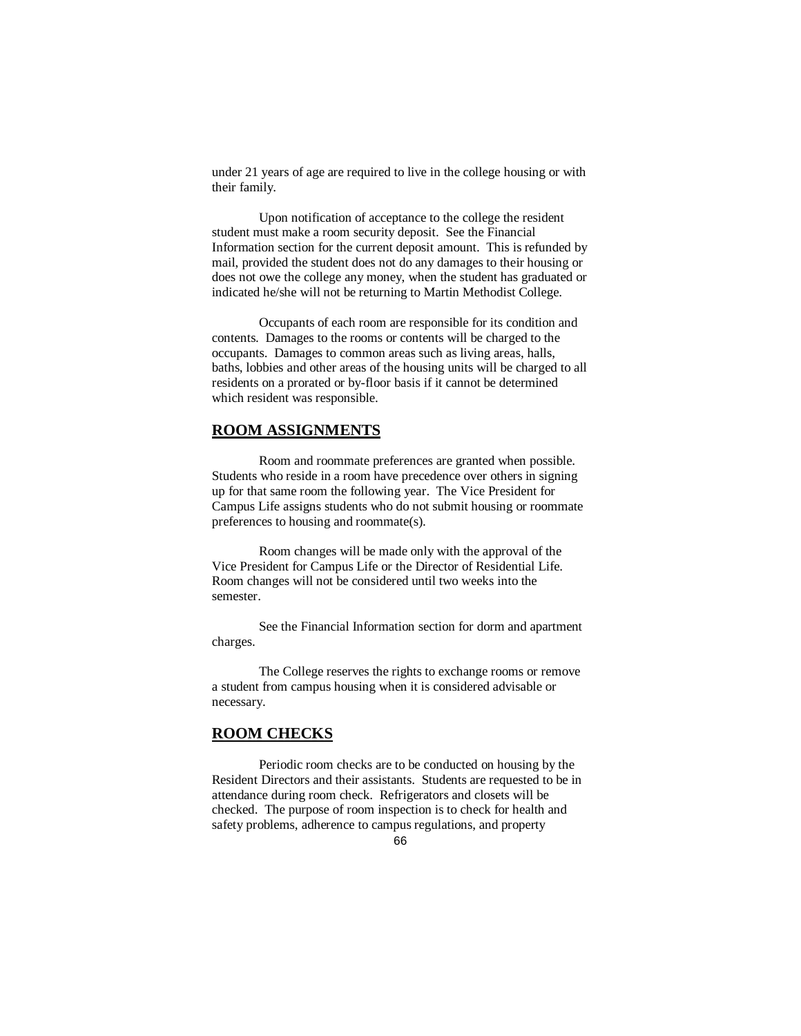under 21 years of age are required to live in the college housing or with their family.

Upon notification of acceptance to the college the resident student must make a room security deposit. See the Financial Information section for the current deposit amount. This is refunded by mail, provided the student does not do any damages to their housing or does not owe the college any money, when the student has graduated or indicated he/she will not be returning to Martin Methodist College.

Occupants of each room are responsible for its condition and contents. Damages to the rooms or contents will be charged to the occupants. Damages to common areas such as living areas, halls, baths, lobbies and other areas of the housing units will be charged to all residents on a prorated or by-floor basis if it cannot be determined which resident was responsible.

## ROOM ASSIGNMENTS

Room and roommate preferences are granted when possible. Students who reside in a room have precedence over others in signing up for that same room the following year. The Vice President for Campus Life assigns students who do not submit housing or roommate preferences to housing and roommate(s).

Room changes will be made only with the approval of the Vice President for Campus Life or the Director of Residential Life. Room changes will not be considered until two weeks into the semester.

See the Financial Information section for dorm and apartment charges.

The College reserves the rights to exchange rooms or remove a student from campus housing when it is considered advisable or necessary.

## ROOM CHECKS

Periodic room checks are to be conducted on housing by the Resident Directors and their assistants. Students are requested to be in attendance during room check. Refrigerators and closets will be checked. The purpose of room inspection is to check for health and safety problems, adherence to campus regulations, and property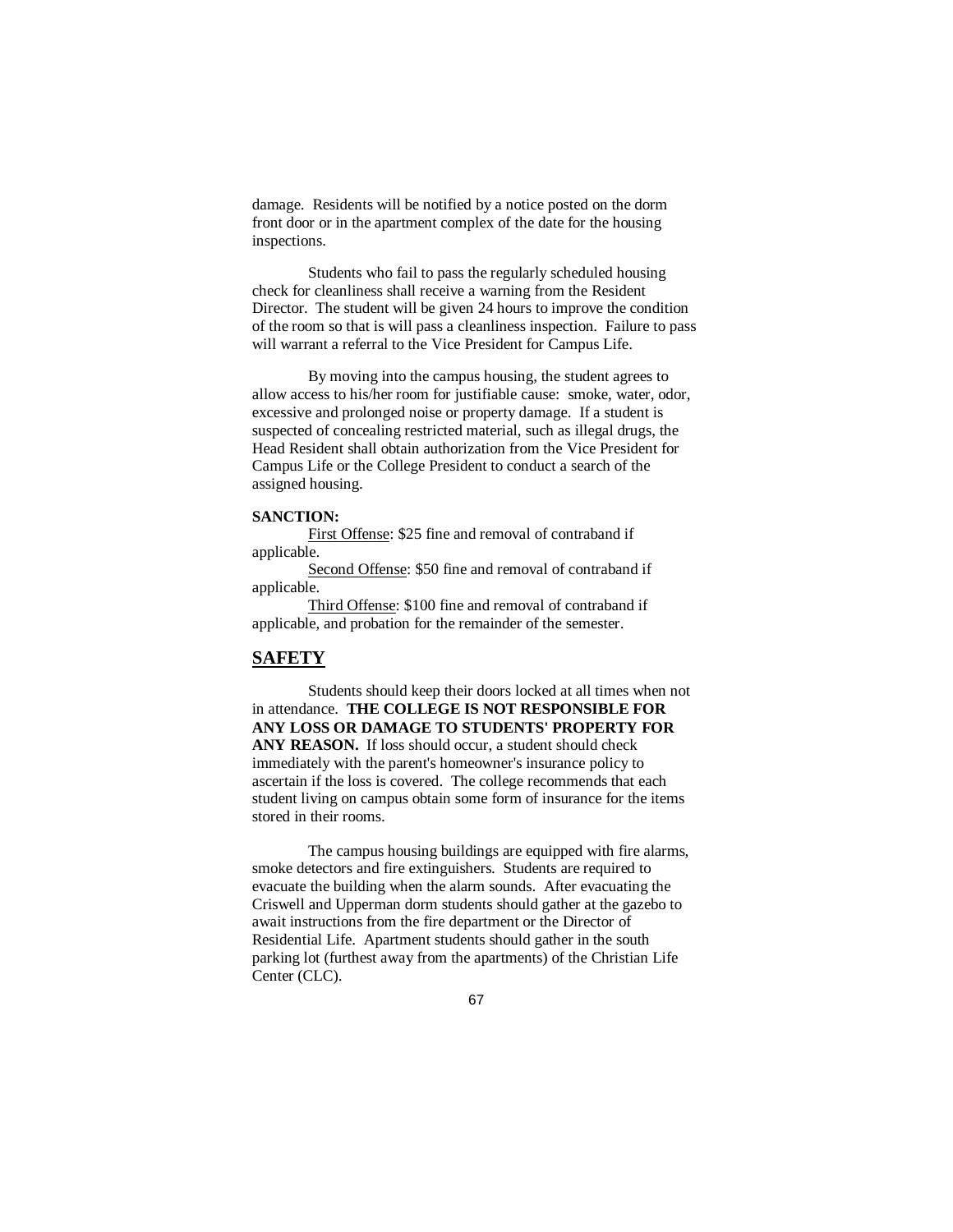damage. Residents will be notified by a notice posted on the dorm front door or in the apartment complex of the date for the housing inspections.

Students who fail to pass the regularly scheduled housing check for cleanliness shall receive a warning from the Resident Director. The student will be given 24 hours to improve the condition of the room so that is will pass a cleanliness inspection. Failure to pass will warrant a referral to the Vice President for Campus Life.

By moving into the campus housing, the student agrees to allow access to his/her room for justifiable cause: smoke, water, odor, excessive and prolonged noise or property damage. If a student is suspected of concealing restricted material, such as illegal drugs, the Head Resident shall obtain authorization from the Vice President for Campus Life or the College President to conduct a search of the assigned housing.

**SANCTION:**

First Offense: $25 fine and removal of contraband if applicable.

Second Offense: $50 fine and removal of contraband if applicable.

Third Offense: $100 fine and removal of contraband if applicable, and probation for the remainder of the semester.

## SAFETY

Students should keep their doors locked at all times when not in attendance. **THE COLLEGE IS NOT RESPONSIBLE FOR ANY LOSS OR DAMAGE TO STUDENTS' PROPERTY FOR ANY REASON.** If loss should occur, a student should check immediately with the parent's homeowner's insurance policy to ascertain if the loss is covered. The college recommends that each student living on campus obtain some form of insurance for the items stored in their rooms.

The campus housing buildings are equipped with fire alarms, smoke detectors and fire extinguishers. Students are required to evacuate the building when the alarm sounds. After evacuating the Criswell and Upperman dorm students should gather at the gazebo to await instructions from the fire department or the Director of Residential Life. Apartment students should gather in the south parking lot (furthest away from the apartments) of the Christian Life Center (CLC).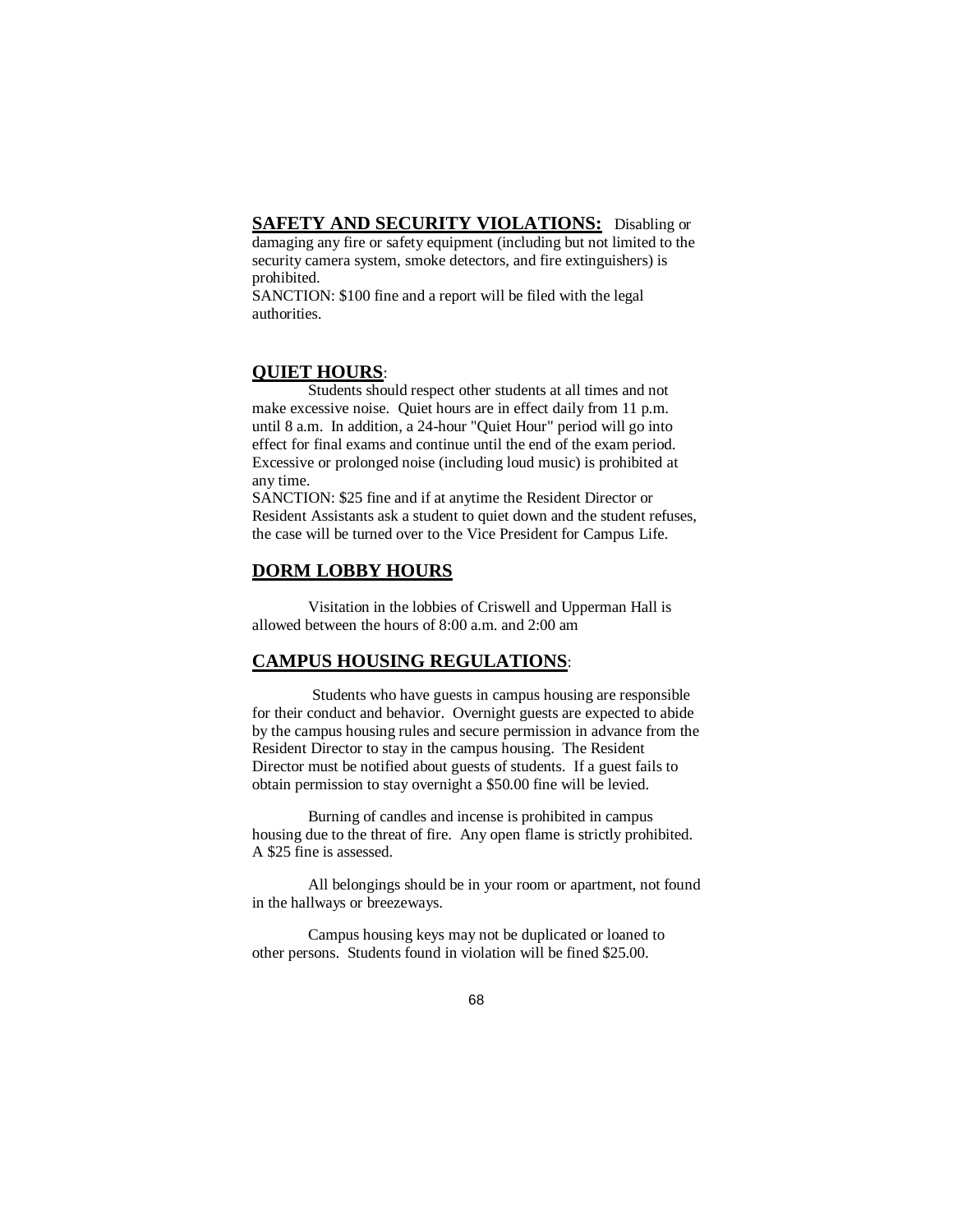**SAFETY AND SECURITY VIOLATIONS:** Disabling or damaging any fire or safety equipment (including but not limited to the security camera system, smoke detectors, and fire extinguishers) is prohibited.
SANCTION: $100 fine and a report will be filed with the legal authorities.

## QUIET HOURS:

Students should respect other students at all times and not make excessive noise. Quiet hours are in effect daily from 11 p.m. until 8 a.m. In addition, a 24-hour "Quiet Hour" period will go into effect for final exams and continue until the end of the exam period. Excessive or prolonged noise (including loud music) is prohibited at any time.
SANCTION: $25 fine and if at anytime the Resident Director or Resident Assistants ask a student to quiet down and the student refuses, the case will be turned over to the Vice President for Campus Life.

## DORM LOBBY HOURS

Visitation in the lobbies of Criswell and Upperman Hall is allowed between the hours of 8:00 a.m. and 2:00 am

## CAMPUS HOUSING REGULATIONS:

Students who have guests in campus housing are responsible for their conduct and behavior. Overnight guests are expected to abide by the campus housing rules and secure permission in advance from the Resident Director to stay in the campus housing. The Resident Director must be notified about guests of students. If a guest fails to obtain permission to stay overnight a $50.00 fine will be levied.

Burning of candles and incense is prohibited in campus housing due to the threat of fire. Any open flame is strictly prohibited. A $25 fine is assessed.

All belongings should be in your room or apartment, not found in the hallways or breezeways.

Campus housing keys may not be duplicated or loaned to other persons. Students found in violation will be fined $25.00.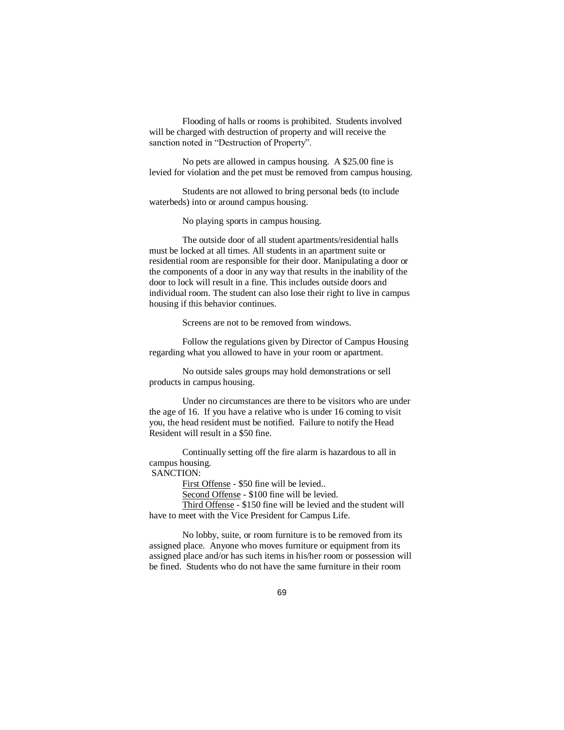Flooding of halls or rooms is prohibited. Students involved will be charged with destruction of property and will receive the sanction noted in "Destruction of Property".

No pets are allowed in campus housing. A $25.00 fine is levied for violation and the pet must be removed from campus housing.

Students are not allowed to bring personal beds (to include waterbeds) into or around campus housing.

No playing sports in campus housing.

The outside door of all student apartments/residential halls must be locked at all times. All students in an apartment suite or residential room are responsible for their door. Manipulating a door or the components of a door in any way that results in the inability of the door to lock will result in a fine. This includes outside doors and individual room. The student can also lose their right to live in campus housing if this behavior continues.

Screens are not to be removed from windows.

Follow the regulations given by Director of Campus Housing regarding what you allowed to have in your room or apartment.

No outside sales groups may hold demonstrations or sell products in campus housing.

Under no circumstances are there to be visitors who are under the age of 16. If you have a relative who is under 16 coming to visit you, the head resident must be notified. Failure to notify the Head Resident will result in a $50 fine.

Continually setting off the fire alarm is hazardous to all in campus housing.

SANCTION:

<u>First Offense</u> - $50 fine will be levied..

<u>Second Offense</u> - $100 fine will be levied.

<u>Third Offense</u> - $150 fine will be levied and the student will have to meet with the Vice President for Campus Life.

No lobby, suite, or room furniture is to be removed from its assigned place. Anyone who moves furniture or equipment from its assigned place and/or has such items in his/her room or possession will be fined. Students who do not have the same furniture in their room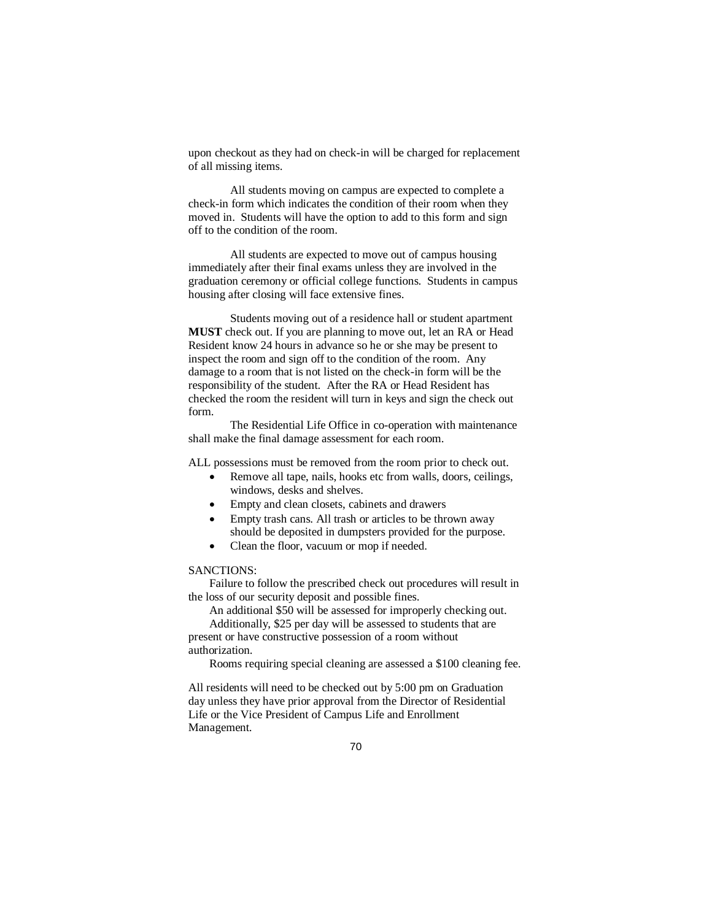upon checkout as they had on check-in will be charged for replacement of all missing items.

All students moving on campus are expected to complete a check-in form which indicates the condition of their room when they moved in. Students will have the option to add to this form and sign off to the condition of the room.

All students are expected to move out of campus housing immediately after their final exams unless they are involved in the graduation ceremony or official college functions. Students in campus housing after closing will face extensive fines.

Students moving out of a residence hall or student apartment **MUST** check out. If you are planning to move out, let an RA or Head Resident know 24 hours in advance so he or she may be present to inspect the room and sign off to the condition of the room. Any damage to a room that is not listed on the check-in form will be the responsibility of the student. After the RA or Head Resident has checked the room the resident will turn in keys and sign the check out form.

The Residential Life Office in co-operation with maintenance shall make the final damage assessment for each room.

ALL possessions must be removed from the room prior to check out.

- Remove all tape, nails, hooks etc from walls, doors, ceilings, windows, desks and shelves.
- Empty and clean closets, cabinets and drawers
- Empty trash cans. All trash or articles to be thrown away should be deposited in dumpsters provided for the purpose.
- Clean the floor, vacuum or mop if needed.

SANCTIONS:

Failure to follow the prescribed check out procedures will result in the loss of our security deposit and possible fines.

An additional $50 will be assessed for improperly checking out.

Additionally, $25 per day will be assessed to students that are present or have constructive possession of a room without authorization.

Rooms requiring special cleaning are assessed a $100 cleaning fee.

All residents will need to be checked out by 5:00 pm on Graduation day unless they have prior approval from the Director of Residential Life or the Vice President of Campus Life and Enrollment Management.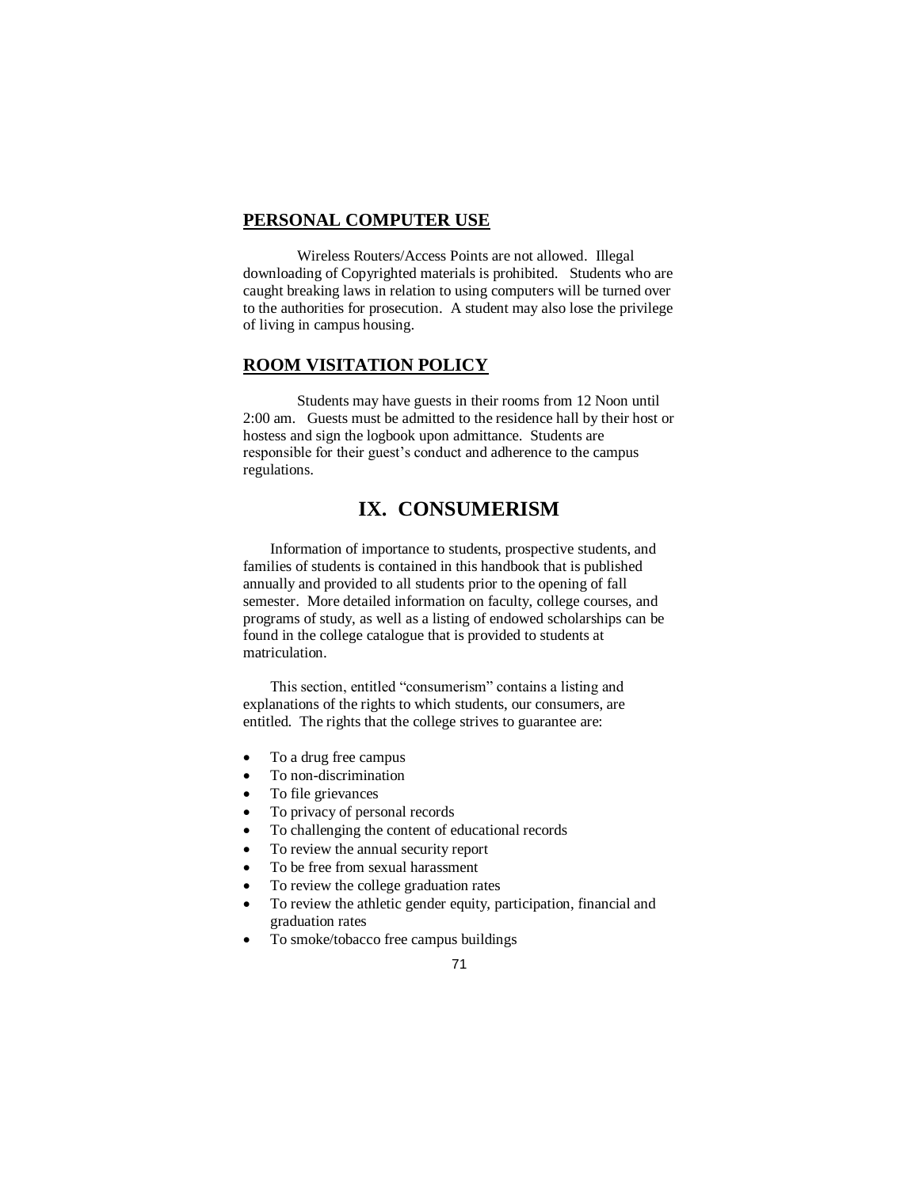## PERSONAL COMPUTER USE

Wireless Routers/Access Points are not allowed. Illegal downloading of Copyrighted materials is prohibited. Students who are caught breaking laws in relation to using computers will be turned over to the authorities for prosecution. A student may also lose the privilege of living in campus housing.

## ROOM VISITATION POLICY

Students may have guests in their rooms from 12 Noon until 2:00 am. Guests must be admitted to the residence hall by their host or hostess and sign the logbook upon admittance. Students are responsible for their guest's conduct and adherence to the campus regulations.

# IX. CONSUMERISM

Information of importance to students, prospective students, and families of students is contained in this handbook that is published annually and provided to all students prior to the opening of fall semester. More detailed information on faculty, college courses, and programs of study, as well as a listing of endowed scholarships can be found in the college catalogue that is provided to students at matriculation.

This section, entitled "consumerism" contains a listing and explanations of the rights to which students, our consumers, are entitled. The rights that the college strives to guarantee are:

- To a drug free campus
- To non-discrimination
- To file grievances
- To privacy of personal records
- To challenging the content of educational records
- To review the annual security report
- To be free from sexual harassment
- To review the college graduation rates
- To review the athletic gender equity, participation, financial and graduation rates
- To smoke/tobacco free campus buildings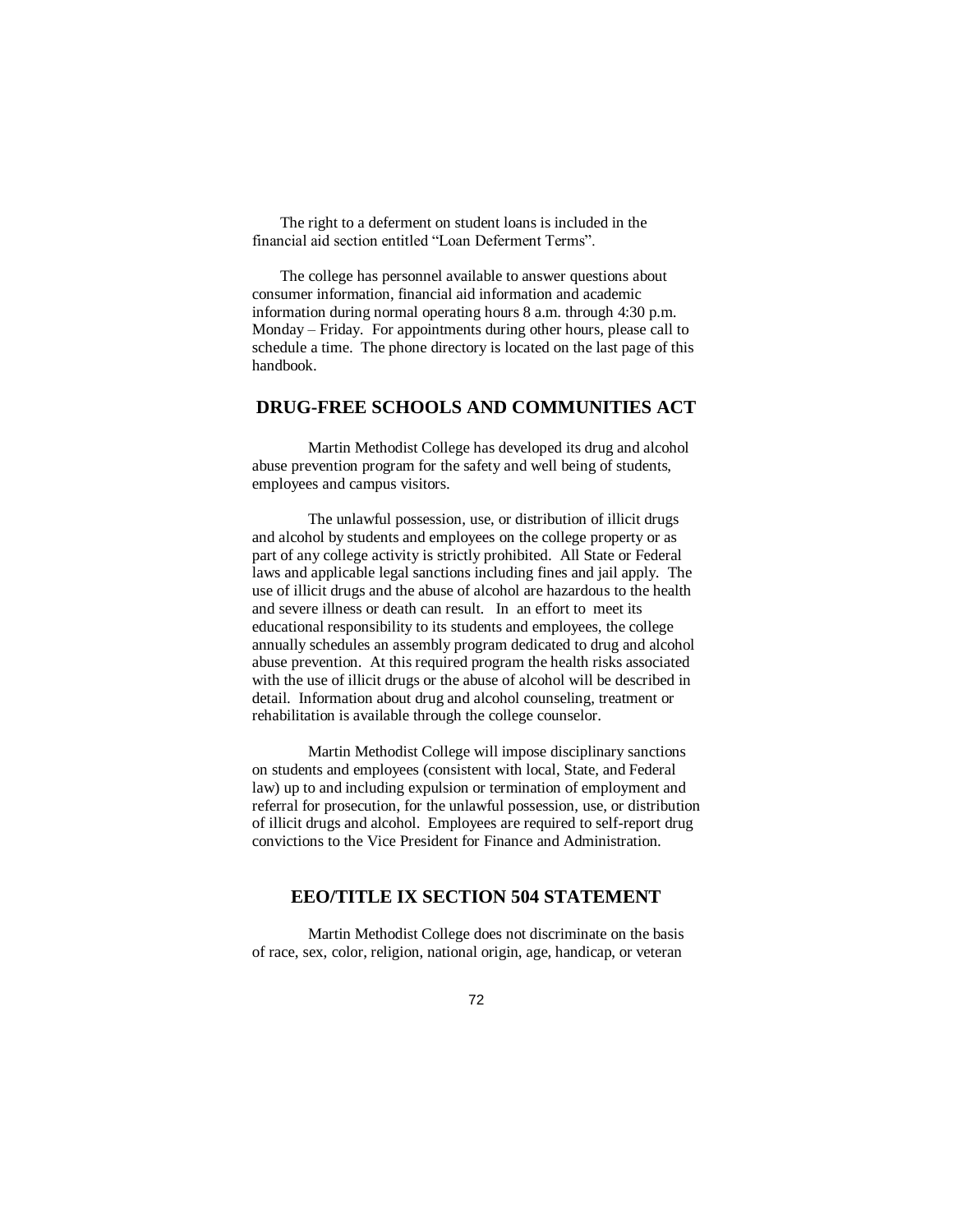The right to a deferment on student loans is included in the financial aid section entitled "Loan Deferment Terms".

The college has personnel available to answer questions about consumer information, financial aid information and academic information during normal operating hours 8 a.m. through 4:30 p.m. Monday – Friday. For appointments during other hours, please call to schedule a time. The phone directory is located on the last page of this handbook.

## DRUG-FREE SCHOOLS AND COMMUNITIES ACT

Martin Methodist College has developed its drug and alcohol abuse prevention program for the safety and well being of students, employees and campus visitors.

The unlawful possession, use, or distribution of illicit drugs and alcohol by students and employees on the college property or as part of any college activity is strictly prohibited. All State or Federal laws and applicable legal sanctions including fines and jail apply. The use of illicit drugs and the abuse of alcohol are hazardous to the health and severe illness or death can result. In an effort to meet its educational responsibility to its students and employees, the college annually schedules an assembly program dedicated to drug and alcohol abuse prevention. At this required program the health risks associated with the use of illicit drugs or the abuse of alcohol will be described in detail. Information about drug and alcohol counseling, treatment or rehabilitation is available through the college counselor.

Martin Methodist College will impose disciplinary sanctions on students and employees (consistent with local, State, and Federal law) up to and including expulsion or termination of employment and referral for prosecution, for the unlawful possession, use, or distribution of illicit drugs and alcohol. Employees are required to self-report drug convictions to the Vice President for Finance and Administration.

## EEO/TITLE IX SECTION 504 STATEMENT

Martin Methodist College does not discriminate on the basis of race, sex, color, religion, national origin, age, handicap, or veteran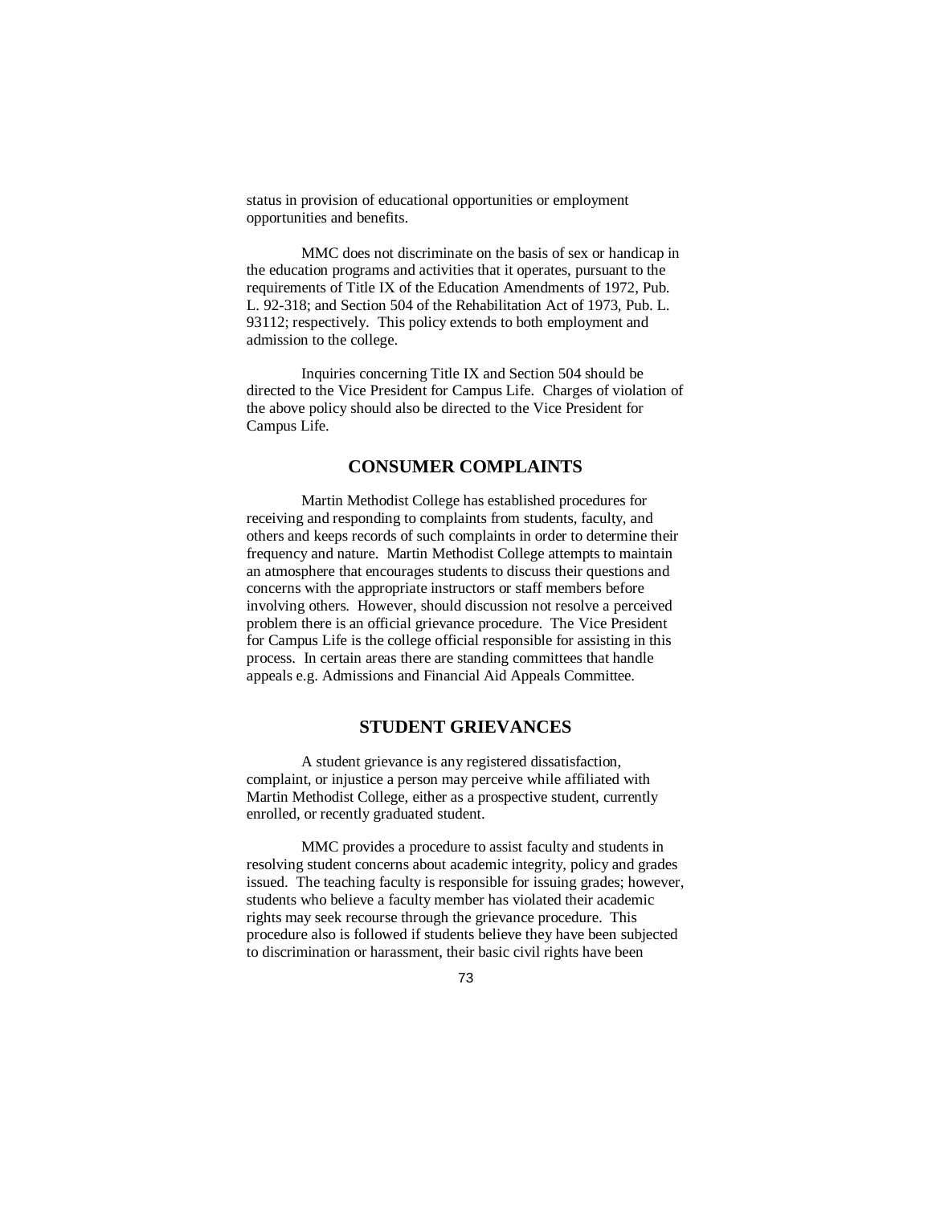status in provision of educational opportunities or employment opportunities and benefits.

MMC does not discriminate on the basis of sex or handicap in the education programs and activities that it operates, pursuant to the requirements of Title IX of the Education Amendments of 1972, Pub. L. 92-318; and Section 504 of the Rehabilitation Act of 1973, Pub. L. 93112; respectively. This policy extends to both employment and admission to the college.

Inquiries concerning Title IX and Section 504 should be directed to the Vice President for Campus Life. Charges of violation of the above policy should also be directed to the Vice President for Campus Life.

## CONSUMER COMPLAINTS

Martin Methodist College has established procedures for receiving and responding to complaints from students, faculty, and others and keeps records of such complaints in order to determine their frequency and nature. Martin Methodist College attempts to maintain an atmosphere that encourages students to discuss their questions and concerns with the appropriate instructors or staff members before involving others. However, should discussion not resolve a perceived problem there is an official grievance procedure. The Vice President for Campus Life is the college official responsible for assisting in this process. In certain areas there are standing committees that handle appeals e.g. Admissions and Financial Aid Appeals Committee.

## STUDENT GRIEVANCES

A student grievance is any registered dissatisfaction, complaint, or injustice a person may perceive while affiliated with Martin Methodist College, either as a prospective student, currently enrolled, or recently graduated student.

MMC provides a procedure to assist faculty and students in resolving student concerns about academic integrity, policy and grades issued. The teaching faculty is responsible for issuing grades; however, students who believe a faculty member has violated their academic rights may seek recourse through the grievance procedure. This procedure also is followed if students believe they have been subjected to discrimination or harassment, their basic civil rights have been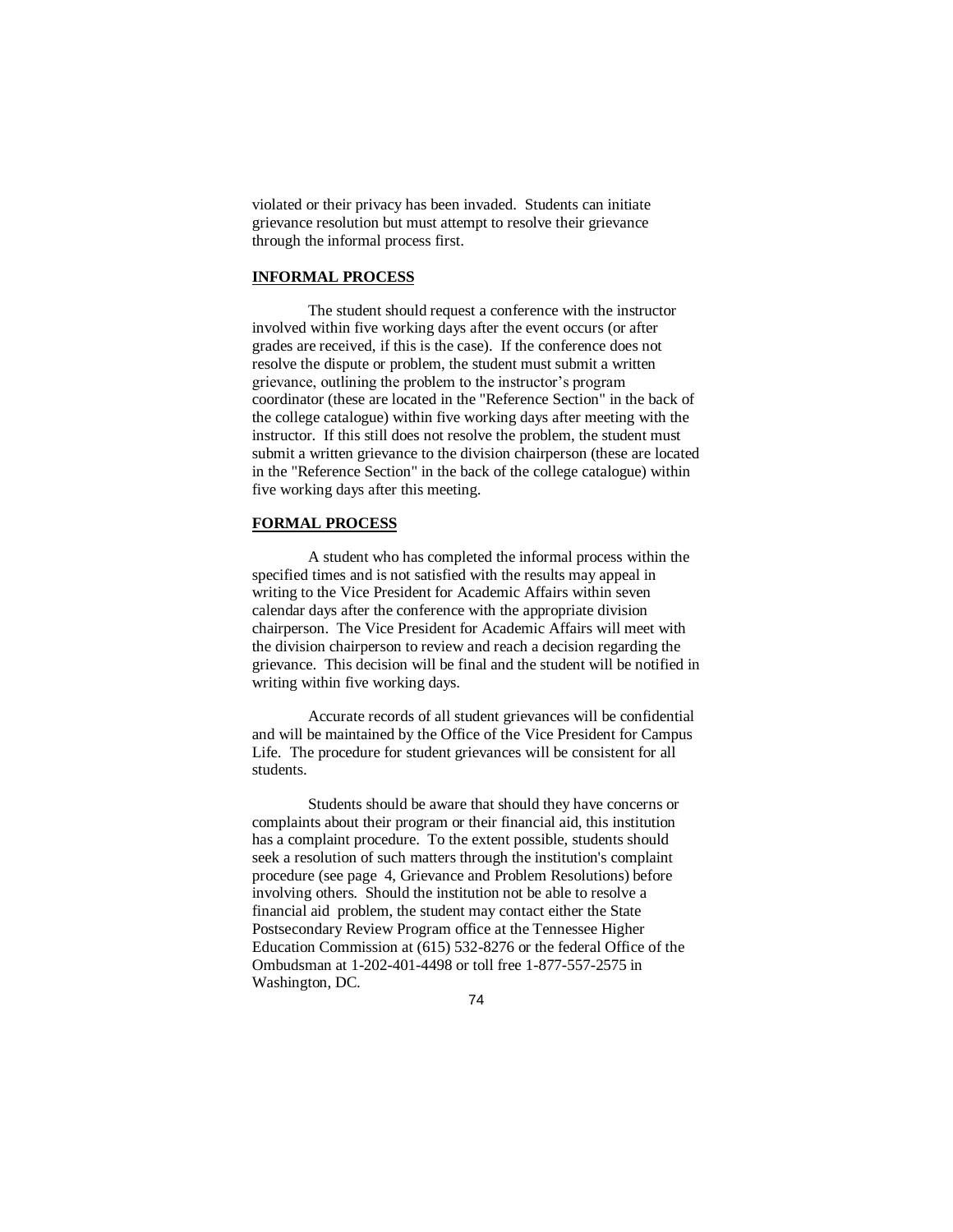violated or their privacy has been invaded. Students can initiate grievance resolution but must attempt to resolve their grievance through the informal process first.

**INFORMAL PROCESS**

The student should request a conference with the instructor involved within five working days after the event occurs (or after grades are received, if this is the case). If the conference does not resolve the dispute or problem, the student must submit a written grievance, outlining the problem to the instructor's program coordinator (these are located in the "Reference Section" in the back of the college catalogue) within five working days after meeting with the instructor. If this still does not resolve the problem, the student must submit a written grievance to the division chairperson (these are located in the "Reference Section" in the back of the college catalogue) within five working days after this meeting.

**FORMAL PROCESS**

A student who has completed the informal process within the specified times and is not satisfied with the results may appeal in writing to the Vice President for Academic Affairs within seven calendar days after the conference with the appropriate division chairperson. The Vice President for Academic Affairs will meet with the division chairperson to review and reach a decision regarding the grievance. This decision will be final and the student will be notified in writing within five working days.

Accurate records of all student grievances will be confidential and will be maintained by the Office of the Vice President for Campus Life. The procedure for student grievances will be consistent for all students.

Students should be aware that should they have concerns or complaints about their program or their financial aid, this institution has a complaint procedure. To the extent possible, students should seek a resolution of such matters through the institution's complaint procedure (see page 4, Grievance and Problem Resolutions) before involving others. Should the institution not be able to resolve a financial aid problem, the student may contact either the State Postsecondary Review Program office at the Tennessee Higher Education Commission at (615) 532-8276 or the federal Office of the Ombudsman at 1-202-401-4498 or toll free 1-877-557-2575 in Washington, DC.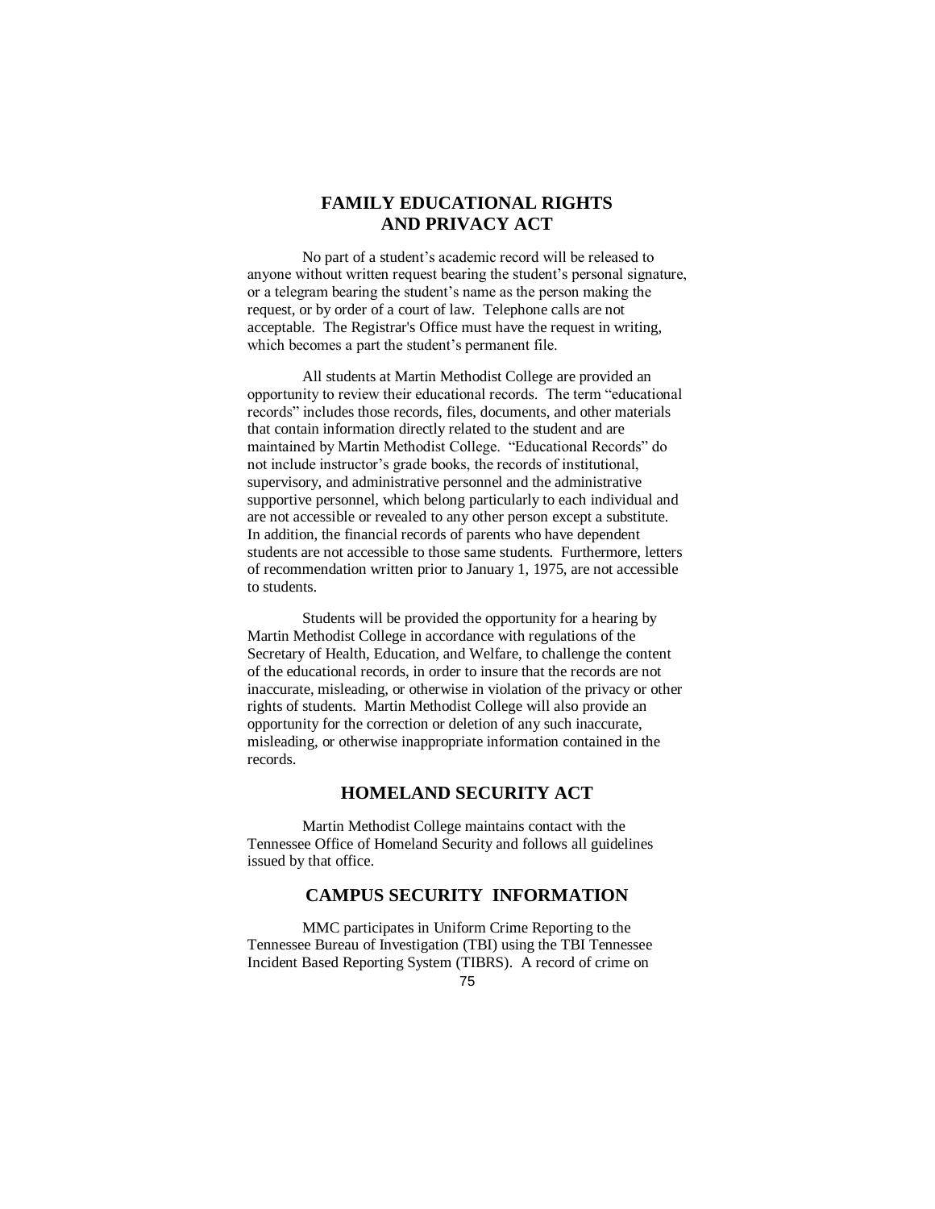## FAMILY EDUCATIONAL RIGHTS AND PRIVACY ACT

No part of a student's academic record will be released to anyone without written request bearing the student's personal signature, or a telegram bearing the student's name as the person making the request, or by order of a court of law. Telephone calls are not acceptable. The Registrar's Office must have the request in writing, which becomes a part the student's permanent file.

All students at Martin Methodist College are provided an opportunity to review their educational records. The term "educational records" includes those records, files, documents, and other materials that contain information directly related to the student and are maintained by Martin Methodist College. "Educational Records" do not include instructor's grade books, the records of institutional, supervisory, and administrative personnel and the administrative supportive personnel, which belong particularly to each individual and are not accessible or revealed to any other person except a substitute. In addition, the financial records of parents who have dependent students are not accessible to those same students. Furthermore, letters of recommendation written prior to January 1, 1975, are not accessible to students.

Students will be provided the opportunity for a hearing by Martin Methodist College in accordance with regulations of the Secretary of Health, Education, and Welfare, to challenge the content of the educational records, in order to insure that the records are not inaccurate, misleading, or otherwise in violation of the privacy or other rights of students. Martin Methodist College will also provide an opportunity for the correction or deletion of any such inaccurate, misleading, or otherwise inappropriate information contained in the records.

## HOMELAND SECURITY ACT

Martin Methodist College maintains contact with the Tennessee Office of Homeland Security and follows all guidelines issued by that office.

## CAMPUS SECURITY INFORMATION

MMC participates in Uniform Crime Reporting to the Tennessee Bureau of Investigation (TBI) using the TBI Tennessee Incident Based Reporting System (TIBRS). A record of crime on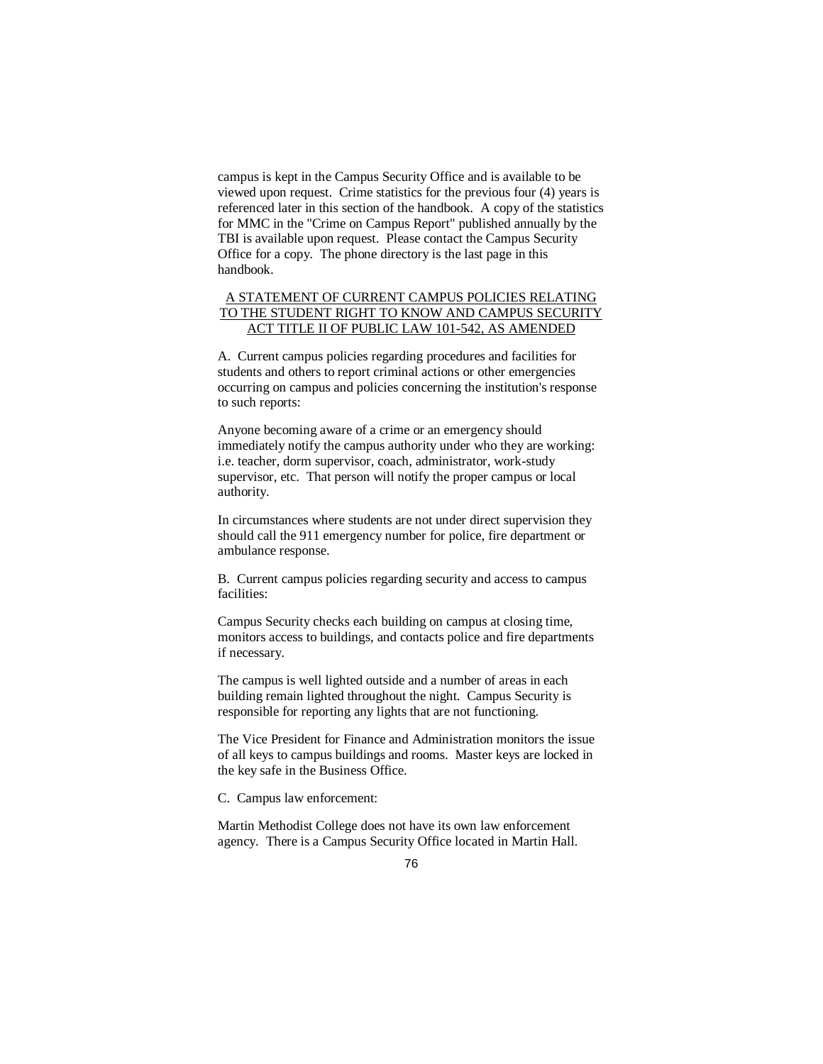campus is kept in the Campus Security Office and is available to be viewed upon request. Crime statistics for the previous four (4) years is referenced later in this section of the handbook. A copy of the statistics for MMC in the "Crime on Campus Report" published annually by the TBI is available upon request. Please contact the Campus Security Office for a copy. The phone directory is the last page in this handbook.

## A STATEMENT OF CURRENT CAMPUS POLICIES RELATING TO THE STUDENT RIGHT TO KNOW AND CAMPUS SECURITY ACT TITLE II OF PUBLIC LAW 101-542, AS AMENDED

A. Current campus policies regarding procedures and facilities for students and others to report criminal actions or other emergencies occurring on campus and policies concerning the institution's response to such reports:

Anyone becoming aware of a crime or an emergency should immediately notify the campus authority under who they are working: i.e. teacher, dorm supervisor, coach, administrator, work-study supervisor, etc. That person will notify the proper campus or local authority.

In circumstances where students are not under direct supervision they should call the 911 emergency number for police, fire department or ambulance response.

B. Current campus policies regarding security and access to campus facilities:

Campus Security checks each building on campus at closing time, monitors access to buildings, and contacts police and fire departments if necessary.

The campus is well lighted outside and a number of areas in each building remain lighted throughout the night. Campus Security is responsible for reporting any lights that are not functioning.

The Vice President for Finance and Administration monitors the issue of all keys to campus buildings and rooms. Master keys are locked in the key safe in the Business Office.

C. Campus law enforcement:

Martin Methodist College does not have its own law enforcement agency. There is a Campus Security Office located in Martin Hall.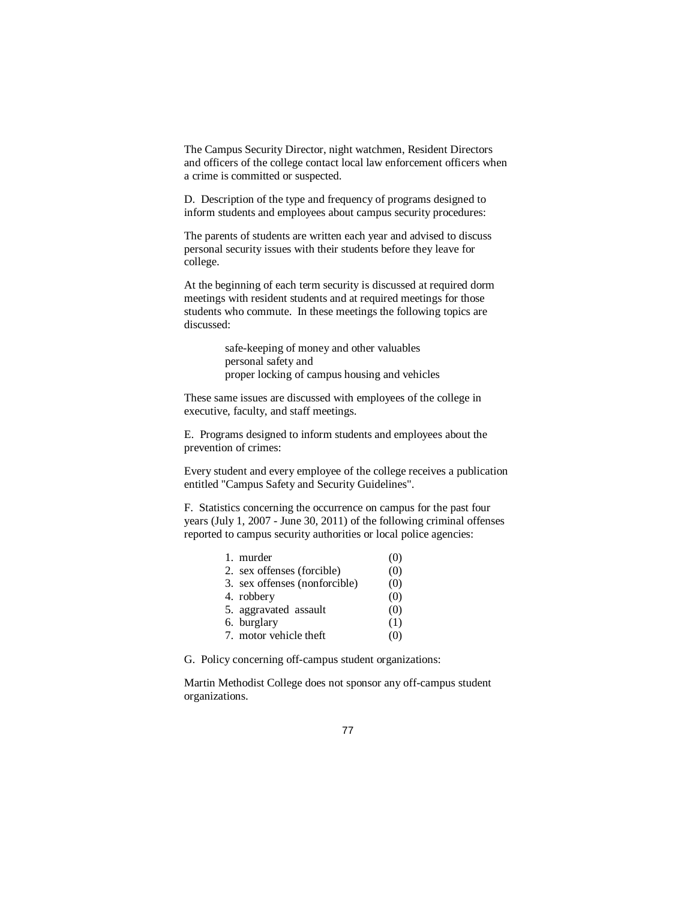The Campus Security Director, night watchmen, Resident Directors and officers of the college contact local law enforcement officers when a crime is committed or suspected.

D. Description of the type and frequency of programs designed to inform students and employees about campus security procedures:

The parents of students are written each year and advised to discuss personal security issues with their students before they leave for college.

At the beginning of each term security is discussed at required dorm meetings with resident students and at required meetings for those students who commute. In these meetings the following topics are discussed:

> safe-keeping of money and other valuables
> personal safety and
> proper locking of campus housing and vehicles

These same issues are discussed with employees of the college in executive, faculty, and staff meetings.

E. Programs designed to inform students and employees about the prevention of crimes:

Every student and every employee of the college receives a publication entitled "Campus Safety and Security Guidelines".

F. Statistics concerning the occurrence on campus for the past four years (July 1, 2007 - June 30, 2011) of the following criminal offenses reported to campus security authorities or local police agencies:

1. murder (0)
2. sex offenses (forcible) (0)
3. sex offenses (nonforcible) (0)
4. robbery (0)
5. aggravated assault (0)
6. burglary (1)
7. motor vehicle theft (0)

G. Policy concerning off-campus student organizations:

Martin Methodist College does not sponsor any off-campus student organizations.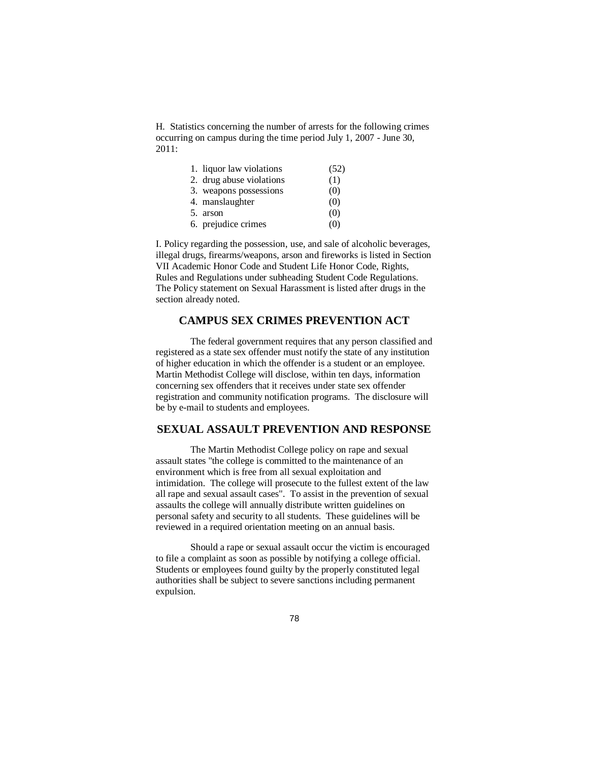H. Statistics concerning the number of arrests for the following crimes occurring on campus during the time period July 1, 2007 - June 30, 2011:

1. liquor law violations (52)
2. drug abuse violations (1)
3. weapons possessions (0)
4. manslaughter (0)
5. arson (0)
6. prejudice crimes (0)

I. Policy regarding the possession, use, and sale of alcoholic beverages, illegal drugs, firearms/weapons, arson and fireworks is listed in Section VII Academic Honor Code and Student Life Honor Code, Rights, Rules and Regulations under subheading Student Code Regulations. The Policy statement on Sexual Harassment is listed after drugs in the section already noted.

## CAMPUS SEX CRIMES PREVENTION ACT

The federal government requires that any person classified and registered as a state sex offender must notify the state of any institution of higher education in which the offender is a student or an employee. Martin Methodist College will disclose, within ten days, information concerning sex offenders that it receives under state sex offender registration and community notification programs. The disclosure will be by e-mail to students and employees.

## SEXUAL ASSAULT PREVENTION AND RESPONSE

The Martin Methodist College policy on rape and sexual assault states "the college is committed to the maintenance of an environment which is free from all sexual exploitation and intimidation. The college will prosecute to the fullest extent of the law all rape and sexual assault cases". To assist in the prevention of sexual assaults the college will annually distribute written guidelines on personal safety and security to all students. These guidelines will be reviewed in a required orientation meeting on an annual basis.

Should a rape or sexual assault occur the victim is encouraged to file a complaint as soon as possible by notifying a college official. Students or employees found guilty by the properly constituted legal authorities shall be subject to severe sanctions including permanent expulsion.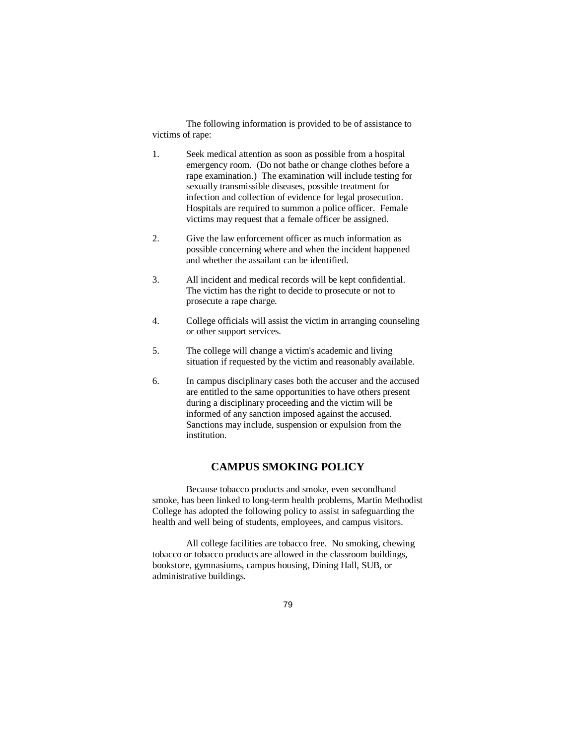The following information is provided to be of assistance to victims of rape:

1. Seek medical attention as soon as possible from a hospital emergency room. (Do not bathe or change clothes before a rape examination.) The examination will include testing for sexually transmissible diseases, possible treatment for infection and collection of evidence for legal prosecution. Hospitals are required to summon a police officer. Female victims may request that a female officer be assigned.

2. Give the law enforcement officer as much information as possible concerning where and when the incident happened and whether the assailant can be identified.

3. All incident and medical records will be kept confidential. The victim has the right to decide to prosecute or not to prosecute a rape charge.

4. College officials will assist the victim in arranging counseling or other support services.

5. The college will change a victim's academic and living situation if requested by the victim and reasonably available.

6. In campus disciplinary cases both the accuser and the accused are entitled to the same opportunities to have others present during a disciplinary proceeding and the victim will be informed of any sanction imposed against the accused. Sanctions may include, suspension or expulsion from the institution.

## CAMPUS SMOKING POLICY

Because tobacco products and smoke, even secondhand smoke, has been linked to long-term health problems, Martin Methodist College has adopted the following policy to assist in safeguarding the health and well being of students, employees, and campus visitors.

All college facilities are tobacco free. No smoking, chewing tobacco or tobacco products are allowed in the classroom buildings, bookstore, gymnasiums, campus housing, Dining Hall, SUB, or administrative buildings.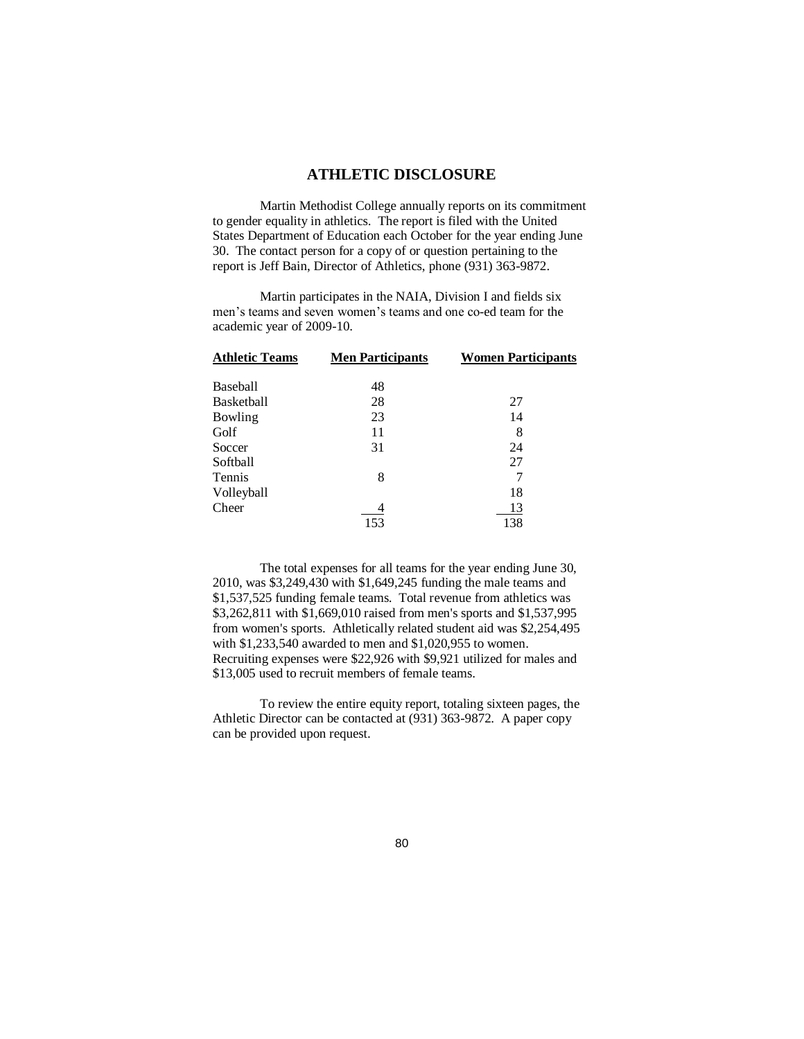## ATHLETIC DISCLOSURE

Martin Methodist College annually reports on its commitment to gender equality in athletics. The report is filed with the United States Department of Education each October for the year ending June 30. The contact person for a copy of or question pertaining to the report is Jeff Bain, Director of Athletics, phone (931) 363-9872.

Martin participates in the NAIA, Division I and fields six men's teams and seven women's teams and one co-ed team for the academic year of 2009-10.

| Athletic Teams | Men Participants | Women Participants |
|---|---|---|
| Baseball | 48 | |
| Basketball | 28 | 27 |
| Bowling | 23 | 14 |
| Golf | 11 | 8 |
| Soccer | 31 | 24 |
| Softball | | 27 |
| Tennis | 8 | 7 |
| Volleyball | | 18 |
| Cheer | 4 | 13 |
| | 153 | 138 |

The total expenses for all teams for the year ending June 30, 2010, was $3,249,430 with $1,649,245 funding the male teams and $1,537,525 funding female teams. Total revenue from athletics was $3,262,811 with $1,669,010 raised from men's sports and $1,537,995 from women's sports. Athletically related student aid was $2,254,495 with $1,233,540 awarded to men and $1,020,955 to women. Recruiting expenses were $22,926 with $9,921 utilized for males and $13,005 used to recruit members of female teams.

To review the entire equity report, totaling sixteen pages, the Athletic Director can be contacted at (931) 363-9872. A paper copy can be provided upon request.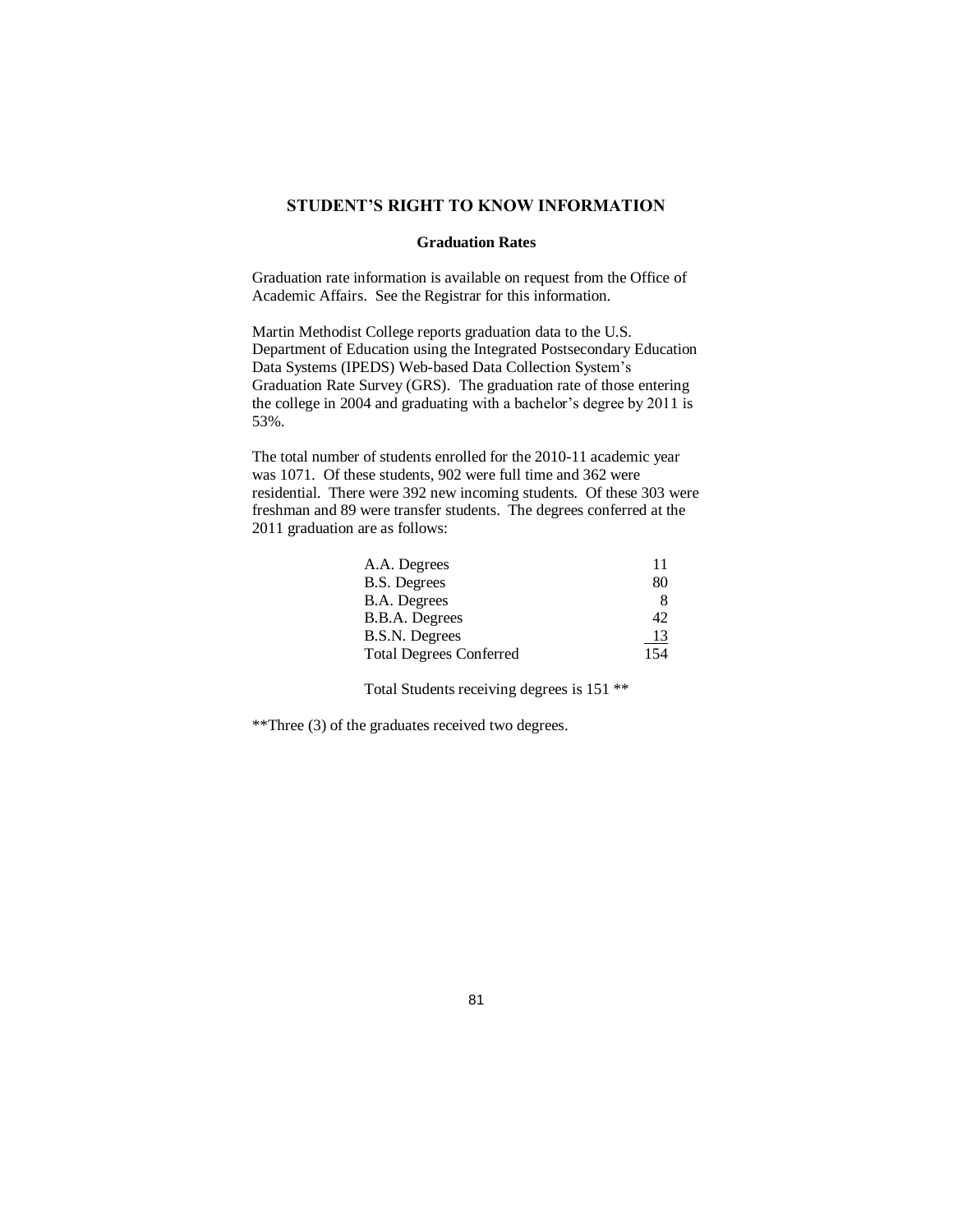## STUDENT'S RIGHT TO KNOW INFORMATION

### Graduation Rates

Graduation rate information is available on request from the Office of Academic Affairs. See the Registrar for this information.

Martin Methodist College reports graduation data to the U.S. Department of Education using the Integrated Postsecondary Education Data Systems (IPEDS) Web-based Data Collection System's Graduation Rate Survey (GRS). The graduation rate of those entering the college in 2004 and graduating with a bachelor's degree by 2011 is 53%.

The total number of students enrolled for the 2010-11 academic year was 1071. Of these students, 902 were full time and 362 were residential. There were 392 new incoming students. Of these 303 were freshman and 89 were transfer students. The degrees conferred at the 2011 graduation are as follows:

| | |
|---|---|
| A.A. Degrees | 11 |
| B.S. Degrees | 80 |
| B.A. Degrees | 8 |
| B.B.A. Degrees | 42 |
| B.S.N. Degrees | 13 |
| Total Degrees Conferred | 154 |

Total Students receiving degrees is 151 **

**Three (3) of the graduates received two degrees.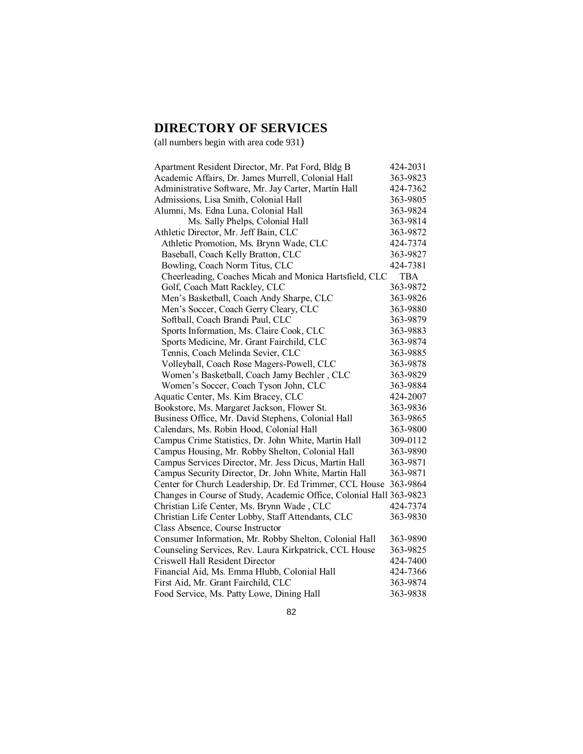## DIRECTORY OF SERVICES

(all numbers begin with area code 931)

| | |
|---|---|
| Apartment Resident Director, Mr. Pat Ford, Bldg B | 424-2031 |
| Academic Affairs, Dr. James Murrell, Colonial Hall | 363-9823 |
| Administrative Software, Mr. Jay Carter, Martin Hall | 424-7362 |
| Admissions, Lisa Smith, Colonial Hall | 363-9805 |
| Alumni, Ms. Edna Luna, Colonial Hall | 363-9824 |
| Ms. Sally Phelps, Colonial Hall | 363-9814 |
| Athletic Director, Mr. Jeff Bain, CLC | 363-9872 |
| Athletic Promotion, Ms. Brynn Wade, CLC | 424-7374 |
| Baseball, Coach Kelly Bratton, CLC | 363-9827 |
| Bowling, Coach Norm Titus, CLC | 424-7381 |
| Cheerleading, Coaches Micah and Monica Hartsfield, CLC | TBA |
| Golf, Coach Matt Rackley, CLC | 363-9872 |
| Men's Basketball, Coach Andy Sharpe, CLC | 363-9826 |
| Men's Soccer, Coach Gerry Cleary, CLC | 363-9880 |
| Softball, Coach Brandi Paul, CLC | 363-9879 |
| Sports Information, Ms. Claire Cook, CLC | 363-9883 |
| Sports Medicine, Mr. Grant Fairchild, CLC | 363-9874 |
| Tennis, Coach Melinda Sevier, CLC | 363-9885 |
| Volleyball, Coach Rose Magers-Powell, CLC | 363-9878 |
| Women's Basketball, Coach Jamy Bechler , CLC | 363-9829 |
| Women's Soccer, Coach Tyson John, CLC | 363-9884 |
| Aquatic Center, Ms. Kim Bracey, CLC | 424-2007 |
| Bookstore, Ms. Margaret Jackson, Flower St. | 363-9836 |
| Business Office, Mr. David Stephens, Colonial Hall | 363-9865 |
| Calendars, Ms. Robin Hood, Colonial Hall | 363-9800 |
| Campus Crime Statistics, Dr. John White, Martin Hall | 309-0112 |
| Campus Housing, Mr. Robby Shelton, Colonial Hall | 363-9890 |
| Campus Services Director, Mr. Jess Dicus, Martin Hall | 363-9871 |
| Campus Security Director, Dr. John White, Martin Hall | 363-9871 |
| Center for Church Leadership, Dr. Ed Trimmer, CCL House | 363-9864 |
| Changes in Course of Study, Academic Office, Colonial Hall | 363-9823 |
| Christian Life Center, Ms. Brynn Wade , CLC | 424-7374 |
| Christian Life Center Lobby, Staff Attendants, CLC | 363-9830 |
| Class Absence, Course Instructor | |
| Consumer Information, Mr. Robby Shelton, Colonial Hall | 363-9890 |
| Counseling Services, Rev. Laura Kirkpatrick, CCL House | 363-9825 |
| Criswell Hall Resident Director | 424-7400 |
| Financial Aid, Ms. Emma Hlubb, Colonial Hall | 424-7366 |
| First Aid, Mr. Grant Fairchild, CLC | 363-9874 |
| Food Service, Ms. Patty Lowe, Dining Hall | 363-9838 |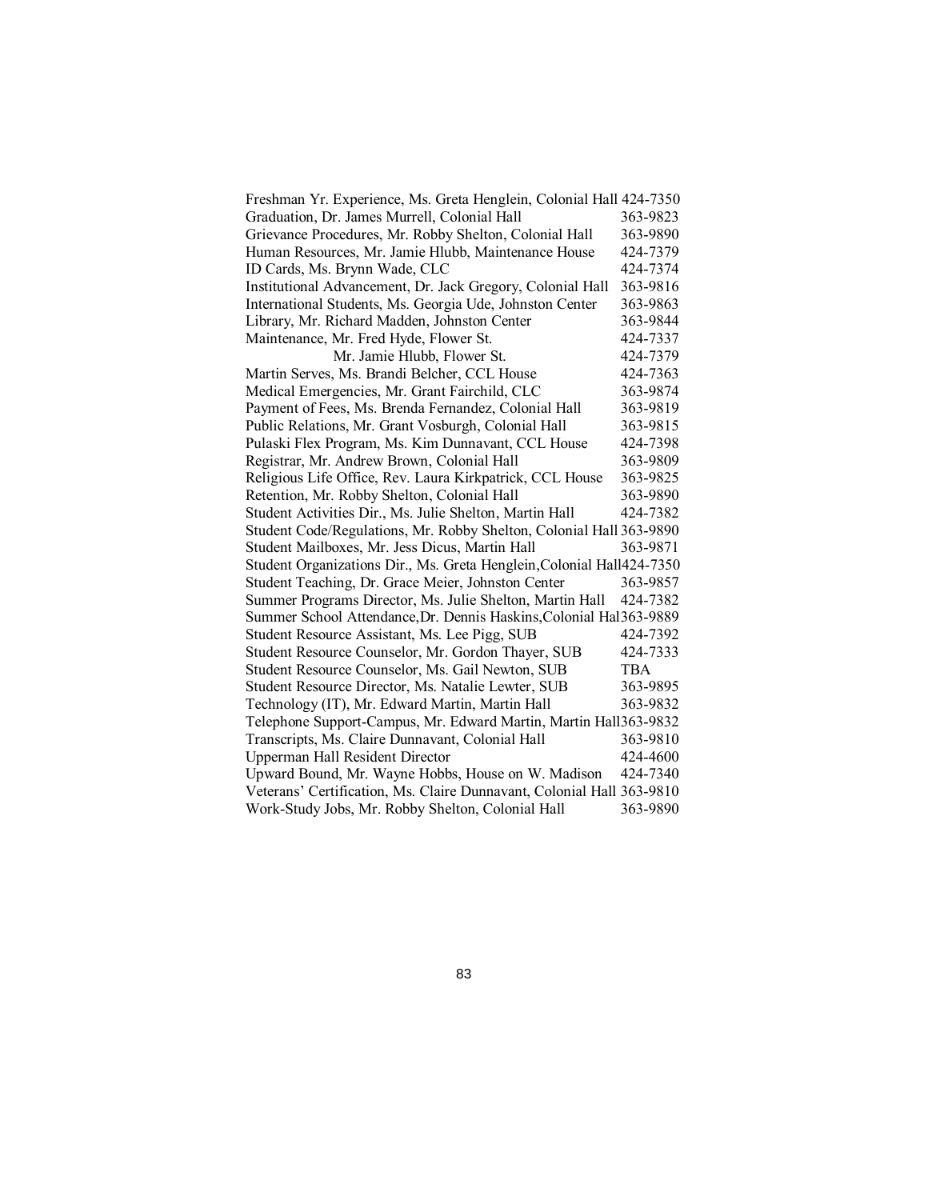| | |
|---|---|
| Freshman Yr. Experience, Ms. Greta Henglein, Colonial Hall | 424-7350 |
| Graduation, Dr. James Murrell, Colonial Hall | 363-9823 |
| Grievance Procedures, Mr. Robby Shelton, Colonial Hall | 363-9890 |
| Human Resources, Mr. Jamie Hlubb, Maintenance House | 424-7379 |
| ID Cards, Ms. Brynn Wade, CLC | 424-7374 |
| Institutional Advancement, Dr. Jack Gregory, Colonial Hall | 363-9816 |
| International Students, Ms. Georgia Ude, Johnston Center | 363-9863 |
| Library, Mr. Richard Madden, Johnston Center | 363-9844 |
| Maintenance, Mr. Fred Hyde, Flower St. | 424-7337 |
| Mr. Jamie Hlubb, Flower St. | 424-7379 |
| Martin Serves, Ms. Brandi Belcher, CCL House | 424-7363 |
| Medical Emergencies, Mr. Grant Fairchild, CLC | 363-9874 |
| Payment of Fees, Ms. Brenda Fernandez, Colonial Hall | 363-9819 |
| Public Relations, Mr. Grant Vosburgh, Colonial Hall | 363-9815 |
| Pulaski Flex Program, Ms. Kim Dunnavant, CCL House | 424-7398 |
| Registrar, Mr. Andrew Brown, Colonial Hall | 363-9809 |
| Religious Life Office, Rev. Laura Kirkpatrick, CCL House | 363-9825 |
| Retention, Mr. Robby Shelton, Colonial Hall | 363-9890 |
| Student Activities Dir., Ms. Julie Shelton, Martin Hall | 424-7382 |
| Student Code/Regulations, Mr. Robby Shelton, Colonial Hall | 363-9890 |
| Student Mailboxes, Mr. Jess Dicus, Martin Hall | 363-9871 |
| Student Organizations Dir., Ms. Greta Henglein, Colonial Hall | 424-7350 |
| Student Teaching, Dr. Grace Meier, Johnston Center | 363-9857 |
| Summer Programs Director, Ms. Julie Shelton, Martin Hall | 424-7382 |
| Summer School Attendance, Dr. Dennis Haskins, Colonial Hal | 363-9889 |
| Student Resource Assistant, Ms. Lee Pigg, SUB | 424-7392 |
| Student Resource Counselor, Mr. Gordon Thayer, SUB | 424-7333 |
| Student Resource Counselor, Ms. Gail Newton, SUB | TBA |
| Student Resource Director, Ms. Natalie Lewter, SUB | 363-9895 |
| Technology (IT), Mr. Edward Martin, Martin Hall | 363-9832 |
| Telephone Support-Campus, Mr. Edward Martin, Martin Hall | 363-9832 |
| Transcripts, Ms. Claire Dunnavant, Colonial Hall | 363-9810 |
| Upperman Hall Resident Director | 424-4600 |
| Upward Bound, Mr. Wayne Hobbs, House on W. Madison | 424-7340 |
| Veterans' Certification, Ms. Claire Dunnavant, Colonial Hall | 363-9810 |
| Work-Study Jobs, Mr. Robby Shelton, Colonial Hall | 363-9890 |